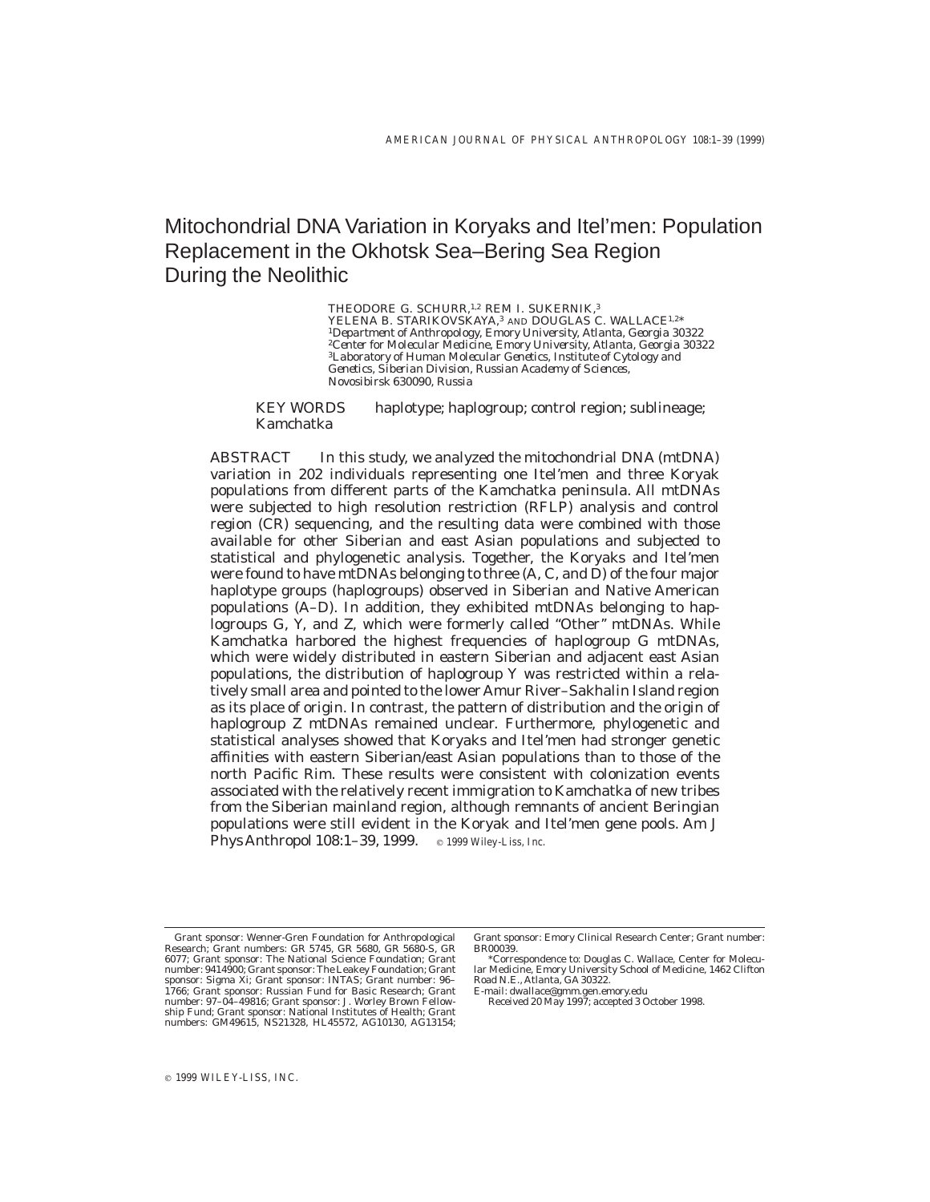# Mitochondrial DNA Variation in Koryaks and Itel'men: Population Replacement in the Okhotsk Sea–Bering Sea Region During the Neolithic

THEODORE G. SCHURR,[1,2] REM I. SUKERNIK,[3]
YELENA B. STARIKOVSKAYA,[3] AND DOUGLAS C. WALLACE[1,2]*

[1]*Department of Anthropology, Emory University, Atlanta, Georgia 30322*
[2]*Center for Molecular Medicine, Emory University, Atlanta, Georgia 30322*
[3]*Laboratory of Human Molecular Genetics, Institute of Cytology and Genetics, Siberian Division, Russian Academy of Sciences, Novosibirsk 630090, Russia*

KEY WORDS haplotype; haplogroup; control region; sublineage; Kamchatka

ABSTRACT In this study, we analyzed the mitochondrial DNA (mtDNA) variation in 202 individuals representing one Itel'men and three Koryak populations from different parts of the Kamchatka peninsula. All mtDNAs were subjected to high resolution restriction (RFLP) analysis and control region (CR) sequencing, and the resulting data were combined with those available for other Siberian and east Asian populations and subjected to statistical and phylogenetic analysis. Together, the Koryaks and Itel'men were found to have mtDNAs belonging to three (A, C, and D) of the four major haplotype groups (haplogroups) observed in Siberian and Native American populations (A–D). In addition, they exhibited mtDNAs belonging to haplogroups G, Y, and Z, which were formerly called "Other" mtDNAs. While Kamchatka harbored the highest frequencies of haplogroup G mtDNAs, which were widely distributed in eastern Siberian and adjacent east Asian populations, the distribution of haplogroup Y was restricted within a relatively small area and pointed to the lower Amur River–Sakhalin Island region as its place of origin. In contrast, the pattern of distribution and the origin of haplogroup Z mtDNAs remained unclear. Furthermore, phylogenetic and statistical analyses showed that Koryaks and Itel'men had stronger genetic affinities with eastern Siberian/east Asian populations than to those of the north Pacific Rim. These results were consistent with colonization events associated with the relatively recent immigration to Kamchatka of new tribes from the Siberian mainland region, although remnants of ancient Beringian populations were still evident in the Koryak and Itel'men gene pools. Am J Phys Anthropol 108:1–39, 1999. © 1999 Wiley-Liss, Inc.

---

Grant sponsor: Wenner-Gren Foundation for Anthropological Research; Grant numbers: GR 5745, GR 5680, GR 5680-S, GR 6077; Grant sponsor: The National Science Foundation; Grant number: 9414900; Grant sponsor: The Leakey Foundation; Grant sponsor: Sigma Xi; Grant sponsor: INTAS; Grant number: 96–1766; Grant sponsor: Russian Fund for Basic Research; Grant number: 97–04–49816; Grant sponsor: J. Worley Brown Fellowship Fund; Grant sponsor: National Institutes of Health; Grant numbers: GM49615, NS21328, HL45572, AG10130, AG13154; Grant sponsor: Emory Clinical Research Center; Grant number: BR00039.

*Correspondence to: Douglas C. Wallace, Center for Molecular Medicine, Emory University School of Medicine, 1462 Clifton Road N.E., Atlanta, GA 30322.
E-mail: dwallace@gmm.gen.emory.edu

Received 20 May 1997; accepted 3 October 1998.

© 1999 WILEY-LISS, INC.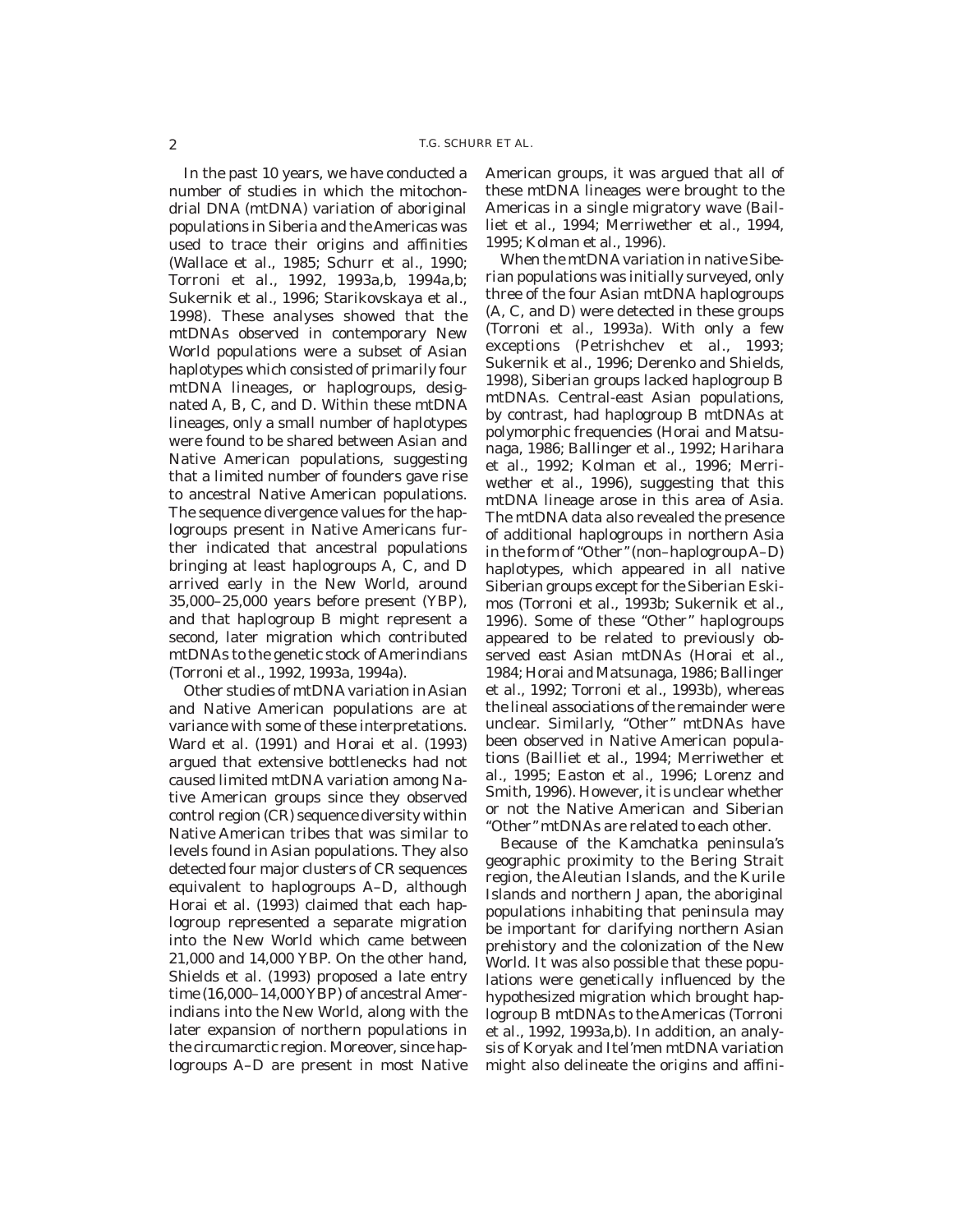In the past 10 years, we have conducted a number of studies in which the mitochondrial DNA (mtDNA) variation of aboriginal populations in Siberia and the Americas was used to trace their origins and affinities (Wallace et al., 1985; Schurr et al., 1990; Torroni et al., 1992, 1993a,b, 1994a,b; Sukernik et al., 1996; Starikovskaya et al., 1998). These analyses showed that the mtDNAs observed in contemporary New World populations were a subset of Asian haplotypes which consisted of primarily four mtDNA lineages, or haplogroups, designated A, B, C, and D. Within these mtDNA lineages, only a small number of haplotypes were found to be shared between Asian and Native American populations, suggesting that a limited number of founders gave rise to ancestral Native American populations. The sequence divergence values for the haplogroups present in Native Americans further indicated that ancestral populations bringing at least haplogroups A, C, and D arrived early in the New World, around 35,000–25,000 years before present (YBP), and that haplogroup B might represent a second, later migration which contributed mtDNAs to the genetic stock of Amerindians (Torroni et al., 1992, 1993a, 1994a).

Other studies of mtDNA variation in Asian and Native American populations are at variance with some of these interpretations. Ward et al. (1991) and Horai et al. (1993) argued that extensive bottlenecks had not caused limited mtDNA variation among Native American groups since they observed control region (CR) sequence diversity within Native American tribes that was similar to levels found in Asian populations. They also detected four major clusters of CR sequences equivalent to haplogroups A–D, although Horai et al. (1993) claimed that each haplogroup represented a separate migration into the New World which came between 21,000 and 14,000 YBP. On the other hand, Shields et al. (1993) proposed a late entry time (16,000–14,000 YBP) of ancestral Amerindians into the New World, along with the later expansion of northern populations in the circumarctic region. Moreover, since haplogroups A–D are present in most Native American groups, it was argued that all of these mtDNA lineages were brought to the Americas in a single migratory wave (Bailliet et al., 1994; Merriwether et al., 1994, 1995; Kolman et al., 1996).

When the mtDNA variation in native Siberian populations was initially surveyed, only three of the four Asian mtDNA haplogroups (A, C, and D) were detected in these groups (Torroni et al., 1993a). With only a few exceptions (Petrishchev et al., 1993; Sukernik et al., 1996; Derenko and Shields, 1998), Siberian groups lacked haplogroup B mtDNAs. Central-east Asian populations, by contrast, had haplogroup B mtDNAs at polymorphic frequencies (Horai and Matsunaga, 1986; Ballinger et al., 1992; Harihara et al., 1992; Kolman et al., 1996; Merriwether et al., 1996), suggesting that this mtDNA lineage arose in this area of Asia. The mtDNA data also revealed the presence of additional haplogroups in northern Asia in the form of "Other" (non–haplogroup A–D) haplotypes, which appeared in all native Siberian groups except for the Siberian Eskimos (Torroni et al., 1993b; Sukernik et al., 1996). Some of these "Other" haplogroups appeared to be related to previously observed east Asian mtDNAs (Horai et al., 1984; Horai and Matsunaga, 1986; Ballinger et al., 1992; Torroni et al., 1993b), whereas the lineal associations of the remainder were unclear. Similarly, "Other" mtDNAs have been observed in Native American populations (Bailliet et al., 1994; Merriwether et al., 1995; Easton et al., 1996; Lorenz and Smith, 1996). However, it is unclear whether or not the Native American and Siberian "Other" mtDNAs are related to each other.

Because of the Kamchatka peninsula's geographic proximity to the Bering Strait region, the Aleutian Islands, and the Kurile Islands and northern Japan, the aboriginal populations inhabiting that peninsula may be important for clarifying northern Asian prehistory and the colonization of the New World. It was also possible that these populations were genetically influenced by the hypothesized migration which brought haplogroup B mtDNAs to the Americas (Torroni et al., 1992, 1993a,b). In addition, an analysis of Koryak and Itel'men mtDNA variation might also delineate the origins and affini-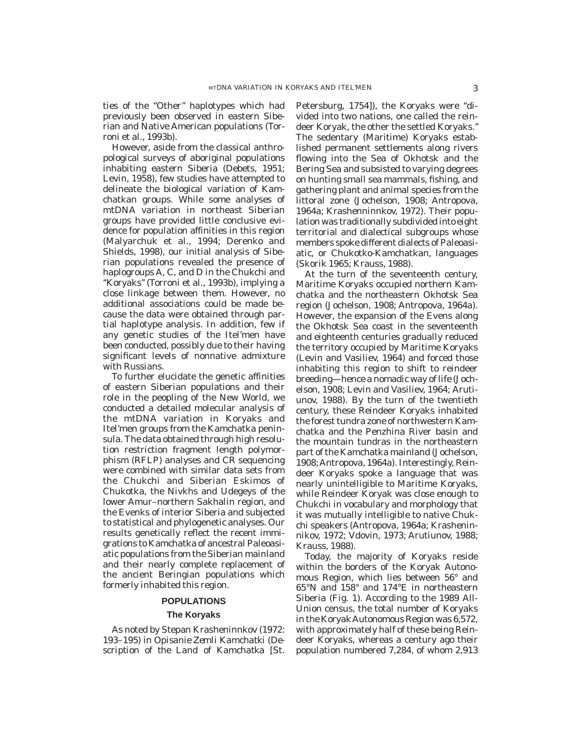ties of the "Other" haplotypes which had previously been observed in eastern Siberian and Native American populations (Torroni et al., 1993b).

However, aside from the classical anthropological surveys of aboriginal populations inhabiting eastern Siberia (Debets, 1951; Levin, 1958), few studies have attempted to delineate the biological variation of Kamchatkan groups. While some analyses of mtDNA variation in northeast Siberian groups have provided little conclusive evidence for population affinities in this region (Malyarchuk et al., 1994; Derenko and Shields, 1998), our initial analysis of Siberian populations revealed the presence of haplogroups A, C, and D in the Chukchi and "Koryaks" (Torroni et al., 1993b), implying a close linkage between them. However, no additional associations could be made because the data were obtained through partial haplotype analysis. In addition, few if any genetic studies of the Itel'men have been conducted, possibly due to their having significant levels of nonnative admixture with Russians.

To further elucidate the genetic affinities of eastern Siberian populations and their role in the peopling of the New World, we conducted a detailed molecular analysis of the mtDNA variation in Koryaks and Itel'men groups from the Kamchatka peninsula. The data obtained through high resolution restriction fragment length polymorphism (RFLP) analyses and CR sequencing were combined with similar data sets from the Chukchi and Siberian Eskimos of Chukotka, the Nivkhs and Udegeys of the lower Amur–northern Sakhalin region, and the Evenks of interior Siberia and subjected to statistical and phylogenetic analyses. Our results genetically reflect the recent immigrations to Kamchatka of ancestral Paleoasiatic populations from the Siberian mainland and their nearly complete replacement of the ancient Beringian populations which formerly inhabited this region.

## POPULATIONS

### The Koryaks

As noted by Stepan Krasheninnkov (1972: 193–195) in *Opisanie Zemli Kamchatki* (Description of the Land of Kamchatka [St. Petersburg, 1754]), the Koryaks were "divided into two nations, one called the reindeer Koryak, the other the settled Koryaks." The sedentary (Maritime) Koryaks established permanent settlements along rivers flowing into the Sea of Okhotsk and the Bering Sea and subsisted to varying degrees on hunting small sea mammals, fishing, and gathering plant and animal species from the littoral zone (Jochelson, 1908; Antropova, 1964a; Krashenninnkov, 1972). Their population was traditionally subdivided into eight territorial and dialectical subgroups whose members spoke different dialects of Paleoasiatic, or Chukotko-Kamchatkan, languages (Skorik 1965; Krauss, 1988).

At the turn of the seventeenth century, Maritime Koryaks occupied northern Kamchatka and the northeastern Okhotsk Sea region (Jochelson, 1908; Antropova, 1964a). However, the expansion of the Evens along the Okhotsk Sea coast in the seventeenth and eighteenth centuries gradually reduced the territory occupied by Maritime Koryaks (Levin and Vasiliev, 1964) and forced those inhabiting this region to shift to reindeer breeding—hence a nomadic way of life (Jochelson, 1908; Levin and Vasiliev, 1964; Arutiunov, 1988). By the turn of the twentieth century, these Reindeer Koryaks inhabited the forest tundra zone of northwestern Kamchatka and the Penzhina River basin and the mountain tundras in the northeastern part of the Kamchatka mainland (Jochelson, 1908; Antropova, 1964a). Interestingly, Reindeer Koryaks spoke a language that was nearly unintelligible to Maritime Koryaks, while Reindeer Koryak was close enough to Chukchi in vocabulary and morphology that it was mutually intelligible to native Chukchi speakers (Antropova, 1964a; Krasheninnikov, 1972; Vdovin, 1973; Arutiunov, 1988; Krauss, 1988).

Today, the majority of Koryaks reside within the borders of the Koryak Autonomous Region, which lies between 56° and 65°N and 158° and 174°E in northeastern Siberia (Fig. 1). According to the 1989 All-Union census, the total number of Koryaks in the Koryak Autonomous Region was 6,572, with approximately half of these being Reindeer Koryaks, whereas a century ago their population numbered 7,284, of whom 2,913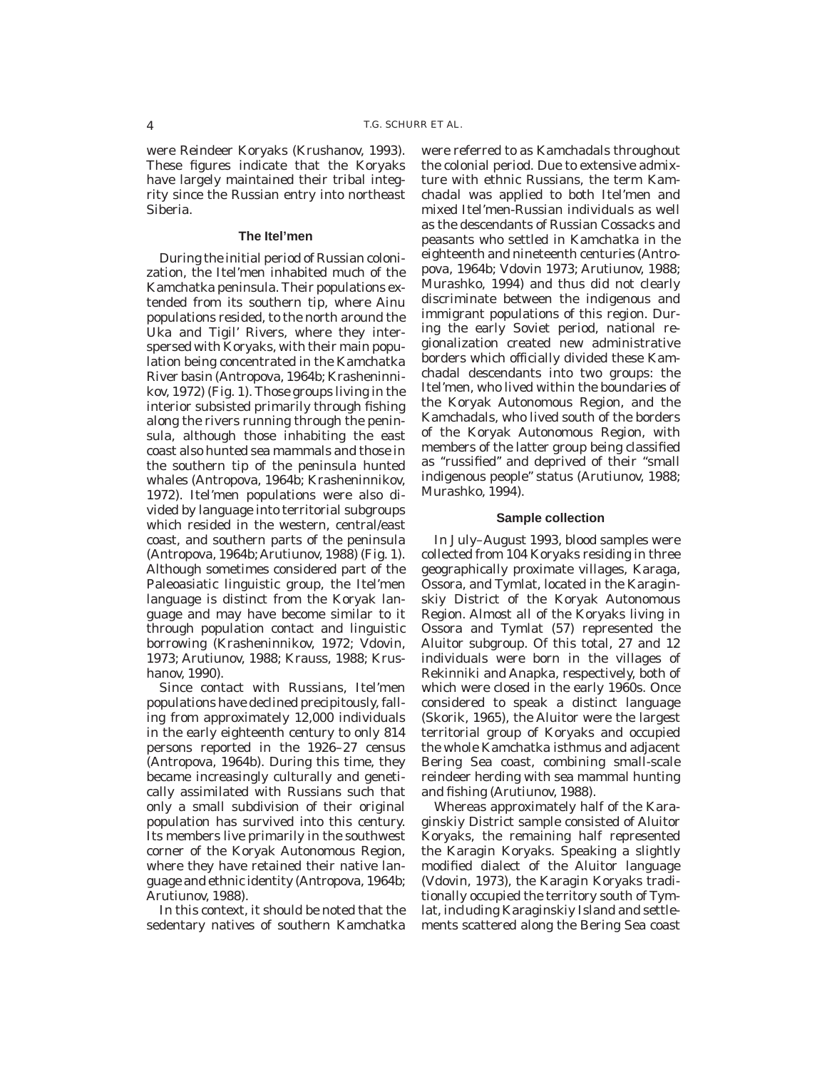were Reindeer Koryaks (Krushanov, 1993). These figures indicate that the Koryaks have largely maintained their tribal integrity since the Russian entry into northeast Siberia.

### The Itel'men

During the initial period of Russian colonization, the Itel'men inhabited much of the Kamchatka peninsula. Their populations extended from its southern tip, where Ainu populations resided, to the north around the Uka and Tigil' Rivers, where they interspersed with Koryaks, with their main population being concentrated in the Kamchatka River basin (Antropova, 1964b; Krasheninnikov, 1972) (Fig. 1). Those groups living in the interior subsisted primarily through fishing along the rivers running through the peninsula, although those inhabiting the east coast also hunted sea mammals and those in the southern tip of the peninsula hunted whales (Antropova, 1964b; Krasheninnikov, 1972). Itel'men populations were also divided by language into territorial subgroups which resided in the western, central/east coast, and southern parts of the peninsula (Antropova, 1964b; Arutiunov, 1988) (Fig. 1). Although sometimes considered part of the Paleoasiatic linguistic group, the Itel'men language is distinct from the Koryak language and may have become similar to it through population contact and linguistic borrowing (Krasheninnikov, 1972; Vdovin, 1973; Arutiunov, 1988; Krauss, 1988; Krushanov, 1990).

Since contact with Russians, Itel'men populations have declined precipitously, falling from approximately 12,000 individuals in the early eighteenth century to only 814 persons reported in the 1926–27 census (Antropova, 1964b). During this time, they became increasingly culturally and genetically assimilated with Russians such that only a small subdivision of their original population has survived into this century. Its members live primarily in the southwest corner of the Koryak Autonomous Region, where they have retained their native language and ethnic identity (Antropova, 1964b; Arutiunov, 1988).

In this context, it should be noted that the sedentary natives of southern Kamchatka were referred to as Kamchadals throughout the colonial period. Due to extensive admixture with ethnic Russians, the term Kamchadal was applied to both Itel'men and mixed Itel'men-Russian individuals as well as the descendants of Russian Cossacks and peasants who settled in Kamchatka in the eighteenth and nineteenth centuries (Antropova, 1964b; Vdovin 1973; Arutiunov, 1988; Murashko, 1994) and thus did not clearly discriminate between the indigenous and immigrant populations of this region. During the early Soviet period, national regionalization created new administrative borders which officially divided these Kamchadal descendants into two groups: the Itel'men, who lived within the boundaries of the Koryak Autonomous Region, and the Kamchadals, who lived south of the borders of the Koryak Autonomous Region, with members of the latter group being classified as "russified" and deprived of their "small indigenous people" status (Arutiunov, 1988; Murashko, 1994).

### Sample collection

In July–August 1993, blood samples were collected from 104 Koryaks residing in three geographically proximate villages, Karaga, Ossora, and Tymlat, located in the Karaginskiy District of the Koryak Autonomous Region. Almost all of the Koryaks living in Ossora and Tymlat (57) represented the Aluitor subgroup. Of this total, 27 and 12 individuals were born in the villages of Rekinniki and Anapka, respectively, both of which were closed in the early 1960s. Once considered to speak a distinct language (Skorik, 1965), the Aluitor were the largest territorial group of Koryaks and occupied the whole Kamchatka isthmus and adjacent Bering Sea coast, combining small-scale reindeer herding with sea mammal hunting and fishing (Arutiunov, 1988).

Whereas approximately half of the Karaginskiy District sample consisted of Aluitor Koryaks, the remaining half represented the Karagin Koryaks. Speaking a slightly modified dialect of the Aluitor language (Vdovin, 1973), the Karagin Koryaks traditionally occupied the territory south of Tymlat, including Karaginskiy Island and settlements scattered along the Bering Sea coast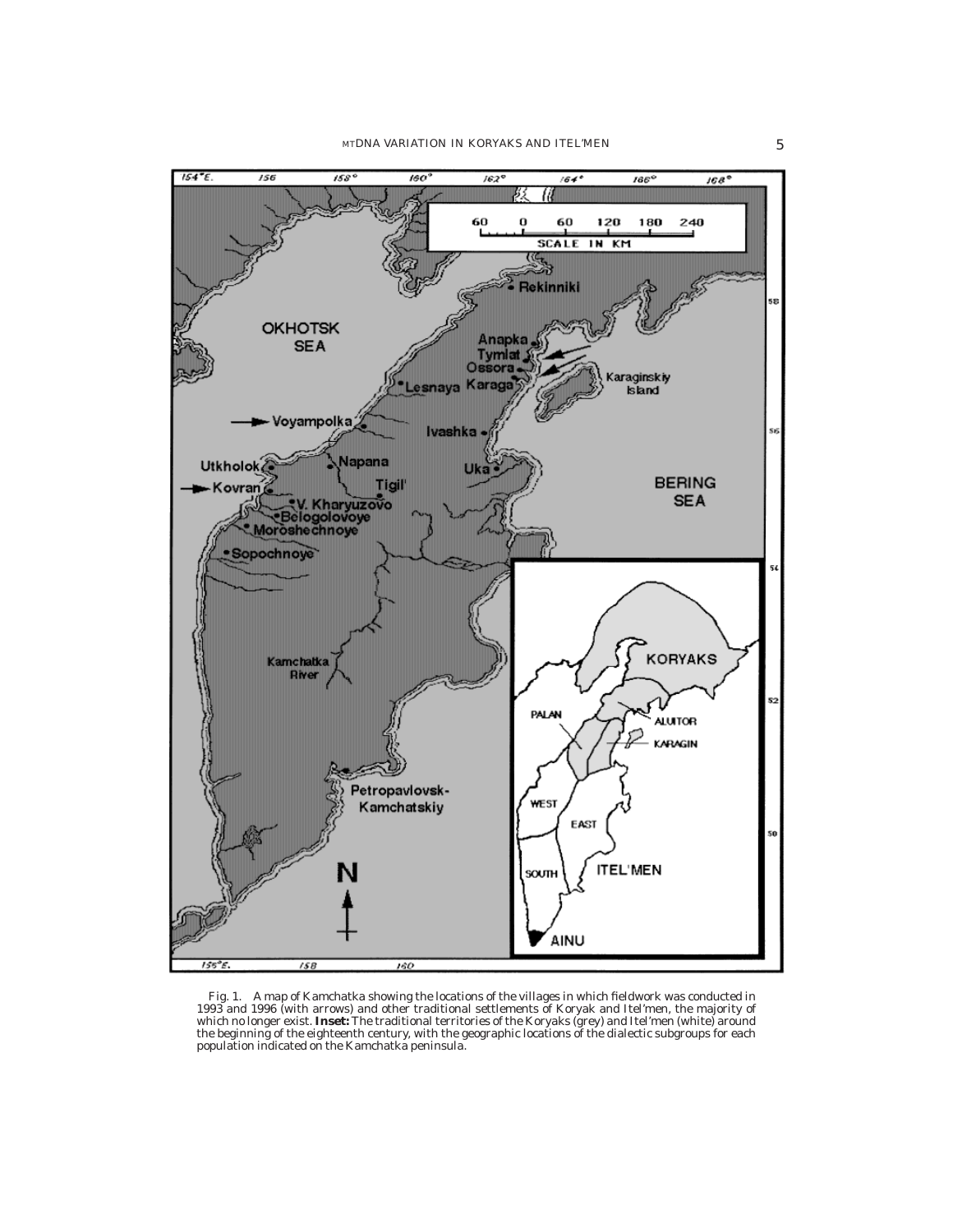Fig. 1. A map of Kamchatka showing the locations of the villages in which fieldwork was conducted in 1993 and 1996 (with arrows) and other traditional settlements of Koryak and Itel'men, the majority of which no longer exist. **Inset:** The traditional territories of the Koryaks (grey) and Itel'men (white) around the beginning of the eighteenth century, with the geographic locations of the dialectic subgroups for each population indicated on the Kamchatka peninsula.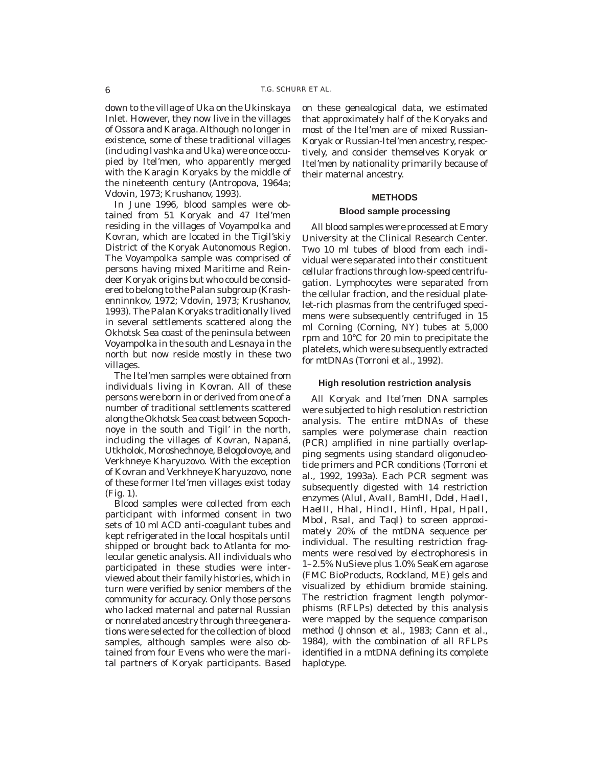down to the village of Uka on the Ukinskaya Inlet. However, they now live in the villages of Ossora and Karaga. Although no longer in existence, some of these traditional villages (including Ivashka and Uka) were once occupied by Itel'men, who apparently merged with the Karagin Koryaks by the middle of the nineteenth century (Antropova, 1964a; Vdovin, 1973; Krushanov, 1993).

In June 1996, blood samples were obtained from 51 Koryak and 47 Itel'men residing in the villages of Voyampolka and Kovran, which are located in the Tigil'skiy District of the Koryak Autonomous Region. The Voyampolka sample was comprised of persons having mixed Maritime and Reindeer Koryak origins but who could be considered to belong to the Palan subgroup (Krashenninnkov, 1972; Vdovin, 1973; Krushanov, 1993). The Palan Koryaks traditionally lived in several settlements scattered along the Okhotsk Sea coast of the peninsula between Voyampolka in the south and Lesnaya in the north but now reside mostly in these two villages.

The Itel'men samples were obtained from individuals living in Kovran. All of these persons were born in or derived from one of a number of traditional settlements scattered along the Okhotsk Sea coast between Sopochnoye in the south and Tigil' in the north, including the villages of Kovran, Napaná, Utkholok, Moroshechnoye, Belogolovoye, and Verkhneye Kharyuzovo. With the exception of Kovran and Verkhneye Kharyuzovo, none of these former Itel'men villages exist today (Fig. 1).

Blood samples were collected from each participant with informed consent in two sets of 10 ml ACD anti-coagulant tubes and kept refrigerated in the local hospitals until shipped or brought back to Atlanta for molecular genetic analysis. All individuals who participated in these studies were interviewed about their family histories, which in turn were verified by senior members of the community for accuracy. Only those persons who lacked maternal and paternal Russian or nonrelated ancestry through three generations were selected for the collection of blood samples, although samples were also obtained from four Evens who were the marital partners of Koryak participants. Based on these genealogical data, we estimated that approximately half of the Koryaks and most of the Itel'men are of mixed Russian-Koryak or Russian-Itel'men ancestry, respectively, and consider themselves Koryak or Itel'men by nationality primarily because of their maternal ancestry.

## METHODS

### Blood sample processing

All blood samples were processed at Emory University at the Clinical Research Center. Two 10 ml tubes of blood from each individual were separated into their constituent cellular fractions through low-speed centrifugation. Lymphocytes were separated from the cellular fraction, and the residual platelet-rich plasmas from the centrifuged specimens were subsequently centrifuged in 15 ml Corning (Corning, NY) tubes at 5,000 rpm and 10°C for 20 min to precipitate the platelets, which were subsequently extracted for mtDNAs (Torroni et al., 1992).

### High resolution restriction analysis

All Koryak and Itel'men DNA samples were subjected to high resolution restriction analysis. The entire mtDNAs of these samples were polymerase chain reaction (PCR) amplified in nine partially overlapping segments using standard oligonucleotide primers and PCR conditions (Torroni et al., 1992, 1993a). Each PCR segment was subsequently digested with 14 restriction enzymes (*AluI*, *AvaII*, *BamHI*, *DdeI*, *HaeII*, *HaeIII*, *HhaI*, *HincII*, *HinfI*, *HpaI*, *HpaII*, *MboI*, *RsaI*, and *TaqI*) to screen approximately 20% of the mtDNA sequence per individual. The resulting restriction fragments were resolved by electrophoresis in 1–2.5% NuSieve plus 1.0% SeaKem agarose (FMC BioProducts, Rockland, ME) gels and visualized by ethidium bromide staining. The restriction fragment length polymorphisms (RFLPs) detected by this analysis were mapped by the sequence comparison method (Johnson et al., 1983; Cann et al., 1984), with the combination of all RFLPs identified in a mtDNA defining its complete haplotype.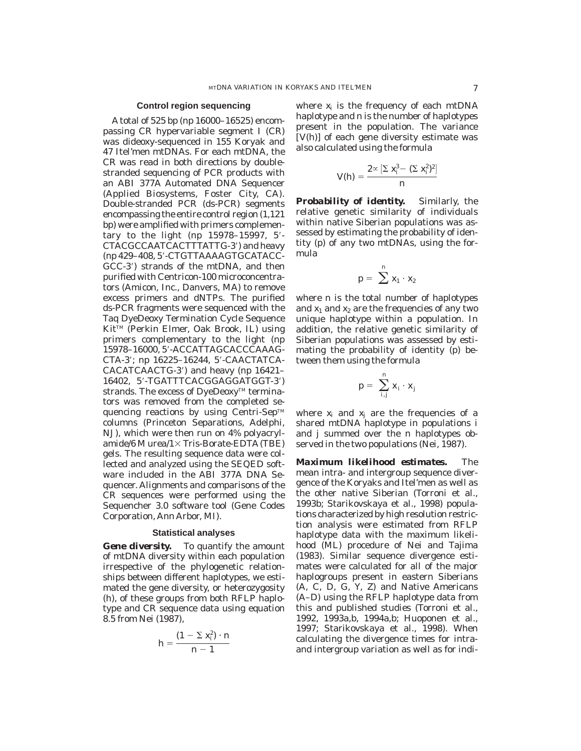### Control region sequencing

A total of 525 bp (np 16000–16525) encompassing CR hypervariable segment I (CR) was dideoxy-sequenced in 155 Koryak and 47 Itel'men mtDNAs. For each mtDNA, the CR was read in both directions by double-stranded sequencing of PCR products with an ABI 377A Automated DNA Sequencer (Applied Biosystems, Foster City, CA). Double-stranded PCR (ds-PCR) segments encompassing the entire control region (1,121 bp) were amplified with primers complementary to the light (np 15978–15997, 5′-CTACGCCAATCACTTTATTG-3′) and heavy (np 429–408, 5′-CTGTTAAAAGTGCATACC-GCC-3′) strands of the mtDNA, and then purified with Centricon-100 microconcentrators (Amicon, Inc., Danvers, MA) to remove excess primers and dNTPs. The purified ds-PCR fragments were sequenced with the Taq DyeDeoxy Termination Cycle Sequence Kit™ (Perkin Elmer, Oak Brook, IL) using primers complementary to the light (np 15978–16000, 5′-ACCATTAGCACCCAAAG-CTA-3′; np 16225–16244, 5′-CAACTATCA-CACATCAACTG-3′) and heavy (np 16421–16402, 5′-TGATTTCACGGAGGATGGT-3′) strands. The excess of DyeDeoxy™ terminators was removed from the completed sequencing reactions by using Centri-Sep™ columns (Princeton Separations, Adelphi, NJ), which were then run on 4% polyacrylamide/6 M urea/1× Tris-Borate-EDTA (TBE) gels. The resulting sequence data were collected and analyzed using the SEQED software included in the ABI 377A DNA Sequencer. Alignments and comparisons of the CR sequences were performed using the Sequencher 3.0 software tool (Gene Codes Corporation, Ann Arbor, MI).

### Statistical analyses

**Gene diversity.** To quantify the amount of mtDNA diversity within each population irrespective of the phylogenetic relationships between different haplotypes, we estimated the gene diversity, or heterozygosity (h), of these groups from both RFLP haplotype and CR sequence data using equation 8.5 from Nei (1987),

$$h = \frac{(1 - \Sigma\, x_i^2) \cdot n}{n - 1}$$

where $x_i$ is the frequency of each mtDNA haplotype and n is the number of haplotypes present in the population. The variance [V(h)] of each gene diversity estimate was also calculated using the formula

$$V(h) = \frac{2 \propto [\Sigma\, x_i^3 - (\Sigma\, x_i^2)^2]}{n}$$

**Probability of identity.** Similarly, the relative genetic similarity of individuals within native Siberian populations was assessed by estimating the probability of identity (p) of any two mtDNAs, using the formula

$$p = \sum^{n} x_1 \cdot x_2$$

where n is the total number of haplotypes and $x_1$ and $x_2$ are the frequencies of any two unique haplotype within a population. In addition, the relative genetic similarity of Siberian populations was assessed by estimating the probability of identity (p) between them using the formula

$$p = \sum_{i,j}^{n} x_i \cdot x_j$$

where $x_i$ and $x_j$ are the frequencies of a shared mtDNA haplotype in populations i and j summed over the n haplotypes observed in the two populations (Nei, 1987).

**Maximum likelihood estimates.** The mean intra- and intergroup sequence divergence of the Koryaks and Itel'men as well as the other native Siberian (Torroni et al., 1993b; Starikovskaya et al., 1998) populations characterized by high resolution restriction analysis were estimated from RFLP haplotype data with the maximum likelihood (ML) procedure of Nei and Tajima (1983). Similar sequence divergence estimates were calculated for all of the major haplogroups present in eastern Siberians (A, C, D, G, Y, Z) and Native Americans (A–D) using the RFLP haplotype data from this and published studies (Torroni et al., 1992, 1993a,b, 1994a,b; Huoponen et al., 1997; Starikovskaya et al., 1998). When calculating the divergence times for intra- and intergroup variation as well as for indi-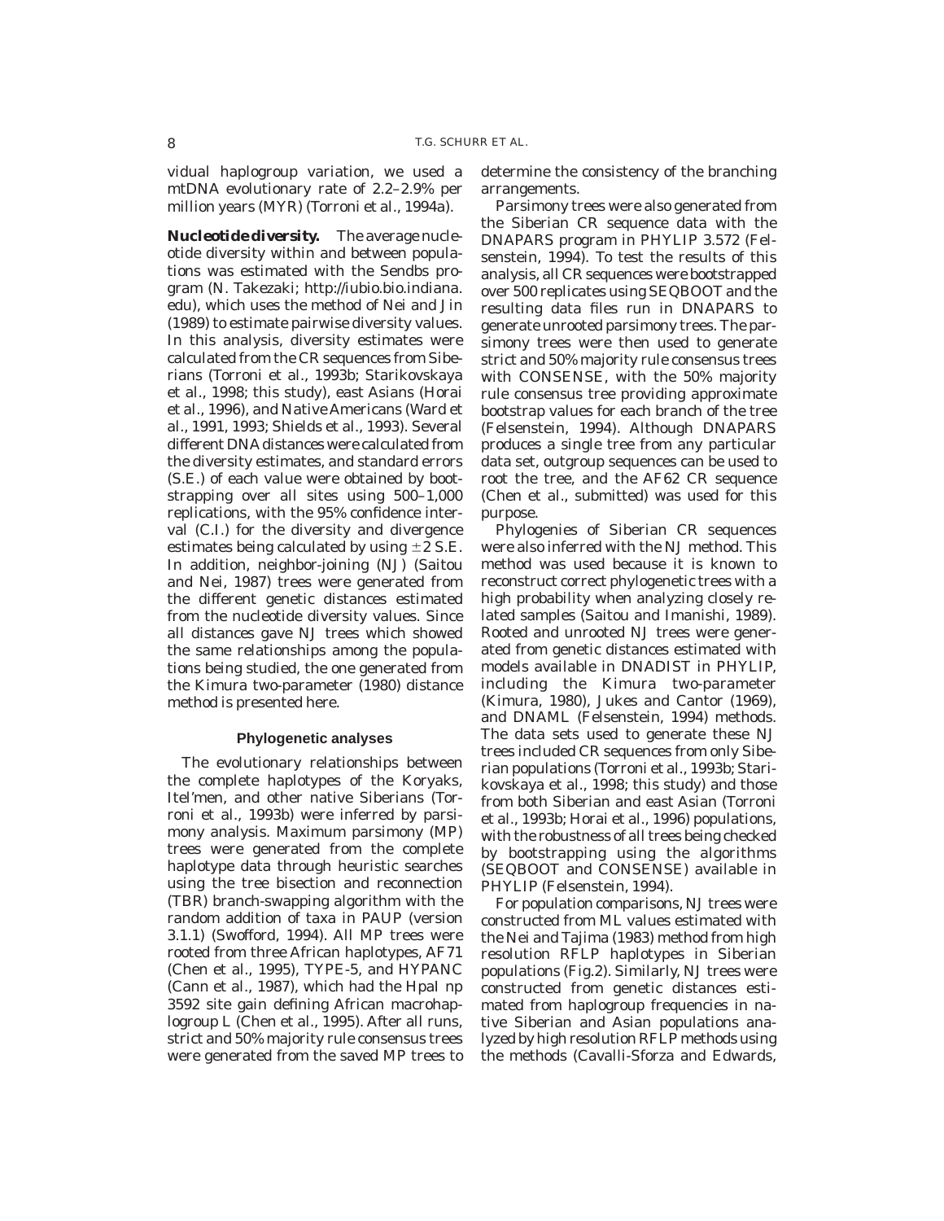vidual haplogroup variation, we used a mtDNA evolutionary rate of 2.2–2.9% per million years (MYR) (Torroni et al., 1994a).

**Nucleotide diversity.** The average nucleotide diversity within and between populations was estimated with the Sendbs program (N. Takezaki; http://iubio.bio.indiana.edu), which uses the method of Nei and Jin (1989) to estimate pairwise diversity values. In this analysis, diversity estimates were calculated from the CR sequences from Siberians (Torroni et al., 1993b; Starikovskaya et al., 1998; this study), east Asians (Horai et al., 1996), and Native Americans (Ward et al., 1991, 1993; Shields et al., 1993). Several different DNA distances were calculated from the diversity estimates, and standard errors (S.E.) of each value were obtained by bootstrapping over all sites using 500–1,000 replications, with the 95% confidence interval (C.I.) for the diversity and divergence estimates being calculated by using $\pm 2$ S.E. In addition, neighbor-joining (NJ) (Saitou and Nei, 1987) trees were generated from the different genetic distances estimated from the nucleotide diversity values. Since all distances gave NJ trees which showed the same relationships among the populations being studied, the one generated from the Kimura two-parameter (1980) distance method is presented here.

### Phylogenetic analyses

The evolutionary relationships between the complete haplotypes of the Koryaks, Itel'men, and other native Siberians (Torroni et al., 1993b) were inferred by parsimony analysis. Maximum parsimony (MP) trees were generated from the complete haplotype data through heuristic searches using the tree bisection and reconnection (TBR) branch-swapping algorithm with the random addition of taxa in PAUP (version 3.1.1) (Swofford, 1994). All MP trees were rooted from three African haplotypes, AF71 (Chen et al., 1995), TYPE-5, and HYPANC (Cann et al., 1987), which had the HpaI np 3592 site gain defining African macrohaplogroup L (Chen et al., 1995). After all runs, strict and 50% majority rule consensus trees were generated from the saved MP trees to determine the consistency of the branching arrangements.

Parsimony trees were also generated from the Siberian CR sequence data with the DNAPARS program in PHYLIP 3.572 (Felsenstein, 1994). To test the results of this analysis, all CR sequences were bootstrapped over 500 replicates using SEQBOOT and the resulting data files run in DNAPARS to generate unrooted parsimony trees. The parsimony trees were then used to generate strict and 50% majority rule consensus trees with CONSENSE, with the 50% majority rule consensus tree providing approximate bootstrap values for each branch of the tree (Felsenstein, 1994). Although DNAPARS produces a single tree from any particular data set, outgroup sequences can be used to root the tree, and the AF62 CR sequence (Chen et al., submitted) was used for this purpose.

Phylogenies of Siberian CR sequences were also inferred with the NJ method. This method was used because it is known to reconstruct correct phylogenetic trees with a high probability when analyzing closely related samples (Saitou and Imanishi, 1989). Rooted and unrooted NJ trees were generated from genetic distances estimated with models available in DNADIST in PHYLIP, including the Kimura two-parameter (Kimura, 1980), Jukes and Cantor (1969), and DNAML (Felsenstein, 1994) methods. The data sets used to generate these NJ trees included CR sequences from only Siberian populations (Torroni et al., 1993b; Starikovskaya et al., 1998; this study) and those from both Siberian and east Asian (Torroni et al., 1993b; Horai et al., 1996) populations, with the robustness of all trees being checked by bootstrapping using the algorithms (SEQBOOT and CONSENSE) available in PHYLIP (Felsenstein, 1994).

For population comparisons, NJ trees were constructed from ML values estimated with the Nei and Tajima (1983) method from high resolution RFLP haplotypes in Siberian populations (Fig.2). Similarly, NJ trees were constructed from genetic distances estimated from haplogroup frequencies in native Siberian and Asian populations analyzed by high resolution RFLP methods using the methods (Cavalli-Sforza and Edwards,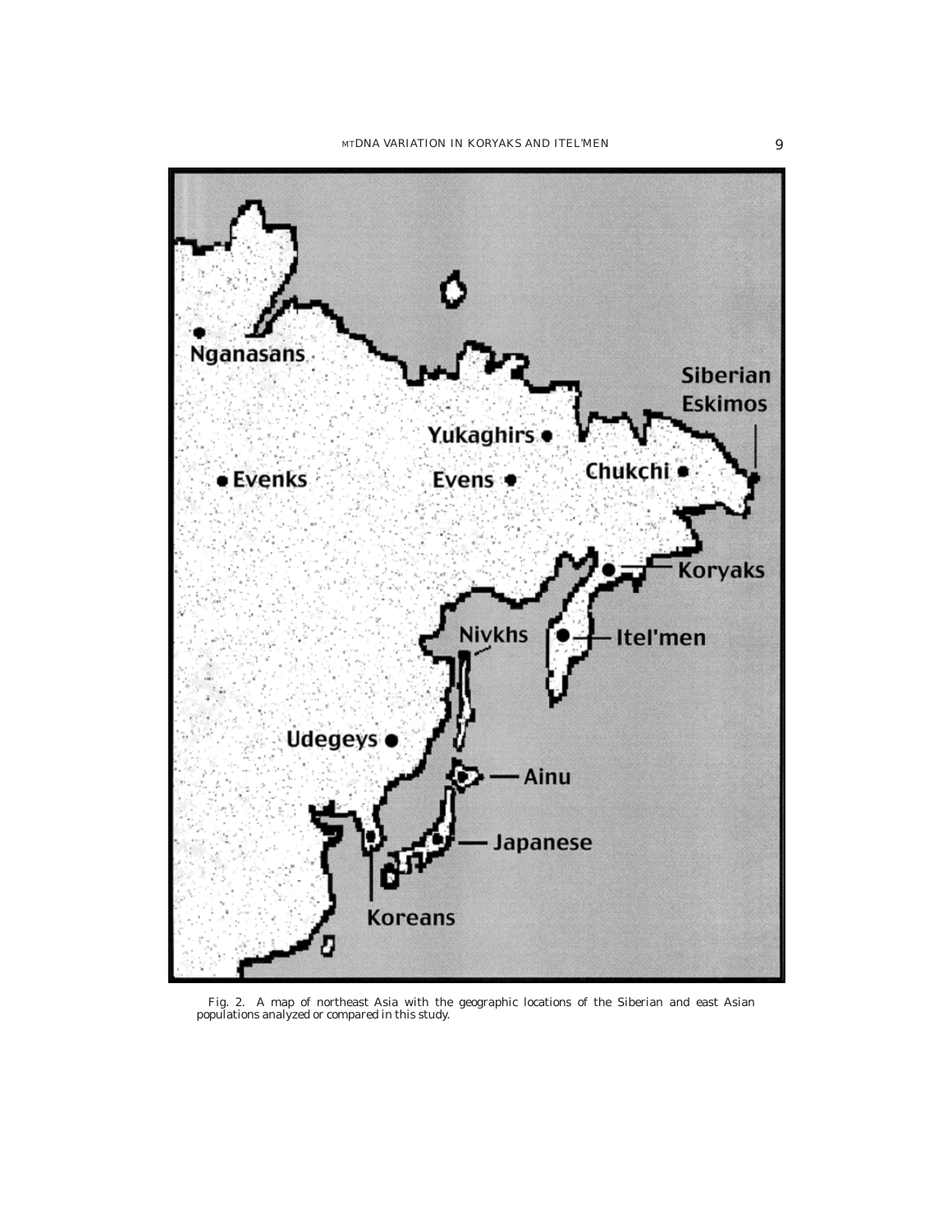Fig. 2. A map of northeast Asia with the geographic locations of the Siberian and east Asian populations analyzed or compared in this study.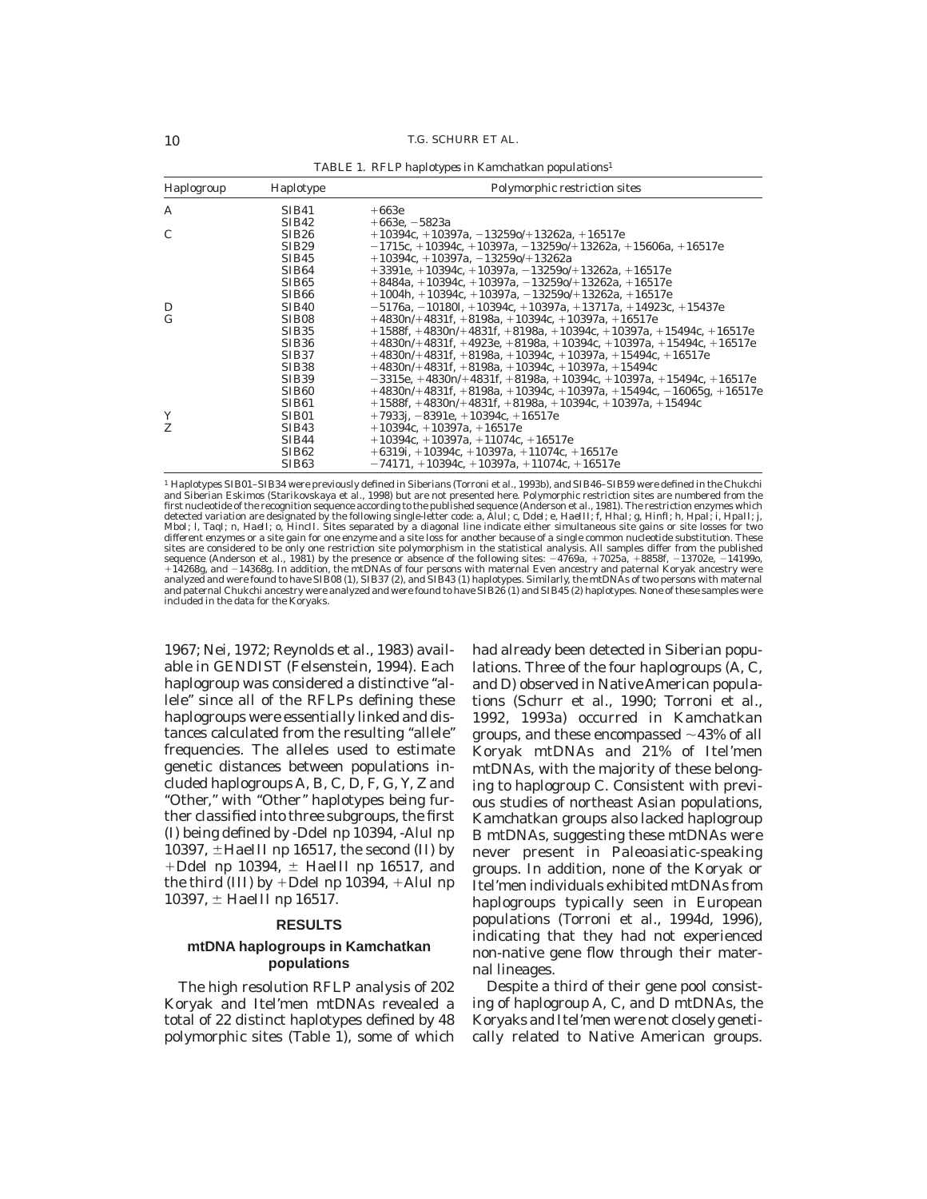TABLE 1. *RFLP haplotypes in Kamchatkan populations*[1]

| Haplogroup | Haplotype | Polymorphic restriction sites |
|---|---|---|
| A | SIB41 | +663e |
| | SIB42 | +663e, −5823a |
| C | SIB26 | +10394c, +10397a, −13259o/+13262a, +16517e |
| | SIB29 | −1715c, +10394c, +10397a, −13259o/+13262a, +15606a, +16517e |
| | SIB45 | +10394c, +10397a, −13259o/+13262a |
| | SIB64 | +3391e, +10394c, +10397a, −13259o/+13262a, +16517e |
| | SIB65 | +8484a, +10394c, +10397a, −13259o/+13262a, +16517e |
| | SIB66 | +1004h, +10394c, +10397a, −13259o/+13262a, +16517e |
| D | SIB40 | −5176a, −10180l, +10394c, +10397a, +13717a, +14923c, +15437e |
| G | SIB08 | +4830n/+4831f, +8198a, +10394c, +10397a, +16517e |
| | SIB35 | +1588f, +4830n/+4831f, +8198a, +10394c, +10397a, +15494c, +16517e |
| | SIB36 | +4830n/+4831f, +4923e, +8198a, +10394c, +10397a, +15494c, +16517e |
| | SIB37 | +4830n/+4831f, +8198a, +10394c, +10397a, +15494c, +16517e |
| | SIB38 | +4830n/+4831f, +8198a, +10394c, +10397a, +15494c |
| | SIB39 | −3315e, +4830n/+4831f, +8198a, +10394c, +10397a, +15494c, +16517e |
| | SIB60 | +4830n/+4831f, +8198a, +10394c, +10397a, +15494c, −16065g, +16517e |
| | SIB61 | +1588f, +4830n/+4831f, +8198a, +10394c, +10397a, +15494c |
| Y | SIB01 | +7933j, −8391e, +10394c, +16517e |
| Z | SIB43 | +10394c, +10397a, +16517e |
| | SIB44 | +10394c, +10397a, +11074c, +16517e |
| | SIB62 | +6319i, +10394c, +10397a, +11074c, +16517e |
| | SIB63 | −7417l, +10394c, +10397a, +11074c, +16517e |

[1] Haplotypes SIB01–SIB34 were previously defined in Siberians (Torroni et al., 1993b), and SIB46–SIB59 were defined in the Chukchi and Siberian Eskimos (Starikovskaya et al., 1998) but are not presented here. Polymorphic restriction sites are numbered from the first nucleotide of the recognition sequence according to the published sequence (Anderson et al., 1981). The restriction enzymes which detected variation are designated by the following single-letter code: a, *Alu*I; c, *Dde*I; e, *Hae*III; f, *Hha*I; g, *Hin*fI; h, *Hpa*I; i, *Hpa*II; j, *Mbo*I; l, *Taq*I; n, *Hae*II; o, *Hinc*II. Sites separated by a diagonal line indicate either simultaneous site gains or site losses for two different enzymes or a site gain for one enzyme and a site loss for another because of a single common nucleotide substitution. These sites are considered to be only one restriction site polymorphism in the statistical analysis. All samples differ from the published sequence (Anderson et al., 1981) by the presence or absence of the following sites: −4769a, +7025a, +8858f, −13702e, −14199o, +14268g, and −14368g. In addition, the mtDNAs of four persons with maternal Even ancestry and paternal Koryak ancestry were analyzed and were found to have SIB08 (1), SIB37 (2), and SIB43 (1) haplotypes. Similarly, the mtDNAs of two persons with maternal and paternal Chukchi ancestry were analyzed and were found to have SIB26 (1) and SIB45 (2) haplotypes. None of these samples were included in the data for the Koryaks.

1967; Nei, 1972; Reynolds et al., 1983) available in GENDIST (Felsenstein, 1994). Each haplogroup was considered a distinctive "allele" since all of the RFLPs defining these haplogroups were essentially linked and distances calculated from the resulting "allele" frequencies. The alleles used to estimate genetic distances between populations included haplogroups A, B, C, D, F, G, Y, Z and "Other," with "Other" haplotypes being further classified into three subgroups, the first (I) being defined by -*Dde*I np 10394, -*Alu*I np 10397, ±*Hae*III np 16517, the second (II) by +*Dde*I np 10394, ± *Hae*III np 16517, and the third (III) by +*Dde*I np 10394, +*Alu*I np 10397, ± *Hae*III np 16517.

## RESULTS

### mtDNA haplogroups in Kamchatkan populations

The high resolution RFLP analysis of 202 Koryak and Itel'men mtDNAs revealed a total of 22 distinct haplotypes defined by 48 polymorphic sites (Table 1), some of which had already been detected in Siberian populations. Three of the four haplogroups (A, C, and D) observed in Native American populations (Schurr et al., 1990; Torroni et al., 1992, 1993a) occurred in Kamchatkan groups, and these encompassed ~43% of all Koryak mtDNAs and 21% of Itel'men mtDNAs, with the majority of these belonging to haplogroup C. Consistent with previous studies of northeast Asian populations, Kamchatkan groups also lacked haplogroup B mtDNAs, suggesting these mtDNAs were never present in Paleoasiatic-speaking groups. In addition, none of the Koryak or Itel'men individuals exhibited mtDNAs from haplogroups typically seen in European populations (Torroni et al., 1994d, 1996), indicating that they had not experienced non-native gene flow through their maternal lineages.

Despite a third of their gene pool consisting of haplogroup A, C, and D mtDNAs, the Koryaks and Itel'men were not closely genetically related to Native American groups.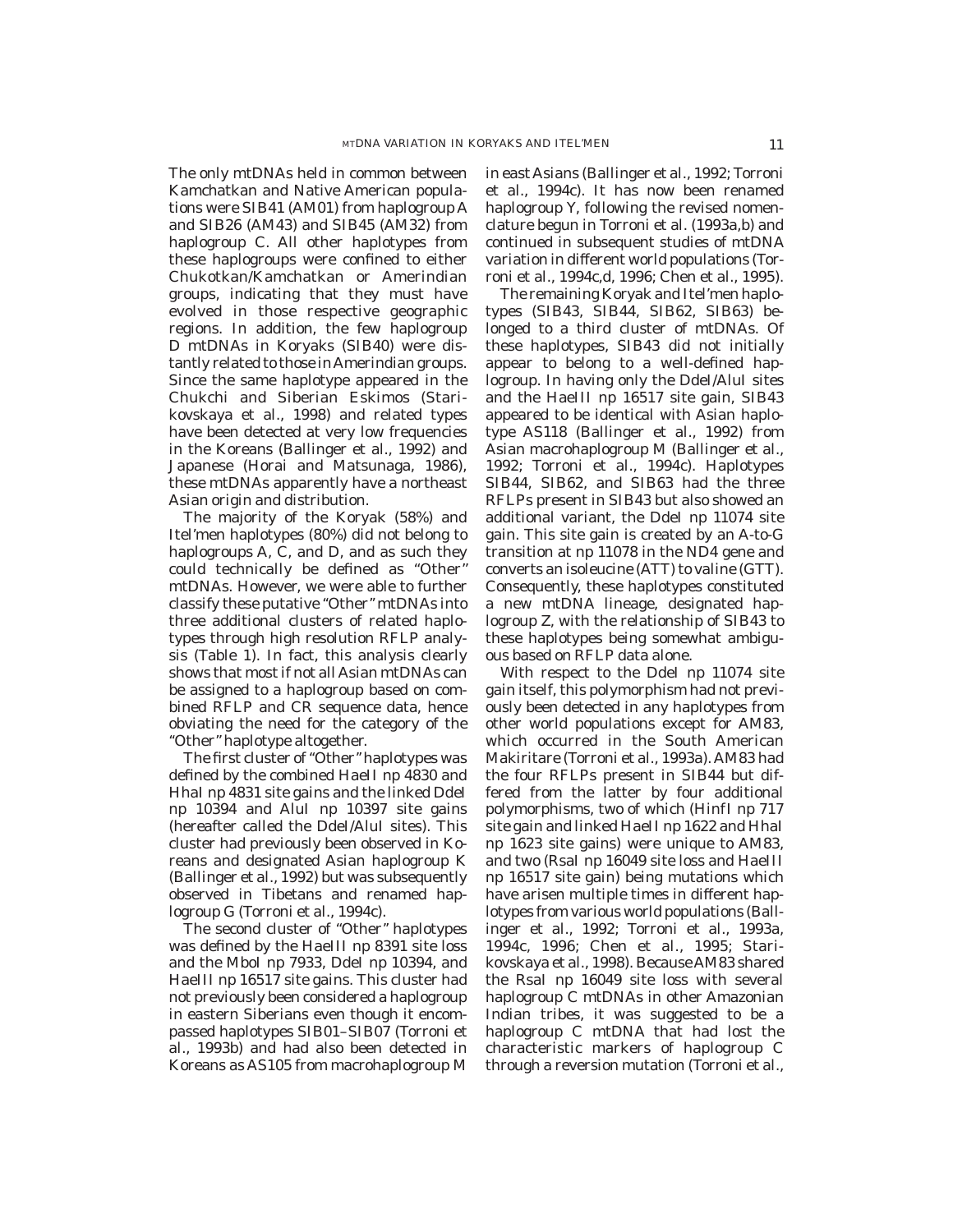The only mtDNAs held in common between Kamchatkan and Native American populations were SIB41 (AM01) from haplogroup A and SIB26 (AM43) and SIB45 (AM32) from haplogroup C. All other haplotypes from these haplogroups were confined to either Chukotkan/Kamchatkan or Amerindian groups, indicating that they must have evolved in those respective geographic regions. In addition, the few haplogroup D mtDNAs in Koryaks (SIB40) were distantly related to those in Amerindian groups. Since the same haplotype appeared in the Chukchi and Siberian Eskimos (Starikovskaya et al., 1998) and related types have been detected at very low frequencies in the Koreans (Ballinger et al., 1992) and Japanese (Horai and Matsunaga, 1986), these mtDNAs apparently have a northeast Asian origin and distribution.

The majority of the Koryak (58%) and Itel'men haplotypes (80%) did not belong to haplogroups A, C, and D, and as such they could technically be defined as "Other" mtDNAs. However, we were able to further classify these putative "Other" mtDNAs into three additional clusters of related haplotypes through high resolution RFLP analysis (Table 1). In fact, this analysis clearly shows that most if not all Asian mtDNAs can be assigned to a haplogroup based on combined RFLP and CR sequence data, hence obviating the need for the category of the "Other" haplotype altogether.

The first cluster of "Other" haplotypes was defined by the combined *Hae*II np 4830 and *Hha*I np 4831 site gains and the linked *Dde*I np 10394 and *Alu*I np 10397 site gains (hereafter called the *Dde*I/*Alu*I sites). This cluster had previously been observed in Koreans and designated Asian haplogroup K (Ballinger et al., 1992) but was subsequently observed in Tibetans and renamed haplogroup G (Torroni et al., 1994c).

The second cluster of "Other" haplotypes was defined by the *Hae*III np 8391 site loss and the *Mbo*I np 7933, *Dde*I np 10394, and *Hae*III np 16517 site gains. This cluster had not previously been considered a haplogroup in eastern Siberians even though it encompassed haplotypes SIB01–SIB07 (Torroni et al., 1993b) and had also been detected in Koreans as AS105 from macrohaplogroup M in east Asians (Ballinger et al., 1992; Torroni et al., 1994c). It has now been renamed haplogroup Y, following the revised nomenclature begun in Torroni et al. (1993a,b) and continued in subsequent studies of mtDNA variation in different world populations (Torroni et al., 1994c,d, 1996; Chen et al., 1995).

The remaining Koryak and Itel'men haplotypes (SIB43, SIB44, SIB62, SIB63) belonged to a third cluster of mtDNAs. Of these haplotypes, SIB43 did not initially appear to belong to a well-defined haplogroup. In having only the *Dde*I/*Alu*I sites and the *Hae*III np 16517 site gain, SIB43 appeared to be identical with Asian haplotype AS118 (Ballinger et al., 1992) from Asian macrohaplogroup M (Ballinger et al., 1992; Torroni et al., 1994c). Haplotypes SIB44, SIB62, and SIB63 had the three RFLPs present in SIB43 but also showed an additional variant, the *Dde*I np 11074 site gain. This site gain is created by an A-to-G transition at np 11078 in the ND4 gene and converts an isoleucine (ATT) to valine (GTT). Consequently, these haplotypes constituted a new mtDNA lineage, designated haplogroup Z, with the relationship of SIB43 to these haplotypes being somewhat ambiguous based on RFLP data alone.

With respect to the *Dde*I np 11074 site gain itself, this polymorphism had not previously been detected in any haplotypes from other world populations except for AM83, which occurred in the South American Makiritare (Torroni et al., 1993a). AM83 had the four RFLPs present in SIB44 but differed from the latter by four additional polymorphisms, two of which (*Hin*fI np 717 site gain and linked *Hae*II np 1622 and *Hha*I np 1623 site gains) were unique to AM83, and two (*Rsa*I np 16049 site loss and *Hae*III np 16517 site gain) being mutations which have arisen multiple times in different haplotypes from various world populations (Ballinger et al., 1992; Torroni et al., 1993a, 1994c, 1996; Chen et al., 1995; Starikovskaya et al., 1998). Because AM83 shared the *Rsa*I np 16049 site loss with several haplogroup C mtDNAs in other Amazonian Indian tribes, it was suggested to be a haplogroup C mtDNA that had lost the characteristic markers of haplogroup C through a reversion mutation (Torroni et al.,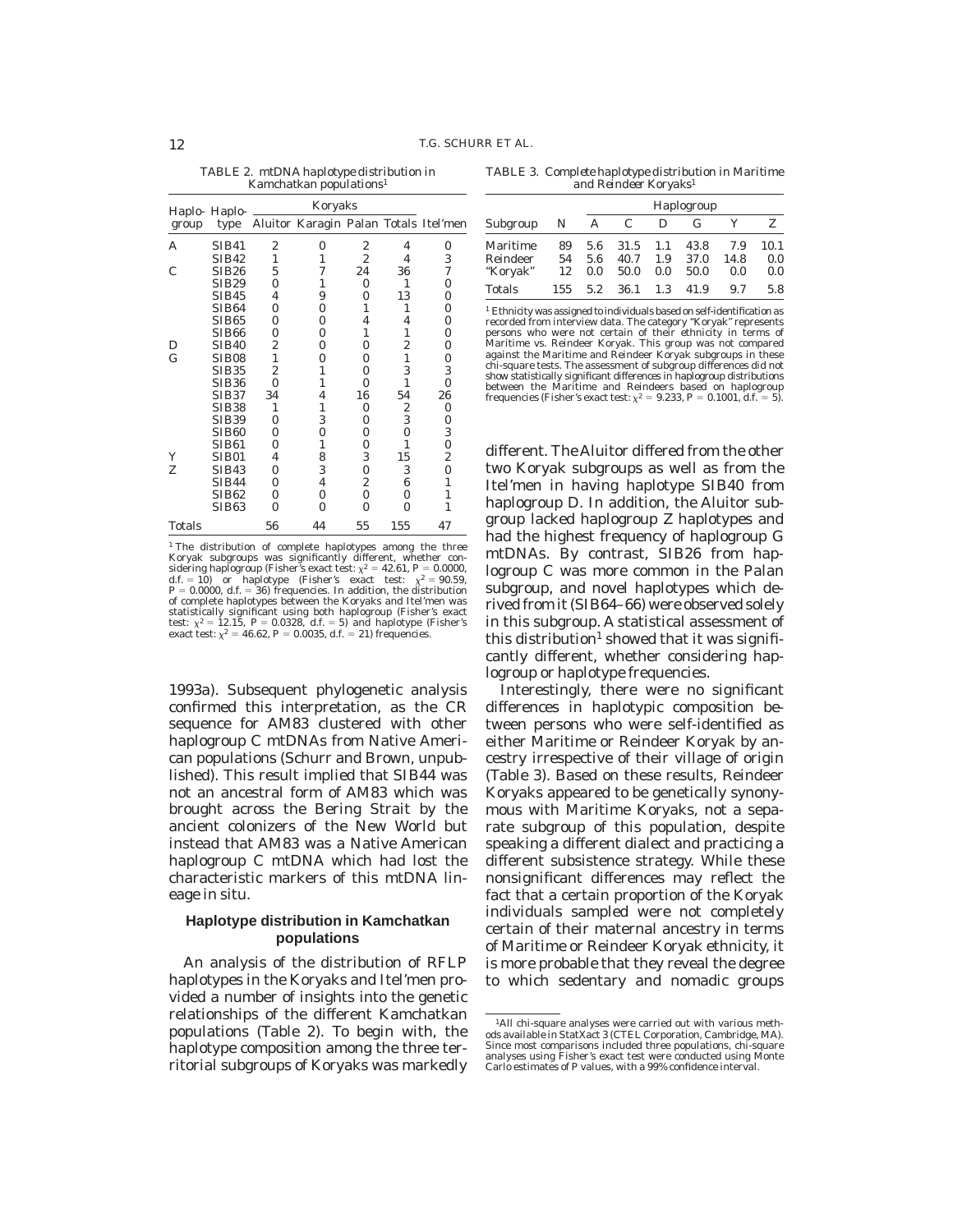TABLE 2. mtDNA haplotype distribution in Kamchatkan populations[1]

| Haplo-group | Haplo-type | Koryaks | | | | Itel'men |
|---|---|---|---|---|---|---|
| | | Aluitor | Karagin | Palan | Totals | |
| A | SIB41 | 2 | 0 | 2 | 4 | 0 |
| | SIB42 | 1 | 1 | 2 | 4 | 3 |
| C | SIB26 | 5 | 7 | 24 | 36 | 7 |
| | SIB29 | 0 | 1 | 0 | 1 | 0 |
| | SIB45 | 4 | 9 | 0 | 13 | 0 |
| | SIB64 | 0 | 0 | 1 | 1 | 0 |
| | SIB65 | 0 | 0 | 4 | 4 | 0 |
| | SIB66 | 0 | 0 | 1 | 1 | 0 |
| D | SIB40 | 2 | 0 | 0 | 2 | 0 |
| G | SIB08 | 1 | 0 | 0 | 1 | 0 |
| | SIB35 | 2 | 1 | 0 | 3 | 3 |
| | SIB36 | 0 | 1 | 0 | 1 | 0 |
| | SIB37 | 34 | 4 | 16 | 54 | 26 |
| | SIB38 | 1 | 1 | 0 | 2 | 0 |
| | SIB39 | 0 | 3 | 0 | 3 | 0 |
| | SIB60 | 0 | 0 | 0 | 0 | 3 |
| | SIB61 | 0 | 1 | 0 | 1 | 0 |
| Y | SIB01 | 4 | 8 | 3 | 15 | 2 |
| Z | SIB43 | 0 | 3 | 0 | 3 | 0 |
| | SIB44 | 0 | 4 | 2 | 6 | 1 |
| | SIB62 | 0 | 0 | 0 | 0 | 1 |
| | SIB63 | 0 | 0 | 0 | 0 | 1 |
| Totals | | 56 | 44 | 55 | 155 | 47 |

[1] The distribution of complete haplotypes among the three Koryak subgroups was significantly different, whether considering haplogroup (Fisher's exact test: $\chi^2 = 42.61$, $P = 0.0000$, d.f. = 10) or haplotype (Fisher's exact test: $\chi^2 = 90.59$, $P = 0.0000$, d.f. = 36) frequencies. In addition, the distribution of complete haplotypes between the Koryaks and Itel'men was statistically significant using both haplogroup (Fisher's exact test: $\chi^2 = 12.15$, $P = 0.0328$, d.f. = 5) and haplotype (Fisher's exact test: $\chi^2 = 46.62$, $P = 0.0035$, d.f. = 21) frequencies.

1993a). Subsequent phylogenetic analysis confirmed this interpretation, as the CR sequence for AM83 clustered with other haplogroup C mtDNAs from Native American populations (Schurr and Brown, unpublished). This result implied that SIB44 was not an ancestral form of AM83 which was brought across the Bering Strait by the ancient colonizers of the New World but instead that AM83 was a Native American haplogroup C mtDNA which had lost the characteristic markers of this mtDNA lineage in situ.

## Haplotype distribution in Kamchatkan populations

An analysis of the distribution of RFLP haplotypes in the Koryaks and Itel'men provided a number of insights into the genetic relationships of the different Kamchatkan populations (Table 2). To begin with, the haplotype composition among the three territorial subgroups of Koryaks was markedly different. The Aluitor differed from the other two Koryak subgroups as well as from the Itel'men in having haplotype SIB40 from haplogroup D. In addition, the Aluitor subgroup lacked haplogroup Z haplotypes and had the highest frequency of haplogroup G mtDNAs. By contrast, SIB26 from haplogroup C was more common in the Palan subgroup, and novel haplotypes which derived from it (SIB64–66) were observed solely in this subgroup. A statistical assessment of this distribution[1] showed that it was significantly different, whether considering haplogroup or haplotype frequencies.

Interestingly, there were no significant differences in haplotypic composition between persons who were self-identified as either Maritime or Reindeer Koryak by ancestry irrespective of their village of origin (Table 3). Based on these results, Reindeer Koryaks appeared to be genetically synonymous with Maritime Koryaks, not a separate subgroup of this population, despite speaking a different dialect and practicing a different subsistence strategy. While these nonsignificant differences may reflect the fact that a certain proportion of the Koryak individuals sampled were not completely certain of their maternal ancestry in terms of Maritime or Reindeer Koryak ethnicity, it is more probable that they reveal the degree to which sedentary and nomadic groups

[1] All chi-square analyses were carried out with various methods available in StatXact 3 (CTEL Corporation, Cambridge, MA). Since most comparisons included three populations, chi-square analyses using Fisher's exact test were conducted using Monte Carlo estimates of P values, with a 99% confidence interval.

TABLE 3. Complete haplotype distribution in Maritime and Reindeer Koryaks[1]

| Subgroup | N | Haplogroup | | | | | |
|---|---|---|---|---|---|---|---|
| | | A | C | D | G | Y | Z |
| Maritime | 89 | 5.6 | 31.5 | 1.1 | 43.8 | 7.9 | 10.1 |
| Reindeer | 54 | 5.6 | 40.7 | 1.9 | 37.0 | 14.8 | 0.0 |
| "Koryak" | 12 | 0.0 | 50.0 | 0.0 | 50.0 | 0.0 | 0.0 |
| Totals | 155 | 5.2 | 36.1 | 1.3 | 41.9 | 9.7 | 5.8 |

[1] Ethnicity was assigned to individuals based on self-identification as recorded from interview data. The category "Koryak" represents persons who were not certain of their ethnicity in terms of Maritime vs. Reindeer Koryak. This group was not compared against the Maritime and Reindeer Koryak subgroups in these chi-square tests. The assessment of subgroup differences did not show statistically significant differences in haplogroup distributions between the Maritime and Reindeers based on haplogroup frequencies (Fisher's exact test: $\chi^2 = 9.233$, $P = 0.1001$, d.f. = 5).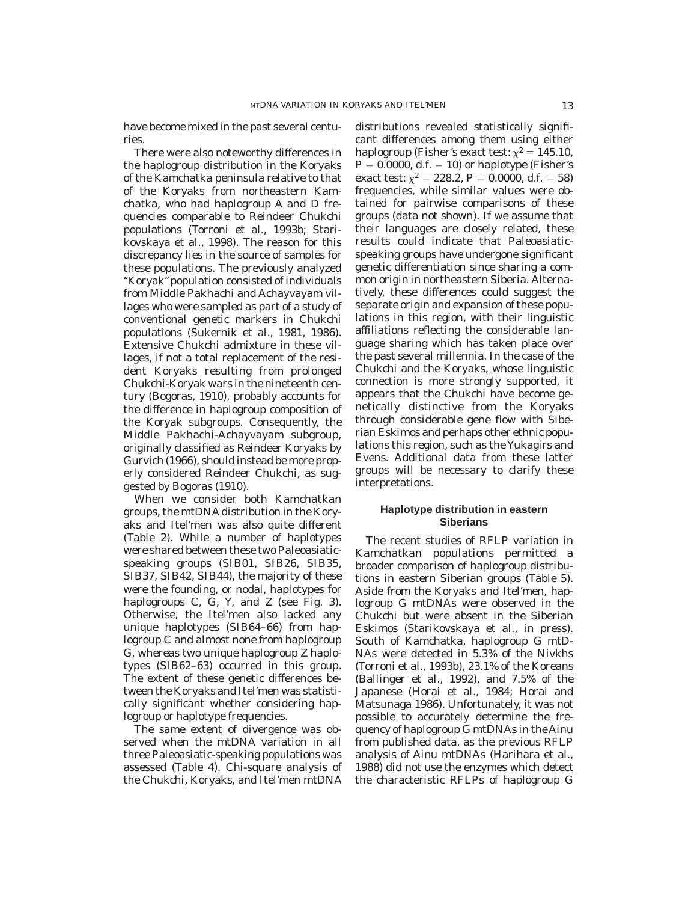have become mixed in the past several centuries.

There were also noteworthy differences in the haplogroup distribution in the Koryaks of the Kamchatka peninsula relative to that of the Koryaks from northeastern Kamchatka, who had haplogroup A and D frequencies comparable to Reindeer Chukchi populations (Torroni et al., 1993b; Starikovskaya et al., 1998). The reason for this discrepancy lies in the source of samples for these populations. The previously analyzed "Koryak" population consisted of individuals from Middle Pakhachi and Achayvayam villages who were sampled as part of a study of conventional genetic markers in Chukchi populations (Sukernik et al., 1981, 1986). Extensive Chukchi admixture in these villages, if not a total replacement of the resident Koryaks resulting from prolonged Chukchi-Koryak wars in the nineteenth century (Bogoras, 1910), probably accounts for the difference in haplogroup composition of the Koryak subgroups. Consequently, the Middle Pakhachi-Achayvayam subgroup, originally classified as Reindeer Koryaks by Gurvich (1966), should instead be more properly considered Reindeer Chukchi, as suggested by Bogoras (1910).

When we consider both Kamchatkan groups, the mtDNA distribution in the Koryaks and Itel'men was also quite different (Table 2). While a number of haplotypes were shared between these two Paleoasiatic-speaking groups (SIB01, SIB26, SIB35, SIB37, SIB42, SIB44), the majority of these were the founding, or nodal, haplotypes for haplogroups C, G, Y, and Z (see Fig. 3). Otherwise, the Itel'men also lacked any unique haplotypes (SIB64–66) from haplogroup C and almost none from haplogroup G, whereas two unique haplogroup Z haplotypes (SIB62–63) occurred in this group. The extent of these genetic differences between the Koryaks and Itel'men was statistically significant whether considering haplogroup or haplotype frequencies.

The same extent of divergence was observed when the mtDNA variation in all three Paleoasiatic-speaking populations was assessed (Table 4). Chi-square analysis of the Chukchi, Koryaks, and Itel'men mtDNA distributions revealed statistically significant differences among them using either haplogroup (Fisher's exact test: $\chi^2 = 145.10$, $P = 0.0000$, d.f. $= 10$) or haplotype (Fisher's exact test: $\chi^2 = 228.2$, $P = 0.0000$, d.f. $= 58$) frequencies, while similar values were obtained for pairwise comparisons of these groups (data not shown). If we assume that their languages are closely related, these results could indicate that Paleoasiatic-speaking groups have undergone significant genetic differentiation since sharing a common origin in northeastern Siberia. Alternatively, these differences could suggest the separate origin and expansion of these populations in this region, with their linguistic affiliations reflecting the considerable language sharing which has taken place over the past several millennia. In the case of the Chukchi and the Koryaks, whose linguistic connection is more strongly supported, it appears that the Chukchi have become genetically distinctive from the Koryaks through considerable gene flow with Siberian Eskimos and perhaps other ethnic populations this region, such as the Yukagirs and Evens. Additional data from these latter groups will be necessary to clarify these interpretations.

### Haplotype distribution in eastern Siberians

The recent studies of RFLP variation in Kamchatkan populations permitted a broader comparison of haplogroup distributions in eastern Siberian groups (Table 5). Aside from the Koryaks and Itel'men, haplogroup G mtDNAs were observed in the Chukchi but were absent in the Siberian Eskimos (Starikovskaya et al., in press). South of Kamchatka, haplogroup G mtDNAs were detected in 5.3% of the Nivkhs (Torroni et al., 1993b), 23.1% of the Koreans (Ballinger et al., 1992), and 7.5% of the Japanese (Horai et al., 1984; Horai and Matsunaga 1986). Unfortunately, it was not possible to accurately determine the frequency of haplogroup G mtDNAs in the Ainu from published data, as the previous RFLP analysis of Ainu mtDNAs (Harihara et al., 1988) did not use the enzymes which detect the characteristic RFLPs of haplogroup G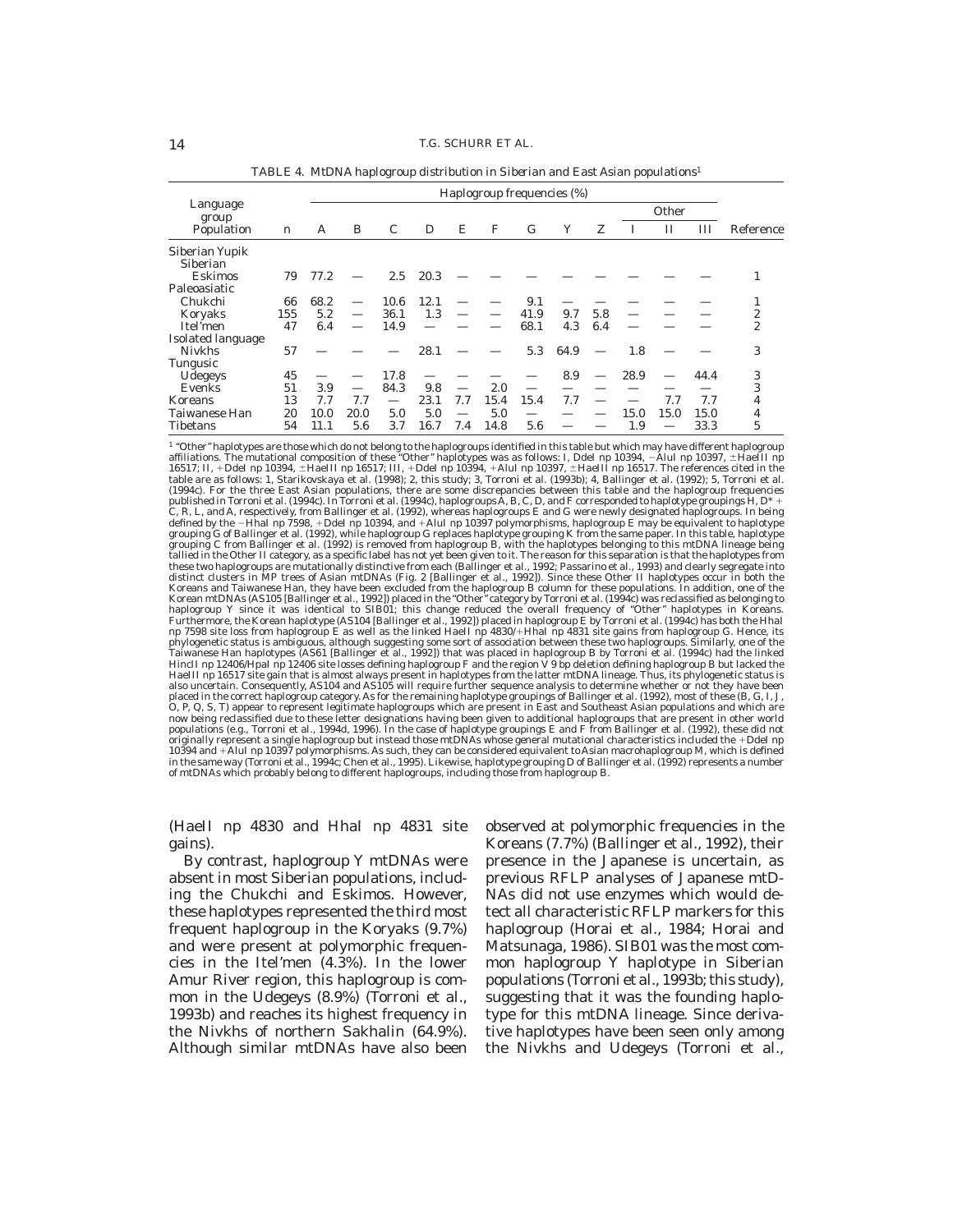TABLE 4. MtDNA haplogroup distribution in Siberian and East Asian populations[1]

| Language group / Population | n | A | B | C | D | E | F | G | Y | Z | Other I | Other II | Other III | Reference |
|---|---|---|---|---|---|---|---|---|---|---|---|---|---|---|
| *Siberian Yupik* | | | | | | | | | | | | | | |
| Siberian Eskimos | 79 | 77.2 | — | 2.5 | 20.3 | — | — | — | — | — | — | — | — | 1 |
| *Paleoasiatic* | | | | | | | | | | | | | | |
| Chukchi | 66 | 68.2 | — | 10.6 | 12.1 | — | — | 9.1 | — | — | — | — | — | 1 |
| Koryaks | 155 | 5.2 | — | 36.1 | 1.3 | — | — | 41.9 | 9.7 | 5.8 | — | — | — | 2 |
| Itel'men | 47 | 6.4 | — | 14.9 | — | — | — | 68.1 | 4.3 | 6.4 | — | — | — | 2 |
| *Isolated language* | | | | | | | | | | | | | | |
| Nivkhs | 57 | — | — | — | 28.1 | — | — | 5.3 | 64.9 | — | 1.8 | — | — | 3 |
| *Tungusic* | | | | | | | | | | | | | | |
| Udegeys | 45 | — | — | 17.8 | — | — | — | — | 8.9 | — | 28.9 | — | 44.4 | 3 |
| Evenks | 51 | 3.9 | — | 84.3 | 9.8 | — | 2.0 | — | — | — | — | — | — | 3 |
| Koreans | 13 | 7.7 | 7.7 | — | 23.1 | 7.7 | 15.4 | 15.4 | 7.7 | — | — | 7.7 | 7.7 | 4 |
| Taiwanese Han | 20 | 10.0 | 20.0 | 5.0 | 5.0 | — | 5.0 | — | — | — | 15.0 | 15.0 | 15.0 | 4 |
| Tibetans | 54 | 11.1 | 5.6 | 3.7 | 16.7 | 7.4 | 14.8 | 5.6 | — | — | 1.9 | — | 33.3 | 5 |

[1] "Other" haplotypes are those which do not belong to the haplogroups identified in this table but which may have different haplogroup affiliations. The mutational composition of these "Other" haplotypes was as follows: I, DdeI np 10394, −AluI np 10397, ±HaeIII np 16517; II, +DdeI np 10394, ±HaeIII np 16517; III, +DdeI np 10394, +AluI np 10397, ±HaeIII np 16517. The references cited in the table are as follows: 1, Starikovskaya et al. (1998); 2, this study; 3, Torroni et al. (1993b); 4, Ballinger et al. (1992); 5, Torroni et al. (1994c). For the three East Asian populations, there are some discrepancies between this table and the haplogroup frequencies published in Torroni et al. (1994c). In Torroni et al. (1994c), haplogroups A, B, C, D, and F corresponded to haplotype groupings H, D* + C, R, L, and A, respectively, from Ballinger et al. (1992), whereas haplogroups E and G were newly designated haplogroups. In being defined by the −HhaI np 7598, +DdeI np 10394, and +AluI np 10397 polymorphisms, haplogroup E may be equivalent to haplotype grouping G of Ballinger et al. (1992), while haplogroup G replaces haplotype grouping K from the same paper. In this table, haplotype grouping C from Ballinger et al. (1992) is removed from haplogroup B, with the haplotypes belonging to this mtDNA lineage being tallied in the Other II category, as a specific label has not yet been given to it. The reason for this separation is that the haplotypes from these two haplogroups are mutationally distinctive from each (Ballinger et al., 1992; Passarino et al., 1993) and clearly segregate into distinct clusters in MP trees of Asian mtDNAs (Fig. 2 [Ballinger et al., 1992]). Since these Other II haplotypes occur in both the Koreans and Taiwanese Han, they have been excluded from the haplogroup B column for these populations. In addition, one of the Korean mtDNAs (AS105 [Ballinger et al., 1992]) placed in the "Other" category by Torroni et al. (1994c) was reclassified as belonging to haplogroup Y since it was identical to SIB01; this change reduced the overall frequency of "Other" haplotypes in Koreans. Furthermore, the Korean haplotype (AS104 [Ballinger et al., 1992]) placed in haplogroup E by Torroni et al. (1994c) has both the HhaI np 7598 site loss from haplogroup E as well as the linked HaeII np 4830/+HhaI np 4831 site gains from haplogroup G. Hence, its phylogenetic status is ambiguous, although suggesting some sort of association between these two haplogroups. Similarly, one of the Taiwanese Han haplotypes (AS61 [Ballinger et al., 1992]) that was placed in haplogroup B by Torroni et al. (1994c) had the linked HincII np 12406/HpaI np 12406 site losses defining haplogroup F and the region V 9 bp deletion defining haplogroup B but lacked the HaeIII np 16517 site gain that is almost always present in haplotypes from the latter mtDNA lineage. Thus, its phylogenetic status is also uncertain. Consequently, AS104 and AS105 will require further sequence analysis to determine whether or not they have been placed in the correct haplogroup category. As for the remaining haplotype groupings of Ballinger et al. (1992), most of these (B, G, I, J, O, P, Q, S, T) appear to represent legitimate haplogroups which are present in East and Southeast Asian populations and which are now being reclassified due to these letter designations having been given to additional haplogroups that are present in other world populations (e.g., Torroni et al., 1994d, 1996). In the case of haplotype groupings E and F from Ballinger et al. (1992), these did not originally represent a single haplogroup but instead those mtDNAs whose general mutational characteristics included the +DdeI np 10394 and +AluI np 10397 polymorphisms. As such, they can be considered equivalent to Asian macrohaplogroup M, which is defined in the same way (Torroni et al., 1994c; Chen et al., 1995). Likewise, haplotype grouping D of Ballinger et al. (1992) represents a number of mtDNAs which probably belong to different haplogroups, including those from haplogroup B.

(HaeII np 4830 and HhaI np 4831 site gains).

By contrast, haplogroup Y mtDNAs were absent in most Siberian populations, including the Chukchi and Eskimos. However, these haplotypes represented the third most frequent haplogroup in the Koryaks (9.7%) and were present at polymorphic frequencies in the Itel'men (4.3%). In the lower Amur River region, this haplogroup is common in the Udegeys (8.9%) (Torroni et al., 1993b) and reaches its highest frequency in the Nivkhs of northern Sakhalin (64.9%). Although similar mtDNAs have also been observed at polymorphic frequencies in the Koreans (7.7%) (Ballinger et al., 1992), their presence in the Japanese is uncertain, as previous RFLP analyses of Japanese mtDNAs did not use enzymes which would detect all characteristic RFLP markers for this haplogroup (Horai et al., 1984; Horai and Matsunaga, 1986). SIB01 was the most common haplogroup Y haplotype in Siberian populations (Torroni et al., 1993b; this study), suggesting that it was the founding haplotype for this mtDNA lineage. Since derivative haplotypes have been seen only among the Nivkhs and Udegeys (Torroni et al.,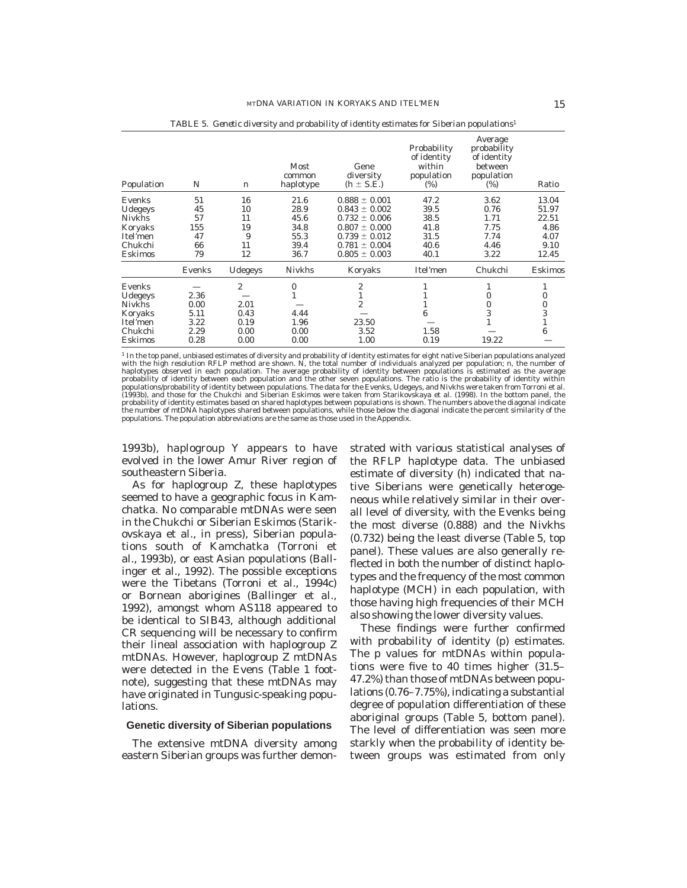TABLE 5. *Genetic diversity and probability of identity estimates for Siberian populations*[1]

| Population | N | n | Most common haplotype | Gene diversity (h ± S.E.) | Probability of identity within population (%) | Average probability of identity between population (%) | Ratio |
|---|---|---|---|---|---|---|---|
| Evenks | 51 | 16 | 21.6 | 0.888 ± 0.001 | 47.2 | 3.62 | 13.04 |
| Udegeys | 45 | 10 | 28.9 | 0.843 ± 0.002 | 39.5 | 0.76 | 51.97 |
| Nivkhs | 57 | 11 | 45.6 | 0.732 ± 0.006 | 38.5 | 1.71 | 22.51 |
| Koryaks | 155 | 19 | 34.8 | 0.807 ± 0.000 | 41.8 | 7.75 | 4.86 |
| Itel'men | 47 | 9 | 55.3 | 0.739 ± 0.012 | 31.5 | 7.74 | 4.07 |
| Chukchi | 66 | 11 | 39.4 | 0.781 ± 0.004 | 40.6 | 4.46 | 9.10 |
| Eskimos | 79 | 12 | 36.7 | 0.805 ± 0.003 | 40.1 | 3.22 | 12.45 |

| | Evenks | Udegeys | Nivkhs | Koryaks | Itel'men | Chukchi | Eskimos |
|---|---|---|---|---|---|---|---|
| Evenks | — | 2 | 0 | 2 | 1 | 1 | 1 |
| Udegeys | 2.36 | — | 1 | 1 | 1 | 0 | 0 |
| Nivkhs | 0.00 | 2.01 | — | 2 | 1 | 0 | 0 |
| Koryaks | 5.11 | 0.43 | 4.44 | — | 6 | 3 | 3 |
| Itel'men | 3.22 | 0.19 | 1.96 | 23.50 | — | 1 | 1 |
| Chukchi | 2.29 | 0.00 | 0.00 | 3.52 | 1.58 | — | 6 |
| Eskimos | 0.28 | 0.00 | 0.00 | 1.00 | 0.19 | 19.22 | — |

[1] In the top panel, unbiased estimates of diversity and probability of identity estimates for eight native Siberian populations analyzed with the high resolution RFLP method are shown. N, the total number of individuals analyzed per population; n, the number of haplotypes observed in each population. The average probability of identity between populations is estimated as the average probability of identity between each population and the other seven populations. The ratio is the probability of identity within populations/probability of identity between populations. The data for the Evenks, Udegeys, and Nivkhs were taken from Torroni et al. (1993b), and those for the Chukchi and Siberian Eskimos were taken from Starikovskaya et al. (1998). In the bottom panel, the probability of identity estimates based on shared haplotypes between populations is shown. The numbers above the diagonal indicate the number of mtDNA haplotypes shared between populations, while those below the diagonal indicate the percent similarity of the populations. The population abbreviations are the same as those used in the Appendix.

1993b), haplogroup Y appears to have evolved in the lower Amur River region of southeastern Siberia.

As for haplogroup Z, these haplotypes seemed to have a geographic focus in Kamchatka. No comparable mtDNAs were seen in the Chukchi or Siberian Eskimos (Starikovskaya et al., in press), Siberian populations south of Kamchatka (Torroni et al., 1993b), or east Asian populations (Ballinger et al., 1992). The possible exceptions were the Tibetans (Torroni et al., 1994c) or Bornean aborigines (Ballinger et al., 1992), amongst whom AS118 appeared to be identical to SIB43, although additional CR sequencing will be necessary to confirm their lineal association with haplogroup Z mtDNAs. However, haplogroup Z mtDNAs were detected in the Evens (Table 1 footnote), suggesting that these mtDNAs may have originated in Tungusic-speaking populations.

## Genetic diversity of Siberian populations

The extensive mtDNA diversity among eastern Siberian groups was further demonstrated with various statistical analyses of the RFLP haplotype data. The unbiased estimate of diversity (h) indicated that native Siberians were genetically heterogeneous while relatively similar in their overall level of diversity, with the Evenks being the most diverse (0.888) and the Nivkhs (0.732) being the least diverse (Table 5, top panel). These values are also generally reflected in both the number of distinct haplotypes and the frequency of the most common haplotype (MCH) in each population, with those having high frequencies of their MCH also showing the lower diversity values.

These findings were further confirmed with probability of identity (p) estimates. The p values for mtDNAs within populations were five to 40 times higher (31.5–47.2%) than those of mtDNAs between populations (0.76–7.75%), indicating a substantial degree of population differentiation of these aboriginal groups (Table 5, bottom panel). The level of differentiation was seen more starkly when the probability of identity between groups was estimated from only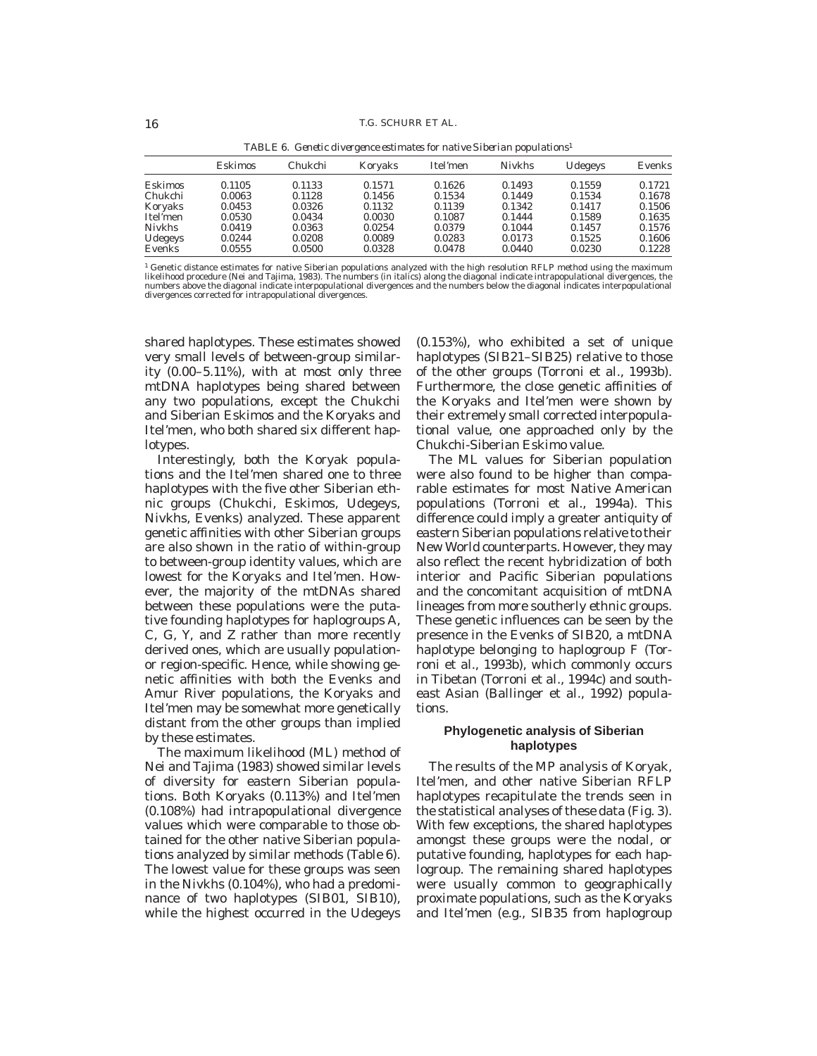TABLE 6. *Genetic divergence estimates for native Siberian populations*[1]

| | Eskimos | Chukchi | Koryaks | Itel'men | Nivkhs | Udegeys | Evenks |
|---|---|---|---|---|---|---|---|
| Eskimos | *0.1105* | 0.1133 | 0.1571 | 0.1626 | 0.1493 | 0.1559 | 0.1721 |
| Chukchi | 0.0063 | *0.1128* | 0.1456 | 0.1534 | 0.1449 | 0.1534 | 0.1678 |
| Koryaks | 0.0453 | 0.0326 | *0.1132* | 0.1139 | 0.1342 | 0.1417 | 0.1506 |
| Itel'men | 0.0530 | 0.0434 | 0.0030 | *0.1087* | 0.1444 | 0.1589 | 0.1635 |
| Nivkhs | 0.0419 | 0.0363 | 0.0254 | 0.0379 | *0.1044* | 0.1457 | 0.1576 |
| Udegeys | 0.0244 | 0.0208 | 0.0089 | 0.0283 | 0.0173 | *0.1525* | 0.1606 |
| Evenks | 0.0555 | 0.0500 | 0.0328 | 0.0478 | 0.0440 | 0.0230 | *0.1228* |

[1] Genetic distance estimates for native Siberian populations analyzed with the high resolution RFLP method using the maximum likelihood procedure (Nei and Tajima, 1983). The numbers (in italics) along the diagonal indicate intrapopulational divergences, the numbers above the diagonal indicate interpopulational divergences and the numbers below the diagonal indicates interpopulational divergences corrected for intrapopulational divergences.

shared haplotypes. These estimates showed very small levels of between-group similarity (0.00–5.11%), with at most only three mtDNA haplotypes being shared between any two populations, except the Chukchi and Siberian Eskimos and the Koryaks and Itel'men, who both shared six different haplotypes.

Interestingly, both the Koryak populations and the Itel'men shared one to three haplotypes with the five other Siberian ethnic groups (Chukchi, Eskimos, Udegeys, Nivkhs, Evenks) analyzed. These apparent genetic affinities with other Siberian groups are also shown in the ratio of within-group to between-group identity values, which are lowest for the Koryaks and Itel'men. However, the majority of the mtDNAs shared between these populations were the putative founding haplotypes for haplogroups A, C, G, Y, and Z rather than more recently derived ones, which are usually population- or region-specific. Hence, while showing genetic affinities with both the Evenks and Amur River populations, the Koryaks and Itel'men may be somewhat more genetically distant from the other groups than implied by these estimates.

The maximum likelihood (ML) method of Nei and Tajima (1983) showed similar levels of diversity for eastern Siberian populations. Both Koryaks (0.113%) and Itel'men (0.108%) had intrapopulational divergence values which were comparable to those obtained for the other native Siberian populations analyzed by similar methods (Table 6). The lowest value for these groups was seen in the Nivkhs (0.104%), who had a predominance of two haplotypes (SIB01, SIB10), while the highest occurred in the Udegeys (0.153%), who exhibited a set of unique haplotypes (SIB21–SIB25) relative to those of the other groups (Torroni et al., 1993b). Furthermore, the close genetic affinities of the Koryaks and Itel'men were shown by their extremely small corrected interpopulational value, one approached only by the Chukchi-Siberian Eskimo value.

The ML values for Siberian population were also found to be higher than comparable estimates for most Native American populations (Torroni et al., 1994a). This difference could imply a greater antiquity of eastern Siberian populations relative to their New World counterparts. However, they may also reflect the recent hybridization of both interior and Pacific Siberian populations and the concomitant acquisition of mtDNA lineages from more southerly ethnic groups. These genetic influences can be seen by the presence in the Evenks of SIB20, a mtDNA haplotype belonging to haplogroup F (Torroni et al., 1993b), which commonly occurs in Tibetan (Torroni et al., 1994c) and southeast Asian (Ballinger et al., 1992) populations.

## Phylogenetic analysis of Siberian haplotypes

The results of the MP analysis of Koryak, Itel'men, and other native Siberian RFLP haplotypes recapitulate the trends seen in the statistical analyses of these data (Fig. 3). With few exceptions, the shared haplotypes amongst these groups were the nodal, or putative founding, haplotypes for each haplogroup. The remaining shared haplotypes were usually common to geographically proximate populations, such as the Koryaks and Itel'men (e.g., SIB35 from haplogroup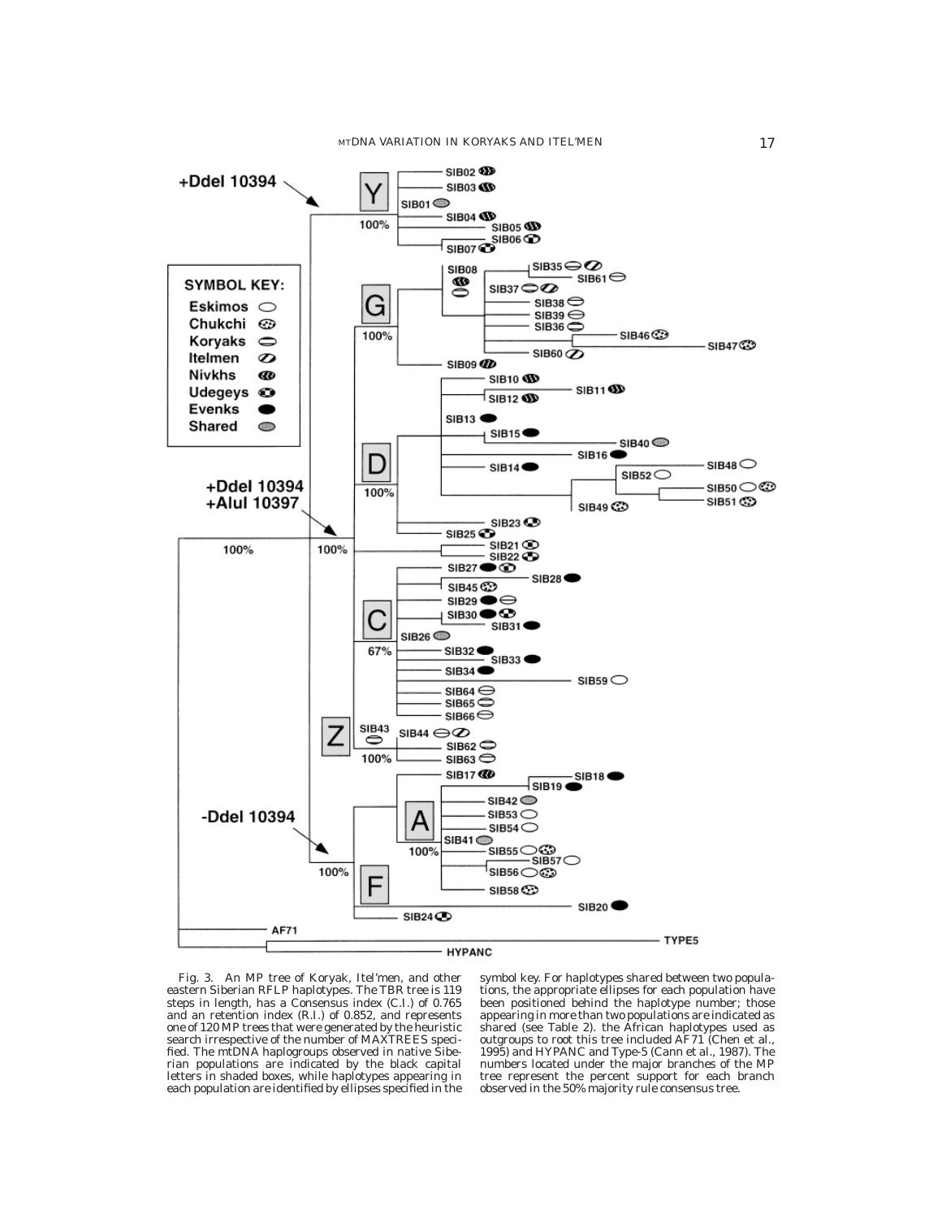Fig. 3. An MP tree of Koryak, Itel'men, and other eastern Siberian RFLP haplotypes. The TBR tree is 119 steps in length, has a Consensus index (C.I.) of 0.765 and an retention index (R.I.) of 0.852, and represents one of 120 MP trees that were generated by the heuristic search irrespective of the number of MAXTREES specified. The mtDNA haplogroups observed in native Siberian populations are indicated by the black capital letters in shaded boxes, while haplotypes appearing in each population are identified by ellipses specified in the symbol key. For haplotypes shared between two populations, the appropriate ellipses for each population have been positioned behind the haplotype number; those appearing in more than two populations are indicated as shared (see Table 2). the African haplotypes used as outgroups to root this tree included AF71 (Chen et al., 1995) and HYPANC and Type-5 (Cann et al., 1987). The numbers located under the major branches of the MP tree represent the percent support for each branch observed in the 50% majority rule consensus tree.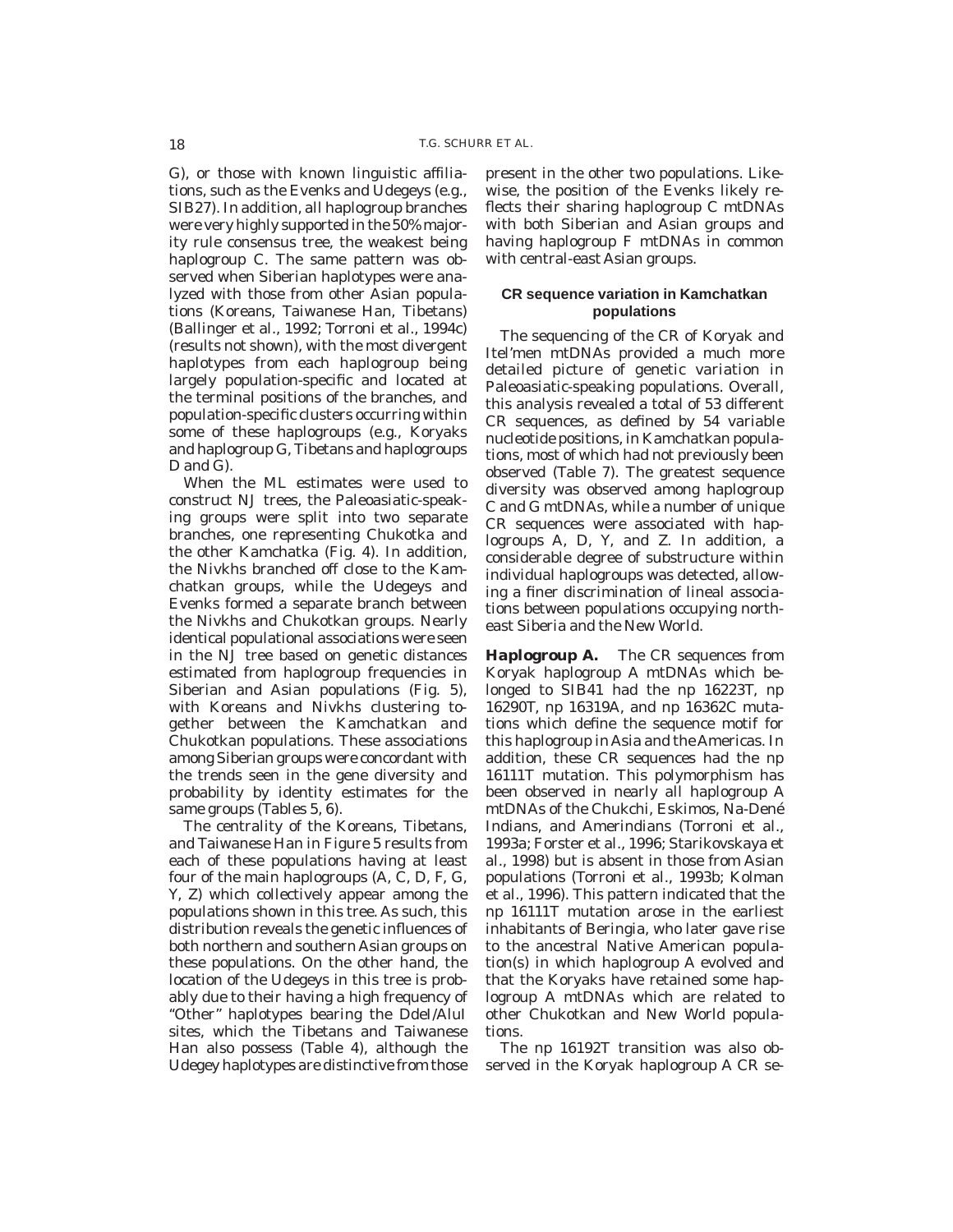G), or those with known linguistic affiliations, such as the Evenks and Udegeys (e.g., SIB27). In addition, all haplogroup branches were very highly supported in the 50% majority rule consensus tree, the weakest being haplogroup C. The same pattern was observed when Siberian haplotypes were analyzed with those from other Asian populations (Koreans, Taiwanese Han, Tibetans) (Ballinger et al., 1992; Torroni et al., 1994c) (results not shown), with the most divergent haplotypes from each haplogroup being largely population-specific and located at the terminal positions of the branches, and population-specific clusters occurring within some of these haplogroups (e.g., Koryaks and haplogroup G, Tibetans and haplogroups D and G).

When the ML estimates were used to construct NJ trees, the Paleoasiatic-speaking groups were split into two separate branches, one representing Chukotka and the other Kamchatka (Fig. 4). In addition, the Nivkhs branched off close to the Kamchatkan groups, while the Udegeys and Evenks formed a separate branch between the Nivkhs and Chukotkan groups. Nearly identical populational associations were seen in the NJ tree based on genetic distances estimated from haplogroup frequencies in Siberian and Asian populations (Fig. 5), with Koreans and Nivkhs clustering together between the Kamchatkan and Chukotkan populations. These associations among Siberian groups were concordant with the trends seen in the gene diversity and probability by identity estimates for the same groups (Tables 5, 6).

The centrality of the Koreans, Tibetans, and Taiwanese Han in Figure 5 results from each of these populations having at least four of the main haplogroups (A, C, D, F, G, Y, Z) which collectively appear among the populations shown in this tree. As such, this distribution reveals the genetic influences of both northern and southern Asian groups on these populations. On the other hand, the location of the Udegeys in this tree is probably due to their having a high frequency of "Other" haplotypes bearing the DdeI/AluI sites, which the Tibetans and Taiwanese Han also possess (Table 4), although the Udegey haplotypes are distinctive from those present in the other two populations. Likewise, the position of the Evenks likely reflects their sharing haplogroup C mtDNAs with both Siberian and Asian groups and having haplogroup F mtDNAs in common with central-east Asian groups.

### CR sequence variation in Kamchatkan populations

The sequencing of the CR of Koryak and Itel'men mtDNAs provided a much more detailed picture of genetic variation in Paleoasiatic-speaking populations. Overall, this analysis revealed a total of 53 different CR sequences, as defined by 54 variable nucleotide positions, in Kamchatkan populations, most of which had not previously been observed (Table 7). The greatest sequence diversity was observed among haplogroup C and G mtDNAs, while a number of unique CR sequences were associated with haplogroups A, D, Y, and Z. In addition, a considerable degree of substructure within individual haplogroups was detected, allowing a finer discrimination of lineal associations between populations occupying northeast Siberia and the New World.

**Haplogroup A.** The CR sequences from Koryak haplogroup A mtDNAs which belonged to SIB41 had the np 16223T, np 16290T, np 16319A, and np 16362C mutations which define the sequence motif for this haplogroup in Asia and the Americas. In addition, these CR sequences had the np 16111T mutation. This polymorphism has been observed in nearly all haplogroup A mtDNAs of the Chukchi, Eskimos, Na-Dené Indians, and Amerindians (Torroni et al., 1993a; Forster et al., 1996; Starikovskaya et al., 1998) but is absent in those from Asian populations (Torroni et al., 1993b; Kolman et al., 1996). This pattern indicated that the np 16111T mutation arose in the earliest inhabitants of Beringia, who later gave rise to the ancestral Native American population(s) in which haplogroup A evolved and that the Koryaks have retained some haplogroup A mtDNAs which are related to other Chukotkan and New World populations.

The np 16192T transition was also observed in the Koryak haplogroup A CR se-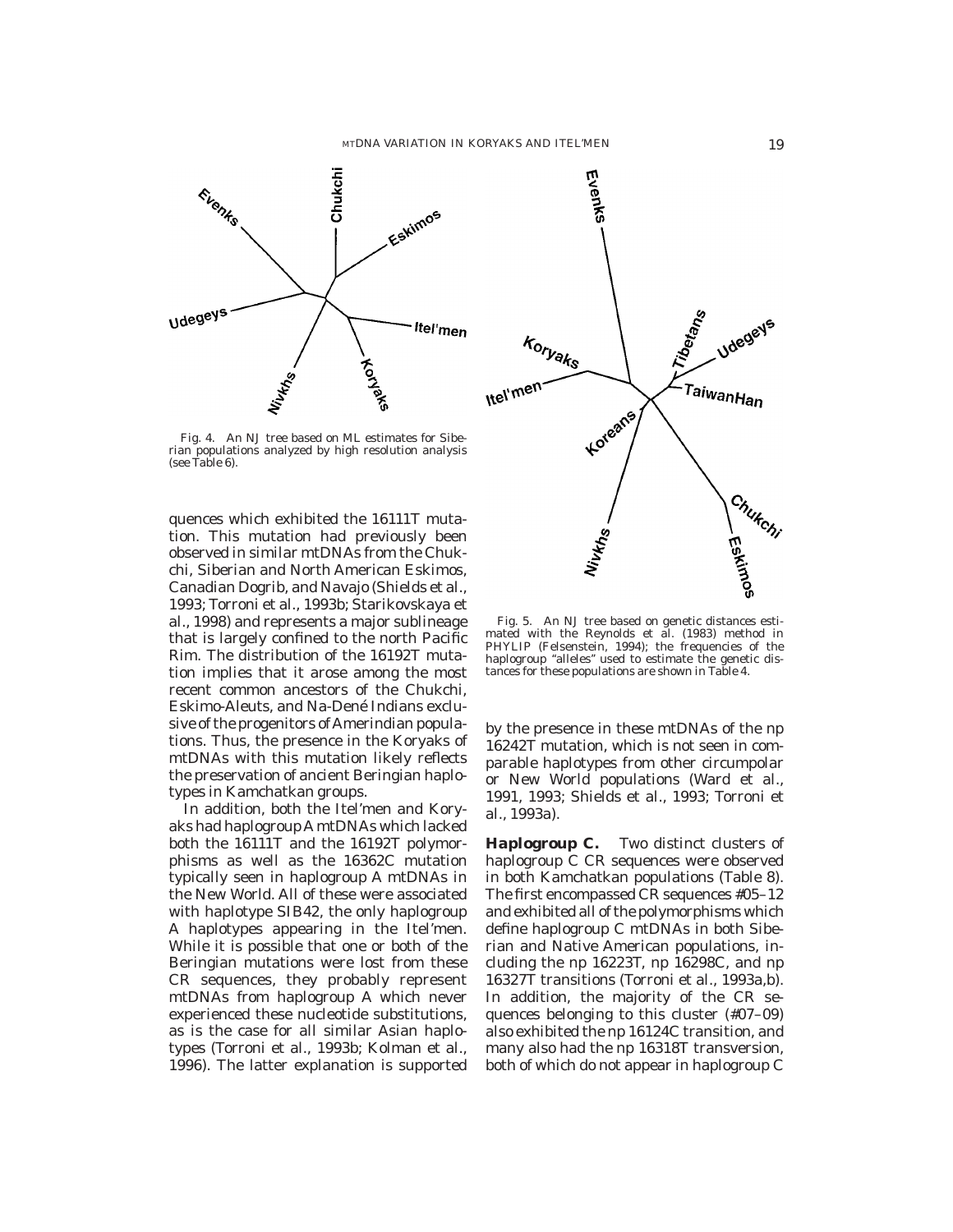Fig. 4. An NJ tree based on ML estimates for Siberian populations analyzed by high resolution analysis (see Table 6).

Fig. 5. An NJ tree based on genetic distances estimated with the Reynolds et al. (1983) method in PHYLIP (Felsenstein, 1994); the frequencies of the haplogroup "alleles" used to estimate the genetic distances for these populations are shown in Table 4.

quences which exhibited the 16111T mutation. This mutation had previously been observed in similar mtDNAs from the Chukchi, Siberian and North American Eskimos, Canadian Dogrib, and Navajo (Shields et al., 1993; Torroni et al., 1993b; Starikovskaya et al., 1998) and represents a major sublineage that is largely confined to the north Pacific Rim. The distribution of the 16192T mutation implies that it arose among the most recent common ancestors of the Chukchi, Eskimo-Aleuts, and Na-Dené Indians exclusive of the progenitors of Amerindian populations. Thus, the presence in the Koryaks of mtDNAs with this mutation likely reflects the preservation of ancient Beringian haplotypes in Kamchatkan groups.

In addition, both the Itel'men and Koryaks had haplogroup A mtDNAs which lacked both the 16111T and the 16192T polymorphisms as well as the 16362C mutation typically seen in haplogroup A mtDNAs in the New World. All of these were associated with haplotype SIB42, the only haplogroup A haplotypes appearing in the Itel'men. While it is possible that one or both of the Beringian mutations were lost from these CR sequences, they probably represent mtDNAs from haplogroup A which never experienced these nucleotide substitutions, as is the case for all similar Asian haplotypes (Torroni et al., 1993b; Kolman et al., 1996). The latter explanation is supported by the presence in these mtDNAs of the np 16242T mutation, which is not seen in comparable haplotypes from other circumpolar or New World populations (Ward et al., 1991, 1993; Shields et al., 1993; Torroni et al., 1993a).

**Haplogroup C.** Two distinct clusters of haplogroup C CR sequences were observed in both Kamchatkan populations (Table 8). The first encompassed CR sequences #05–12 and exhibited all of the polymorphisms which define haplogroup C mtDNAs in both Siberian and Native American populations, including the np 16223T, np 16298C, and np 16327T transitions (Torroni et al., 1993a,b). In addition, the majority of the CR sequences belonging to this cluster (#07–09) also exhibited the np 16124C transition, and many also had the np 16318T transversion, both of which do not appear in haplogroup C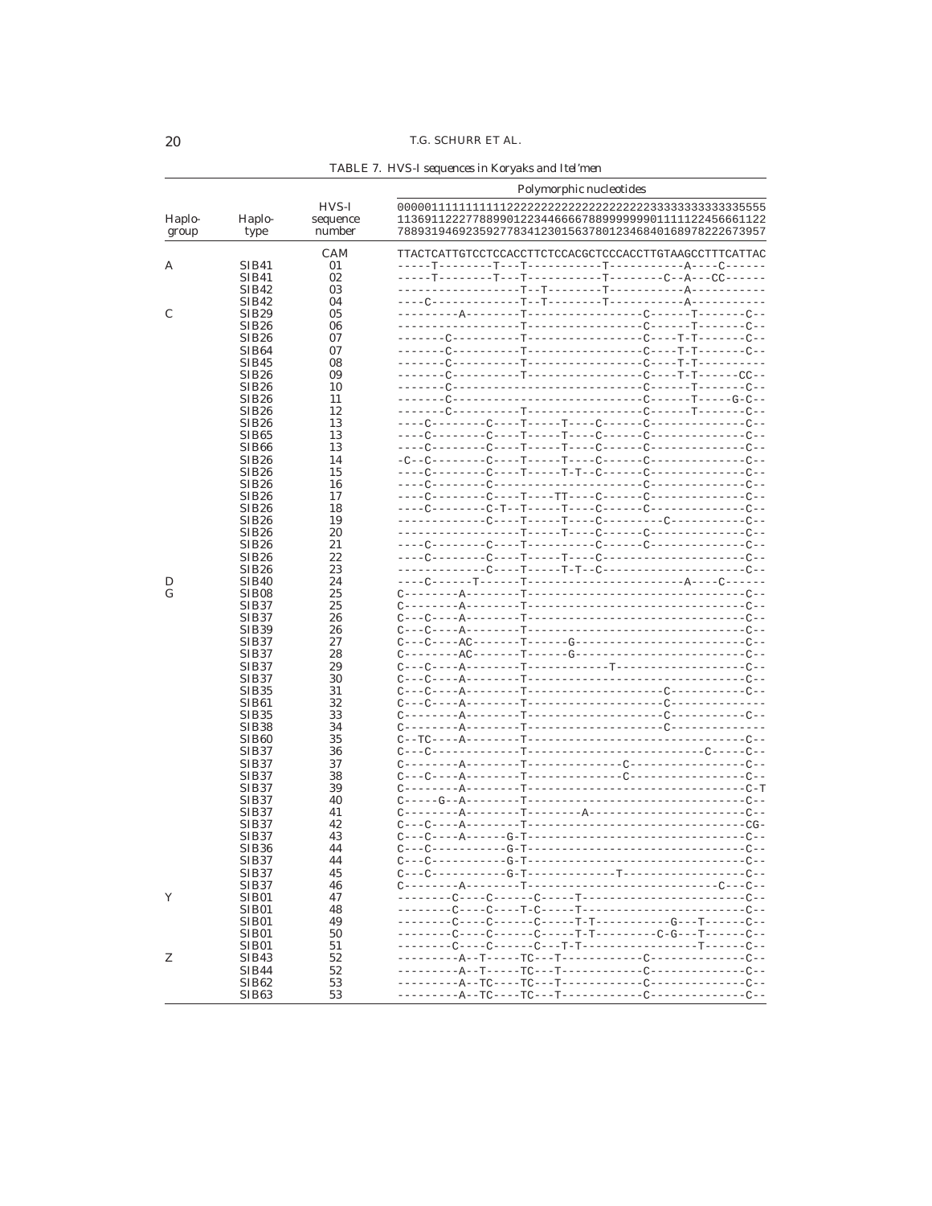TABLE 7. HVS-I sequences in Koryaks and Itel'men

| Haplo-group | Haplo-type | HVS-I sequence number | Polymorphic nucleotides |
|---|---|---|---|
| | | | 0000011111111111222222222222222222233333333333335555<br>1136911222778899012234466667889999999901111122456661122<br>7889319469235927783412301563780123468401689782222673957 |
| | | CAM | TTACTCATTGTCCTCCACCTTCTCCACGCTCCCACCTTGTAAGCCTTTCATTAC |
| A | SIB41 | 01 | -----T--------T---T----------T-----------A----C------ |
| | SIB41 | 02 | -----T--------T---T----------T--------C--A---CC------ |
| | SIB42 | 03 | ------------------T--T--------T-----------A----------- |
| | SIB42 | 04 | ----C-------------T--T--------T-----------A----------- |
| C | SIB29 | 05 | ---------A--------T-----------------C------T-------C-- |
| | SIB26 | 06 | ------------------T-----------------C------T-------C-- |
| | SIB26 | 07 | -------C----------T-----------------C----T-T-------C-- |
| | SIB64 | 07 | -------C----------T-----------------C----T-T-------C-- |
| | SIB45 | 08 | -------C----------T-----------------C----T-T---------- |
| | SIB26 | 09 | -------C----------T-----------------C----T-T------CC-- |
| | SIB26 | 10 | -------C----------------------------C------T-------C-- |
| | SIB26 | 11 | -------C----------------------------C------T-----G-C-- |
| | SIB26 | 12 | -------C----------T-----------------C------T-------C-- |
| | SIB26 | 13 | ----C--------C----T-----T----C------C--------------C-- |
| | SIB65 | 13 | ----C--------C----T-----T----C------C--------------C-- |
| | SIB66 | 13 | ----C--------C----T-----T----C------C--------------C-- |
| | SIB26 | 14 | -C--C--------C----T-----T----C------C--------------C-- |
| | SIB26 | 15 | ----C--------C----T-----T-T--C------C--------------C-- |
| | SIB26 | 16 | ----C--------C----------------------C--------------C-- |
| | SIB26 | 17 | ----C--------C----T----TT----C------C--------------C-- |
| | SIB26 | 18 | ----C--------C-T--T-----T----C------C--------------C-- |
| | SIB26 | 19 | -------------C----T-----T----C---------C-----------C-- |
| | SIB26 | 20 | ------------------T-----T----C------C--------------C-- |
| | SIB26 | 21 | ----C--------C----T----------C------C--------------C-- |
| | SIB26 | 22 | ----C--------C----T-----T----C---------------------C-- |
| | SIB26 | 23 | -------------C----T-----T-T--C---------------------C-- |
| D | SIB40 | 24 | ----C------T------T-----------------------A----C------ |
| G | SIB08 | 25 | C--------A--------T--------------------------------C-- |
| | SIB37 | 25 | C--------A--------T--------------------------------C-- |
| | SIB37 | 26 | C---C----A--------T--------------------------------C-- |
| | SIB39 | 26 | C---C----A--------T--------------------------------C-- |
| | SIB37 | 27 | C---C----AC-------T------G-------------------------C-- |
| | SIB37 | 28 | C--------AC-------T------G-------------------------C-- |
| | SIB37 | 29 | C---C----A--------T------------T-------------------C-- |
| | SIB37 | 30 | C---C----A--------T--------------------------------C-- |
| | SIB35 | 31 | C---C----A--------T--------------------C-----------C-- |
| | SIB61 | 32 | C---C----A--------T--------------------C-------------- |
| | SIB35 | 33 | C--------A--------T--------------------C-----------C-- |
| | SIB38 | 34 | C--------A--------T--------------------C-------------- |
| | SIB60 | 35 | C--TC----A--------T--------------------------------C-- |
| | SIB37 | 36 | C---C-------------T---------------------------C----C-- |
| | SIB37 | 37 | C--------A--------T--------------C-----------------C-- |
| | SIB37 | 38 | C---C----A--------T--------------C-----------------C-- |
| | SIB37 | 39 | C--------A--------T--------------------------------C-T |
| | SIB37 | 40 | C-----G--A--------T--------------------------------C-- |
| | SIB37 | 41 | C--------A--------T--------A-----------------------C-- |
| | SIB37 | 42 | C---C----A--------T--------------------------------CG- |
| | SIB37 | 43 | C---C----A------G-T--------------------------------C-- |
| | SIB36 | 44 | C---C-----------G-T--------------------------------C-- |
| | SIB37 | 44 | C---C-----------G-T--------------------------------C-- |
| | SIB37 | 45 | C---C-----------G-T-------------T------------------C-- |
| | SIB37 | 46 | C--------A--------T--------------------------C---C-- |
| Y | SIB01 | 47 | --------C----C------C-----T------------------------C-- |
| | SIB01 | 48 | --------C----C----T-C-----T------------------------C-- |
| | SIB01 | 49 | --------C----C------C-----T-T-----------G---T------C-- |
| | SIB01 | 50 | --------C----C------C-----T-T---------C-G---T------C-- |
| | SIB01 | 51 | --------C----C------C---T-T-----------------T------C-- |
| Z | SIB43 | 52 | ---------A--T-----TC---T------------C--------------C-- |
| | SIB44 | 52 | ---------A--T-----TC---T------------C--------------C-- |
| | SIB62 | 53 | ---------A--TC----TC---T------------C--------------C-- |
| | SIB63 | 53 | ---------A--TC----TC---T------------C--------------C-- |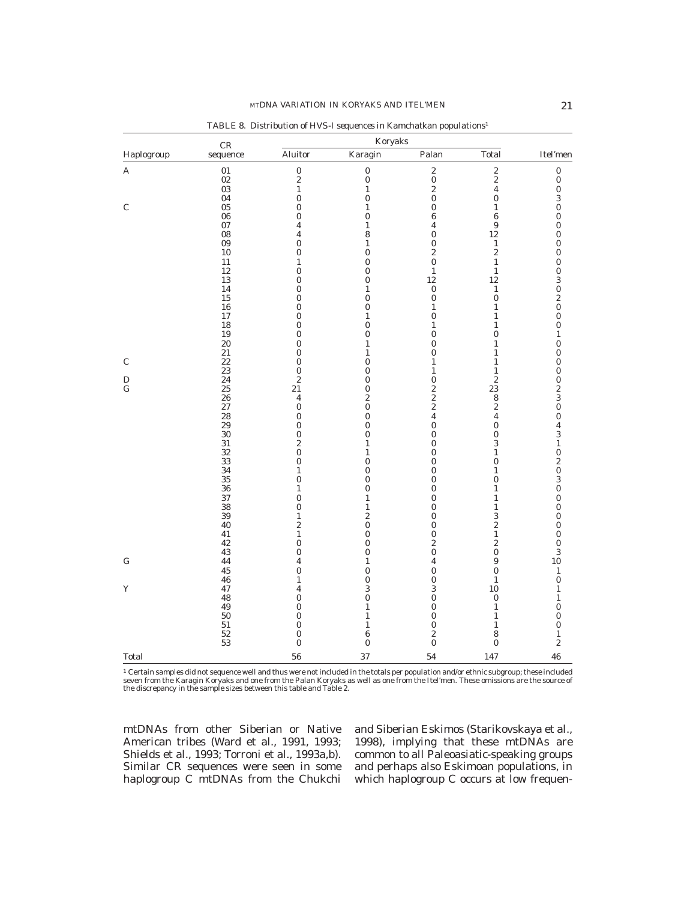TABLE 8. *Distribution of HVS-I sequences in Kamchatkan populations*[1]

| Haplogroup | CR sequence | Koryaks | | | | Itel'men |
|---|---|---|---|---|---|---|
| | | Aluitor | Karagin | Palan | Total | |
| A | 01 | 0 | 0 | 2 | 2 | 0 |
| | 02 | 2 | 0 | 0 | 2 | 0 |
| | 03 | 1 | 1 | 2 | 4 | 0 |
| | 04 | 0 | 0 | 0 | 0 | 3 |
| C | 05 | 0 | 1 | 0 | 1 | 0 |
| | 06 | 0 | 0 | 6 | 6 | 0 |
| | 07 | 4 | 1 | 4 | 9 | 0 |
| | 08 | 4 | 8 | 0 | 12 | 0 |
| | 09 | 0 | 1 | 0 | 1 | 0 |
| | 10 | 0 | 0 | 2 | 2 | 0 |
| | 11 | 1 | 0 | 0 | 1 | 0 |
| | 12 | 0 | 0 | 1 | 1 | 0 |
| | 13 | 0 | 0 | 12 | 12 | 3 |
| | 14 | 0 | 1 | 0 | 1 | 0 |
| | 15 | 0 | 0 | 0 | 0 | 2 |
| | 16 | 0 | 0 | 1 | 1 | 0 |
| | 17 | 0 | 1 | 0 | 1 | 0 |
| | 18 | 0 | 0 | 1 | 1 | 0 |
| | 19 | 0 | 0 | 0 | 0 | 1 |
| | 20 | 0 | 1 | 0 | 1 | 0 |
| | 21 | 0 | 1 | 0 | 1 | 0 |
| C | 22 | 0 | 0 | 1 | 1 | 0 |
| | 23 | 0 | 0 | 1 | 1 | 0 |
| D | 24 | 2 | 0 | 0 | 2 | 0 |
| G | 25 | 21 | 0 | 2 | 23 | 2 |
| | 26 | 4 | 2 | 2 | 8 | 3 |
| | 27 | 0 | 0 | 2 | 2 | 0 |
| | 28 | 0 | 0 | 4 | 4 | 0 |
| | 29 | 0 | 0 | 0 | 0 | 4 |
| | 30 | 0 | 0 | 0 | 0 | 3 |
| | 31 | 2 | 1 | 0 | 3 | 1 |
| | 32 | 0 | 1 | 0 | 1 | 0 |
| | 33 | 0 | 0 | 0 | 0 | 2 |
| | 34 | 1 | 0 | 0 | 1 | 0 |
| | 35 | 0 | 0 | 0 | 0 | 3 |
| | 36 | 1 | 0 | 0 | 1 | 0 |
| | 37 | 0 | 1 | 0 | 1 | 0 |
| | 38 | 0 | 1 | 0 | 1 | 0 |
| | 39 | 1 | 2 | 0 | 3 | 0 |
| | 40 | 2 | 0 | 0 | 2 | 0 |
| | 41 | 1 | 0 | 0 | 1 | 0 |
| | 42 | 0 | 0 | 2 | 2 | 0 |
| | 43 | 0 | 0 | 0 | 0 | 3 |
| G | 44 | 4 | 1 | 4 | 9 | 10 |
| | 45 | 0 | 0 | 0 | 0 | 1 |
| | 46 | 1 | 0 | 0 | 1 | 0 |
| Y | 47 | 4 | 3 | 3 | 10 | 1 |
| | 48 | 0 | 0 | 0 | 0 | 1 |
| | 49 | 0 | 1 | 0 | 1 | 0 |
| | 50 | 0 | 1 | 0 | 1 | 0 |
| | 51 | 0 | 1 | 0 | 1 | 0 |
| | 52 | 0 | 6 | 2 | 8 | 1 |
| | 53 | 0 | 0 | 0 | 0 | 2 |
| Total | | 56 | 37 | 54 | 147 | 46 |

[1] Certain samples did not sequence well and thus were not included in the totals per population and/or ethnic subgroup; these included seven from the Karagin Koryaks and one from the Palan Koryaks as well as one from the Itel'men. These omissions are the source of the discrepancy in the sample sizes between this table and Table 2.

mtDNAs from other Siberian or Native American tribes (Ward et al., 1991, 1993; Shields et al., 1993; Torroni et al., 1993a,b). Similar CR sequences were seen in some haplogroup C mtDNAs from the Chukchi and Siberian Eskimos (Starikovskaya et al., 1998), implying that these mtDNAs are common to all Paleoasiatic-speaking groups and perhaps also Eskimoan populations, in which haplogroup C occurs at low frequen-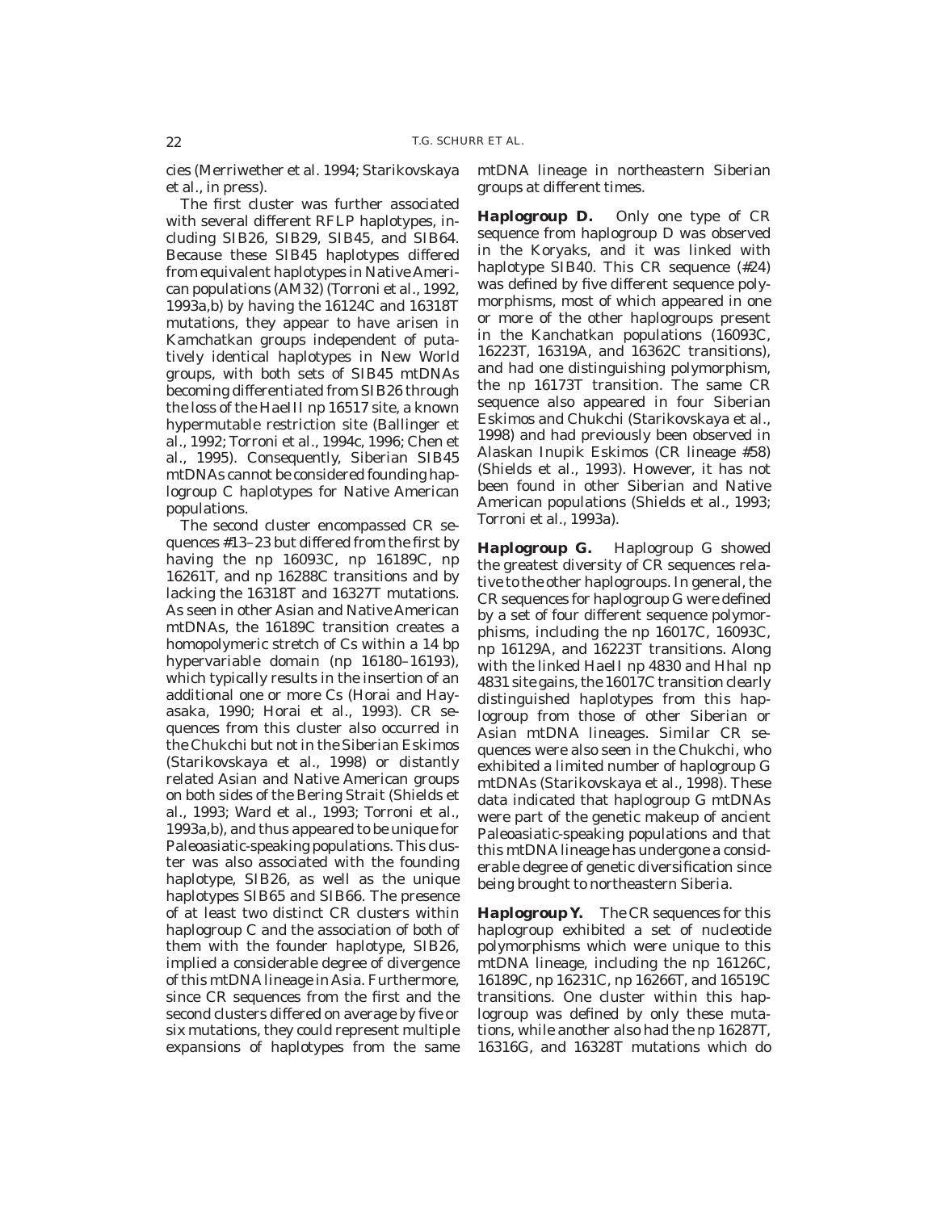cies (Merriwether et al. 1994; Starikovskaya et al., in press).

The first cluster was further associated with several different RFLP haplotypes, including SIB26, SIB29, SIB45, and SIB64. Because these SIB45 haplotypes differed from equivalent haplotypes in Native American populations (AM32) (Torroni et al., 1992, 1993a,b) by having the 16124C and 16318T mutations, they appear to have arisen in Kamchatkan groups independent of putatively identical haplotypes in New World groups, with both sets of SIB45 mtDNAs becoming differentiated from SIB26 through the loss of the HaeIII np 16517 site, a known hypermutable restriction site (Ballinger et al., 1992; Torroni et al., 1994c, 1996; Chen et al., 1995). Consequently, Siberian SIB45 mtDNAs cannot be considered founding haplogroup C haplotypes for Native American populations.

The second cluster encompassed CR sequences #13–23 but differed from the first by having the np 16093C, np 16189C, np 16261T, and np 16288C transitions and by lacking the 16318T and 16327T mutations. As seen in other Asian and Native American mtDNAs, the 16189C transition creates a homopolymeric stretch of Cs within a 14 bp hypervariable domain (np 16180–16193), which typically results in the insertion of an additional one or more Cs (Horai and Hayasaka, 1990; Horai et al., 1993). CR sequences from this cluster also occurred in the Chukchi but not in the Siberian Eskimos (Starikovskaya et al., 1998) or distantly related Asian and Native American groups on both sides of the Bering Strait (Shields et al., 1993; Ward et al., 1993; Torroni et al., 1993a,b), and thus appeared to be unique for Paleoasiatic-speaking populations. This cluster was also associated with the founding haplotype, SIB26, as well as the unique haplotypes SIB65 and SIB66. The presence of at least two distinct CR clusters within haplogroup C and the association of both of them with the founder haplotype, SIB26, implied a considerable degree of divergence of this mtDNA lineage in Asia. Furthermore, since CR sequences from the first and the second clusters differed on average by five or six mutations, they could represent multiple expansions of haplotypes from the same mtDNA lineage in northeastern Siberian groups at different times.

**Haplogroup D.** Only one type of CR sequence from haplogroup D was observed in the Koryaks, and it was linked with haplotype SIB40. This CR sequence (#24) was defined by five different sequence polymorphisms, most of which appeared in one or more of the other haplogroups present in the Kanchatkan populations (16093C, 16223T, 16319A, and 16362C transitions), and had one distinguishing polymorphism, the np 16173T transition. The same CR sequence also appeared in four Siberian Eskimos and Chukchi (Starikovskaya et al., 1998) and had previously been observed in Alaskan Inupik Eskimos (CR lineage #58) (Shields et al., 1993). However, it has not been found in other Siberian and Native American populations (Shields et al., 1993; Torroni et al., 1993a).

**Haplogroup G.** Haplogroup G showed the greatest diversity of CR sequences relative to the other haplogroups. In general, the CR sequences for haplogroup G were defined by a set of four different sequence polymorphisms, including the np 16017C, 16093C, np 16129A, and 16223T transitions. Along with the linked HaeII np 4830 and HhaI np 4831 site gains, the 16017C transition clearly distinguished haplotypes from this haplogroup from those of other Siberian or Asian mtDNA lineages. Similar CR sequences were also seen in the Chukchi, who exhibited a limited number of haplogroup G mtDNAs (Starikovskaya et al., 1998). These data indicated that haplogroup G mtDNAs were part of the genetic makeup of ancient Paleoasiatic-speaking populations and that this mtDNA lineage has undergone a considerable degree of genetic diversification since being brought to northeastern Siberia.

**Haplogroup Y.** The CR sequences for this haplogroup exhibited a set of nucleotide polymorphisms which were unique to this mtDNA lineage, including the np 16126C, 16189C, np 16231C, np 16266T, and 16519C transitions. One cluster within this haplogroup was defined by only these mutations, while another also had the np 16287T, 16316G, and 16328T mutations which do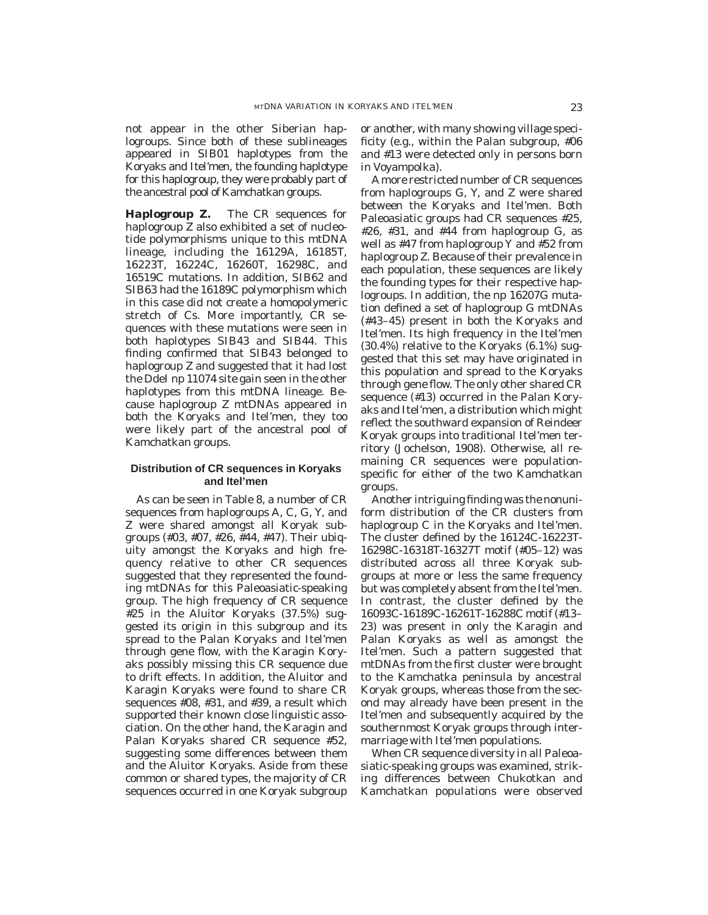not appear in the other Siberian haplogroups. Since both of these sublineages appeared in SIB01 haplotypes from the Koryaks and Itel'men, the founding haplotype for this haplogroup, they were probably part of the ancestral pool of Kamchatkan groups.

**Haplogroup Z.** The CR sequences for haplogroup Z also exhibited a set of nucleotide polymorphisms unique to this mtDNA lineage, including the 16129A, 16185T, 16223T, 16224C, 16260T, 16298C, and 16519C mutations. In addition, SIB62 and SIB63 had the 16189C polymorphism which in this case did not create a homopolymeric stretch of Cs. More importantly, CR sequences with these mutations were seen in both haplotypes SIB43 and SIB44. This finding confirmed that SIB43 belonged to haplogroup Z and suggested that it had lost the DdeI np 11074 site gain seen in the other haplotypes from this mtDNA lineage. Because haplogroup Z mtDNAs appeared in both the Koryaks and Itel'men, they too were likely part of the ancestral pool of Kamchatkan groups.

### Distribution of CR sequences in Koryaks and Itel'men

As can be seen in Table 8, a number of CR sequences from haplogroups A, C, G, Y, and Z were shared amongst all Koryak subgroups (#03, #07, #26, #44, #47). Their ubiquity amongst the Koryaks and high frequency relative to other CR sequences suggested that they represented the founding mtDNAs for this Paleoasiatic-speaking group. The high frequency of CR sequence #25 in the Aluitor Koryaks (37.5%) suggested its origin in this subgroup and its spread to the Palan Koryaks and Itel'men through gene flow, with the Karagin Koryaks possibly missing this CR sequence due to drift effects. In addition, the Aluitor and Karagin Koryaks were found to share CR sequences #08, #31, and #39, a result which supported their known close linguistic association. On the other hand, the Karagin and Palan Koryaks shared CR sequence #52, suggesting some differences between them and the Aluitor Koryaks. Aside from these common or shared types, the majority of CR sequences occurred in one Koryak subgroup or another, with many showing village specificity (e.g., within the Palan subgroup, #06 and #13 were detected only in persons born in Voyampolka).

A more restricted number of CR sequences from haplogroups G, Y, and Z were shared between the Koryaks and Itel'men. Both Paleoasiatic groups had CR sequences #25, #26, #31, and #44 from haplogroup G, as well as #47 from haplogroup Y and #52 from haplogroup Z. Because of their prevalence in each population, these sequences are likely the founding types for their respective haplogroups. In addition, the np 16207G mutation defined a set of haplogroup G mtDNAs (#43–45) present in both the Koryaks and Itel'men. Its high frequency in the Itel'men (30.4%) relative to the Koryaks (6.1%) suggested that this set may have originated in this population and spread to the Koryaks through gene flow. The only other shared CR sequence (#13) occurred in the Palan Koryaks and Itel'men, a distribution which might reflect the southward expansion of Reindeer Koryak groups into traditional Itel'men territory (Jochelson, 1908). Otherwise, all remaining CR sequences were population-specific for either of the two Kamchatkan groups.

Another intriguing finding was the nonuniform distribution of the CR clusters from haplogroup C in the Koryaks and Itel'men. The cluster defined by the 16124C-16223T-16298C-16318T-16327T motif (#05–12) was distributed across all three Koryak subgroups at more or less the same frequency but was completely absent from the Itel'men. In contrast, the cluster defined by the 16093C-16189C-16261T-16288C motif (#13–23) was present in only the Karagin and Palan Koryaks as well as amongst the Itel'men. Such a pattern suggested that mtDNAs from the first cluster were brought to the Kamchatka peninsula by ancestral Koryak groups, whereas those from the second may already have been present in the Itel'men and subsequently acquired by the southernmost Koryak groups through intermarriage with Itel'men populations.

When CR sequence diversity in all Paleoasiatic-speaking groups was examined, striking differences between Chukotkan and Kamchatkan populations were observed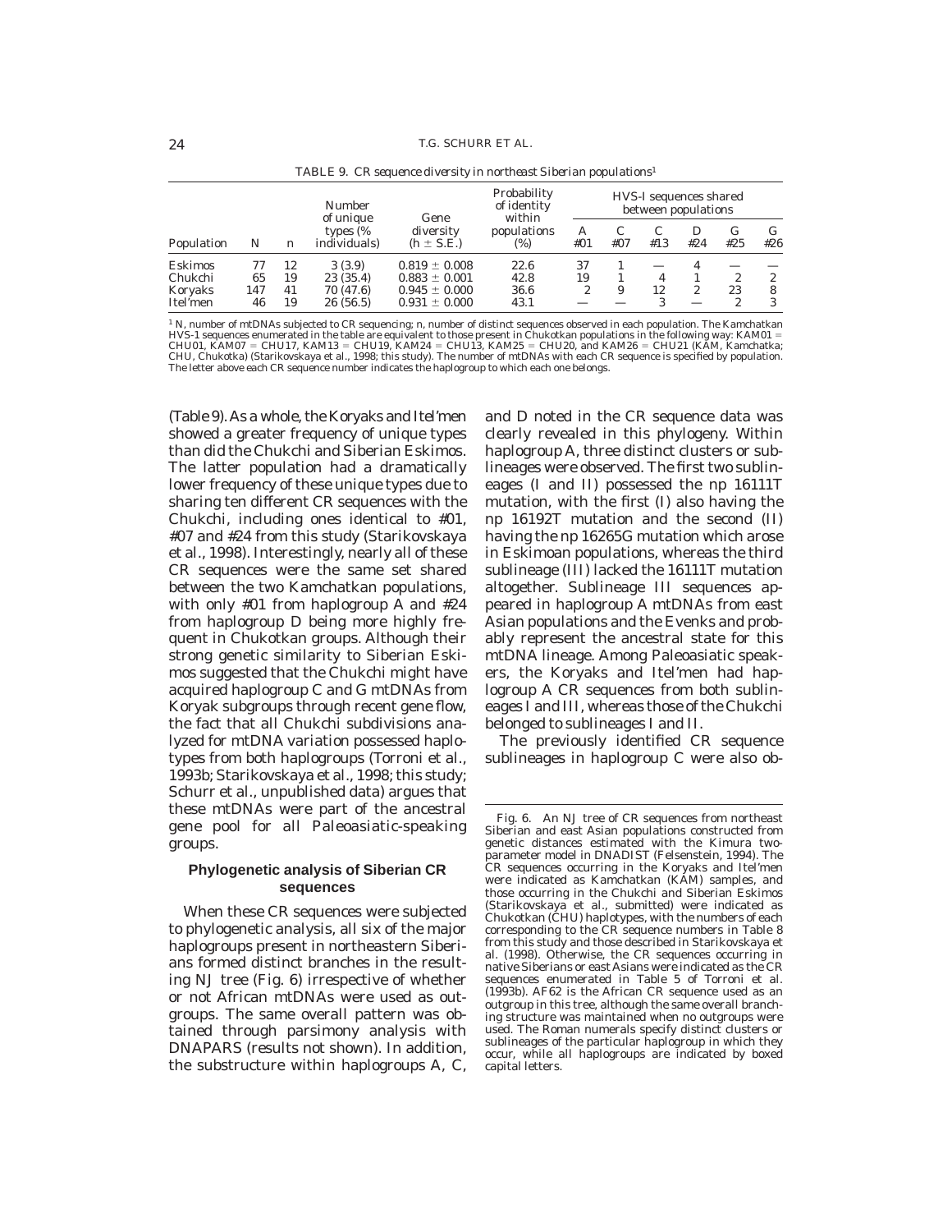TABLE 9. *CR sequence diversity in northeast Siberian populations*[1]

| Population | N | n | Number of unique types (% individuals) | Gene diversity (h ± S.E.) | Probability of identity within populations (%) | HVS-I sequences shared between populations | | | | | |
|---|---|---|---|---|---|---|---|---|---|---|---|
| | | | | | | A #01 | C #07 | C #13 | D #24 | G #25 | G #26 |
| Eskimos | 77 | 12 | 3 (3.9) | 0.819 ± 0.008 | 22.6 | 37 | 1 | — | 4 | — | — |
| Chukchi | 65 | 19 | 23 (35.4) | 0.883 ± 0.001 | 42.8 | 19 | 1 | 4 | 1 | 2 | 2 |
| Koryaks | 147 | 41 | 70 (47.6) | 0.945 ± 0.000 | 36.6 | 2 | 9 | 12 | 2 | 23 | 8 |
| Itel'men | 46 | 19 | 26 (56.5) | 0.931 ± 0.000 | 43.1 | — | — | 3 | — | 2 | 3 |

[1] N, number of mtDNAs subjected to CR sequencing; n, number of distinct sequences observed in each population. The Kamchatkan HVS-1 sequences enumerated in the table are equivalent to those present in Chukotkan populations in the following way: KAM01 = CHU01, KAM07 = CHU17, KAM13 = CHU19, KAM24 = CHU13, KAM25 = CHU20, and KAM26 = CHU21 (KAM, Kamchatka; CHU, Chukotka) (Starikovskaya et al., 1998; this study). The number of mtDNAs with each CR sequence is specified by population. The letter above each CR sequence number indicates the haplogroup to which each one belongs.

(Table 9). As a whole, the Koryaks and Itel'men showed a greater frequency of unique types than did the Chukchi and Siberian Eskimos. The latter population had a dramatically lower frequency of these unique types due to sharing ten different CR sequences with the Chukchi, including ones identical to #01, #07 and #24 from this study (Starikovskaya et al., 1998). Interestingly, nearly all of these CR sequences were the same set shared between the two Kamchatkan populations, with only #01 from haplogroup A and #24 from haplogroup D being more highly frequent in Chukotkan groups. Although their strong genetic similarity to Siberian Eskimos suggested that the Chukchi might have acquired haplogroup C and G mtDNAs from Koryak subgroups through recent gene flow, the fact that all Chukchi subdivisions analyzed for mtDNA variation possessed haplotypes from both haplogroups (Torroni et al., 1993b; Starikovskaya et al., 1998; this study; Schurr et al., unpublished data) argues that these mtDNAs were part of the ancestral gene pool for all Paleoasiatic-speaking groups.

### Phylogenetic analysis of Siberian CR sequences

When these CR sequences were subjected to phylogenetic analysis, all six of the major haplogroups present in northeastern Siberians formed distinct branches in the resulting NJ tree (Fig. 6) irrespective of whether or not African mtDNAs were used as outgroups. The same overall pattern was obtained through parsimony analysis with DNAPARS (results not shown). In addition, the substructure within haplogroups A, C, and D noted in the CR sequence data was clearly revealed in this phylogeny. Within haplogroup A, three distinct clusters or sublineages were observed. The first two sublineages (I and II) possessed the np 16111T mutation, with the first (I) also having the np 16192T mutation and the second (II) having the np 16265G mutation which arose in Eskimoan populations, whereas the third sublineage (III) lacked the 16111T mutation altogether. Sublineage III sequences appeared in haplogroup A mtDNAs from east Asian populations and the Evenks and probably represent the ancestral state for this mtDNA lineage. Among Paleoasiatic speakers, the Koryaks and Itel'men had haplogroup A CR sequences from both sublineages I and III, whereas those of the Chukchi belonged to sublineages I and II.

The previously identified CR sequence sublineages in haplogroup C were also ob-

Fig. 6. An NJ tree of CR sequences from northeast Siberian and east Asian populations constructed from genetic distances estimated with the Kimura two-parameter model in DNADIST (Felsenstein, 1994). The CR sequences occurring in the Koryaks and Itel'men were indicated as Kamchatkan (KAM) samples, and those occurring in the Chukchi and Siberian Eskimos (Starikovskaya et al., submitted) were indicated as Chukotkan (CHU) haplotypes, with the numbers of each corresponding to the CR sequence numbers in Table 8 from this study and those described in Starikovskaya et al. (1998). Otherwise, the CR sequences occurring in native Siberians or east Asians were indicated as the CR sequences enumerated in Table 5 of Torroni et al. (1993b). AF62 is the African CR sequence used as an outgroup in this tree, although the same overall branching structure was maintained when no outgroups were used. The Roman numerals specify distinct clusters or sublineages of the particular haplogroup in which they occur, while all haplogroups are indicated by boxed capital letters.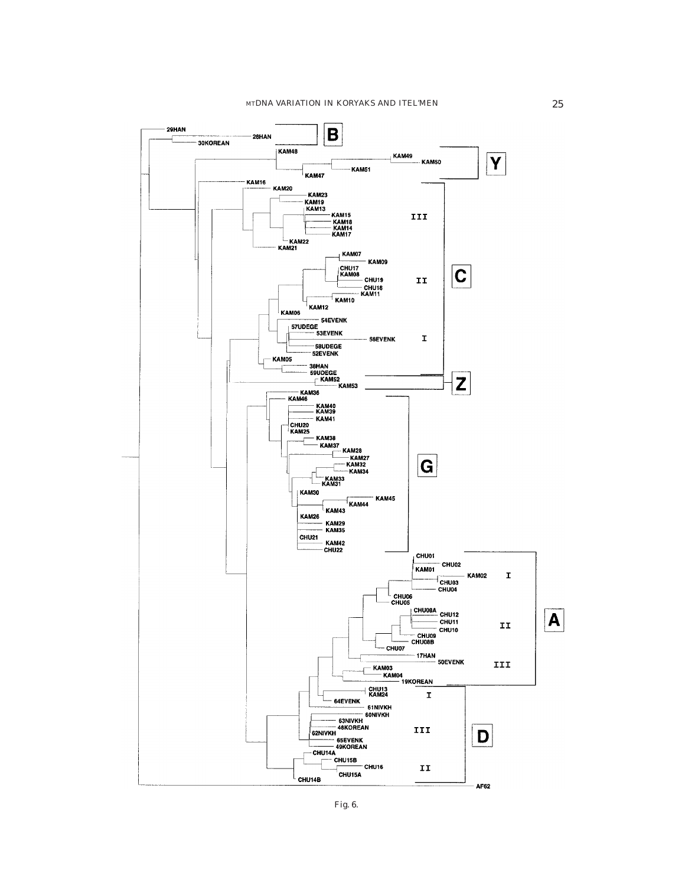Fig. 6.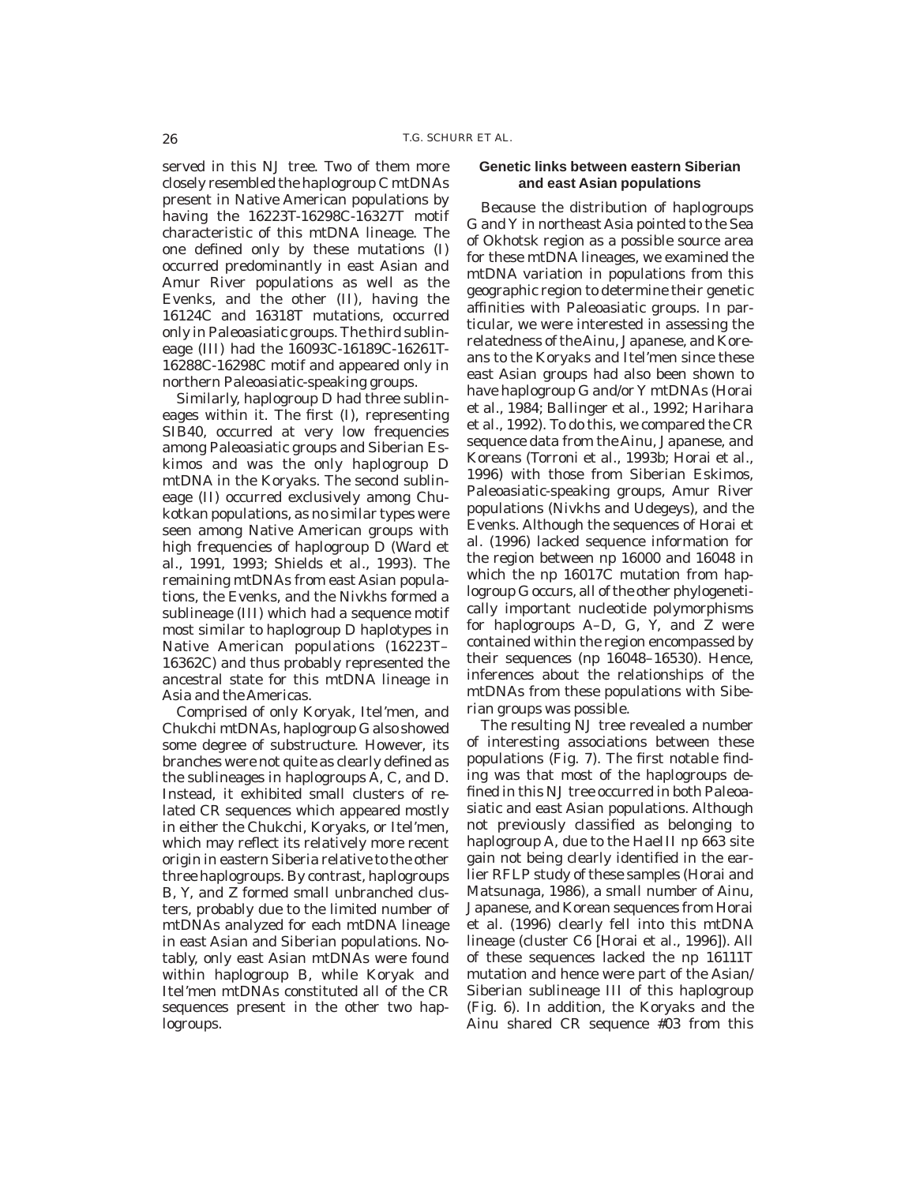served in this NJ tree. Two of them more closely resembled the haplogroup C mtDNAs present in Native American populations by having the 16223T-16298C-16327T motif characteristic of this mtDNA lineage. The one defined only by these mutations (I) occurred predominantly in east Asian and Amur River populations as well as the Evenks, and the other (II), having the 16124C and 16318T mutations, occurred only in Paleoasiatic groups. The third sublineage (III) had the 16093C-16189C-16261T-16288C-16298C motif and appeared only in northern Paleoasiatic-speaking groups.

Similarly, haplogroup D had three sublineages within it. The first (I), representing SIB40, occurred at very low frequencies among Paleoasiatic groups and Siberian Eskimos and was the only haplogroup D mtDNA in the Koryaks. The second sublineage (II) occurred exclusively among Chukotkan populations, as no similar types were seen among Native American groups with high frequencies of haplogroup D (Ward et al., 1991, 1993; Shields et al., 1993). The remaining mtDNAs from east Asian populations, the Evenks, and the Nivkhs formed a sublineage (III) which had a sequence motif most similar to haplogroup D haplotypes in Native American populations (16223T–16362C) and thus probably represented the ancestral state for this mtDNA lineage in Asia and the Americas.

Comprised of only Koryak, Itel'men, and Chukchi mtDNAs, haplogroup G also showed some degree of substructure. However, its branches were not quite as clearly defined as the sublineages in haplogroups A, C, and D. Instead, it exhibited small clusters of related CR sequences which appeared mostly in either the Chukchi, Koryaks, or Itel'men, which may reflect its relatively more recent origin in eastern Siberia relative to the other three haplogroups. By contrast, haplogroups B, Y, and Z formed small unbranched clusters, probably due to the limited number of mtDNAs analyzed for each mtDNA lineage in east Asian and Siberian populations. Notably, only east Asian mtDNAs were found within haplogroup B, while Koryak and Itel'men mtDNAs constituted all of the CR sequences present in the other two haplogroups.

## Genetic links between eastern Siberian and east Asian populations

Because the distribution of haplogroups G and Y in northeast Asia pointed to the Sea of Okhotsk region as a possible source area for these mtDNA lineages, we examined the mtDNA variation in populations from this geographic region to determine their genetic affinities with Paleoasiatic groups. In particular, we were interested in assessing the relatedness of the Ainu, Japanese, and Koreans to the Koryaks and Itel'men since these east Asian groups had also been shown to have haplogroup G and/or Y mtDNAs (Horai et al., 1984; Ballinger et al., 1992; Harihara et al., 1992). To do this, we compared the CR sequence data from the Ainu, Japanese, and Koreans (Torroni et al., 1993b; Horai et al., 1996) with those from Siberian Eskimos, Paleoasiatic-speaking groups, Amur River populations (Nivkhs and Udegeys), and the Evenks. Although the sequences of Horai et al. (1996) lacked sequence information for the region between np 16000 and 16048 in which the np 16017C mutation from haplogroup G occurs, all of the other phylogenetically important nucleotide polymorphisms for haplogroups A–D, G, Y, and Z were contained within the region encompassed by their sequences (np 16048–16530). Hence, inferences about the relationships of the mtDNAs from these populations with Siberian groups was possible.

The resulting NJ tree revealed a number of interesting associations between these populations (Fig. 7). The first notable finding was that most of the haplogroups defined in this NJ tree occurred in both Paleoasiatic and east Asian populations. Although not previously classified as belonging to haplogroup A, due to the HaeIII np 663 site gain not being clearly identified in the earlier RFLP study of these samples (Horai and Matsunaga, 1986), a small number of Ainu, Japanese, and Korean sequences from Horai et al. (1996) clearly fell into this mtDNA lineage (cluster C6 [Horai et al., 1996]). All of these sequences lacked the np 16111T mutation and hence were part of the Asian/Siberian sublineage III of this haplogroup (Fig. 6). In addition, the Koryaks and the Ainu shared CR sequence #03 from this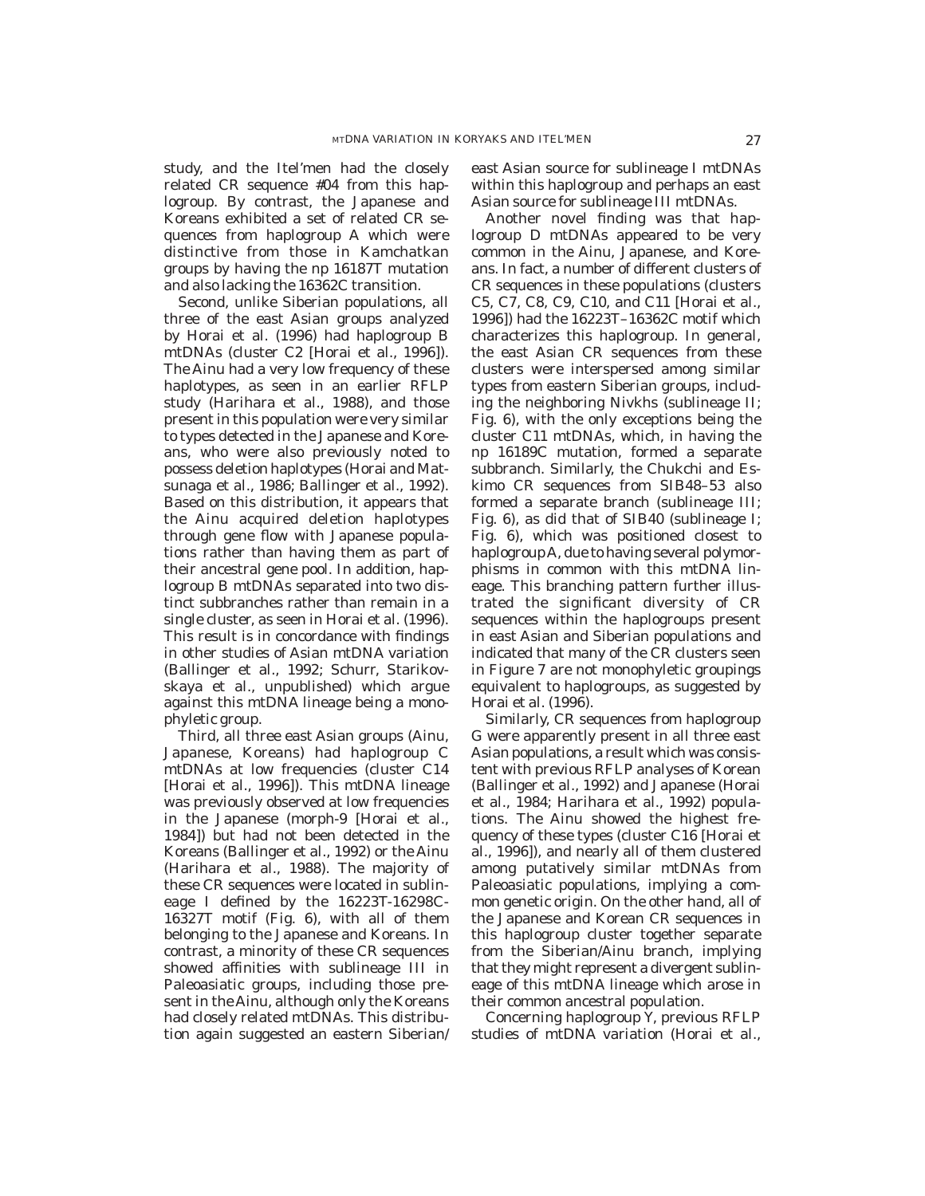study, and the Itel'men had the closely related CR sequence #04 from this haplogroup. By contrast, the Japanese and Koreans exhibited a set of related CR sequences from haplogroup A which were distinctive from those in Kamchatkan groups by having the np 16187T mutation and also lacking the 16362C transition.

Second, unlike Siberian populations, all three of the east Asian groups analyzed by Horai et al. (1996) had haplogroup B mtDNAs (cluster C2 [Horai et al., 1996]). The Ainu had a very low frequency of these haplotypes, as seen in an earlier RFLP study (Harihara et al., 1988), and those present in this population were very similar to types detected in the Japanese and Koreans, who were also previously noted to possess deletion haplotypes (Horai and Matsunaga et al., 1986; Ballinger et al., 1992). Based on this distribution, it appears that the Ainu acquired deletion haplotypes through gene flow with Japanese populations rather than having them as part of their ancestral gene pool. In addition, haplogroup B mtDNAs separated into two distinct subbranches rather than remain in a single cluster, as seen in Horai et al. (1996). This result is in concordance with findings in other studies of Asian mtDNA variation (Ballinger et al., 1992; Schurr, Starikovskaya et al., unpublished) which argue against this mtDNA lineage being a monophyletic group.

Third, all three east Asian groups (Ainu, Japanese, Koreans) had haplogroup C mtDNAs at low frequencies (cluster C14 [Horai et al., 1996]). This mtDNA lineage was previously observed at low frequencies in the Japanese (morph-9 [Horai et al., 1984]) but had not been detected in the Koreans (Ballinger et al., 1992) or the Ainu (Harihara et al., 1988). The majority of these CR sequences were located in sublineage I defined by the 16223T-16298C-16327T motif (Fig. 6), with all of them belonging to the Japanese and Koreans. In contrast, a minority of these CR sequences showed affinities with sublineage III in Paleoasiatic groups, including those present in the Ainu, although only the Koreans had closely related mtDNAs. This distribution again suggested an eastern Siberian/east Asian source for sublineage I mtDNAs within this haplogroup and perhaps an east Asian source for sublineage III mtDNAs.

Another novel finding was that haplogroup D mtDNAs appeared to be very common in the Ainu, Japanese, and Koreans. In fact, a number of different clusters of CR sequences in these populations (clusters C5, C7, C8, C9, C10, and C11 [Horai et al., 1996]) had the 16223T–16362C motif which characterizes this haplogroup. In general, the east Asian CR sequences from these clusters were interspersed among similar types from eastern Siberian groups, including the neighboring Nivkhs (sublineage II; Fig. 6), with the only exceptions being the cluster C11 mtDNAs, which, in having the np 16189C mutation, formed a separate subbranch. Similarly, the Chukchi and Eskimo CR sequences from SIB48–53 also formed a separate branch (sublineage III; Fig. 6), as did that of SIB40 (sublineage I; Fig. 6), which was positioned closest to haplogroup A, due to having several polymorphisms in common with this mtDNA lineage. This branching pattern further illustrated the significant diversity of CR sequences within the haplogroups present in east Asian and Siberian populations and indicated that many of the CR clusters seen in Figure 7 are not monophyletic groupings equivalent to haplogroups, as suggested by Horai et al. (1996).

Similarly, CR sequences from haplogroup G were apparently present in all three east Asian populations, a result which was consistent with previous RFLP analyses of Korean (Ballinger et al., 1992) and Japanese (Horai et al., 1984; Harihara et al., 1992) populations. The Ainu showed the highest frequency of these types (cluster C16 [Horai et al., 1996]), and nearly all of them clustered among putatively similar mtDNAs from Paleoasiatic populations, implying a common genetic origin. On the other hand, all of the Japanese and Korean CR sequences in this haplogroup cluster together separate from the Siberian/Ainu branch, implying that they might represent a divergent sublineage of this mtDNA lineage which arose in their common ancestral population.

Concerning haplogroup Y, previous RFLP studies of mtDNA variation (Horai et al.,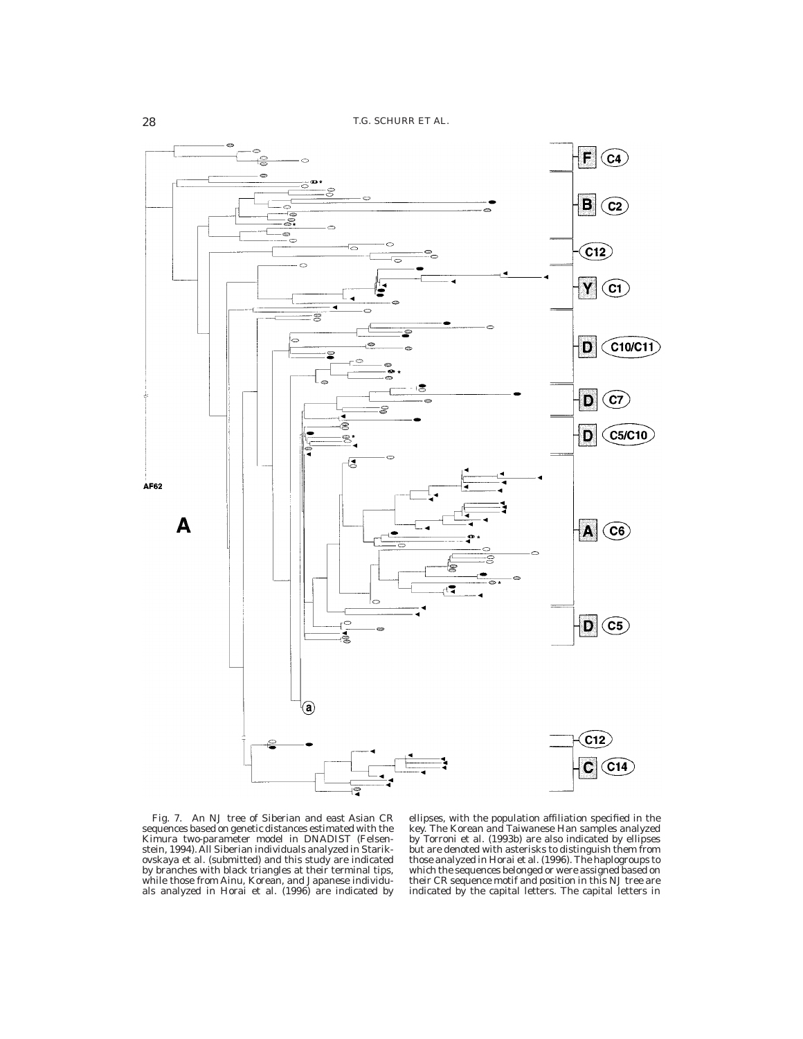Fig. 7. An NJ tree of Siberian and east Asian CR sequences based on genetic distances estimated with the Kimura two-parameter model in DNADIST (Felsenstein, 1994). All Siberian individuals analyzed in Starikovskaya et al. (submitted) and this study are indicated by branches with black triangles at their terminal tips, while those from Ainu, Korean, and Japanese individuals analyzed in Horai et al. (1996) are indicated by ellipses, with the population affiliation specified in the key. The Korean and Taiwanese Han samples analyzed by Torroni et al. (1993b) are also indicated by ellipses but are denoted with asterisks to distinguish them from those analyzed in Horai et al. (1996). The haplogroups to which the sequences belonged or were assigned based on their CR sequence motif and position in this NJ tree are indicated by the capital letters. The capital letters in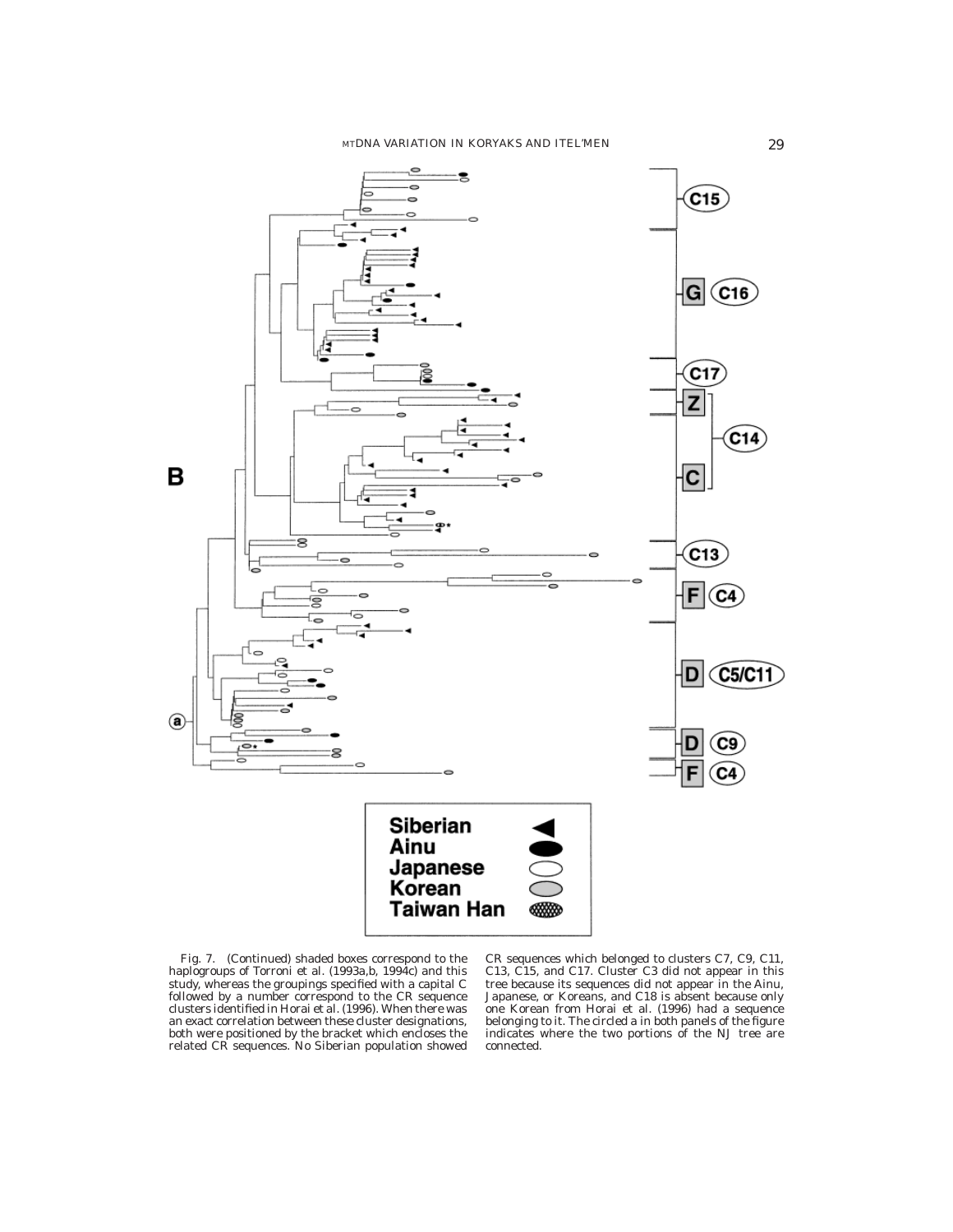Fig. 7. (Continued) shaded boxes correspond to the haplogroups of Torroni et al. (1993a,b, 1994c) and this study, whereas the groupings specified with a capital C followed by a number correspond to the CR sequence clusters identified in Horai et al. (1996). When there was an exact correlation between these cluster designations, both were positioned by the bracket which encloses the related CR sequences. No Siberian population showed CR sequences which belonged to clusters C7, C9, C11, C13, C15, and C17. Cluster C3 did not appear in this tree because its sequences did not appear in the Ainu, Japanese, or Koreans, and C18 is absent because only one Korean from Horai et al. (1996) had a sequence belonging to it. The circled a in both panels of the figure indicates where the two portions of the NJ tree are connected.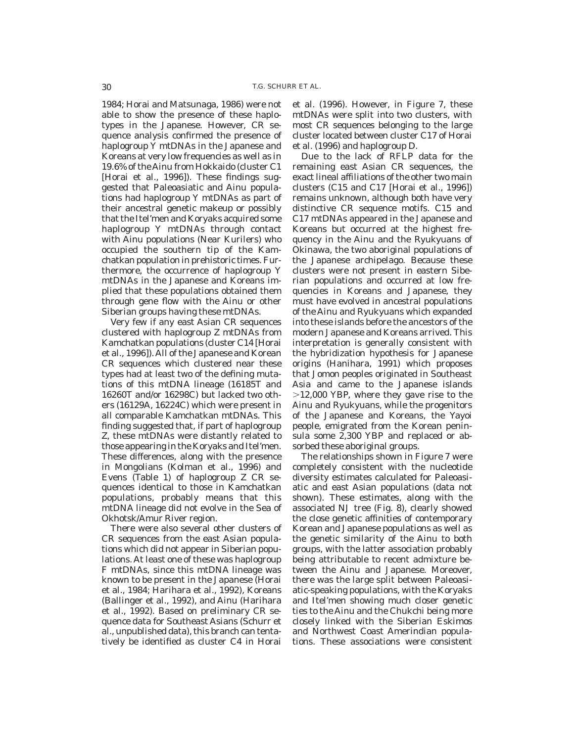1984; Horai and Matsunaga, 1986) were not able to show the presence of these haplotypes in the Japanese. However, CR sequence analysis confirmed the presence of haplogroup Y mtDNAs in the Japanese and Koreans at very low frequencies as well as in 19.6% of the Ainu from Hokkaido (cluster C1 [Horai et al., 1996]). These findings suggested that Paleoasiatic and Ainu populations had haplogroup Y mtDNAs as part of their ancestral genetic makeup or possibly that the Itel'men and Koryaks acquired some haplogroup Y mtDNAs through contact with Ainu populations (Near Kurilers) who occupied the southern tip of the Kamchatkan population in prehistoric times. Furthermore, the occurrence of haplogroup Y mtDNAs in the Japanese and Koreans implied that these populations obtained them through gene flow with the Ainu or other Siberian groups having these mtDNAs.

Very few if any east Asian CR sequences clustered with haplogroup Z mtDNAs from Kamchatkan populations (cluster C14 [Horai et al., 1996]). All of the Japanese and Korean CR sequences which clustered near these types had at least two of the defining mutations of this mtDNA lineage (16185T and 16260T and/or 16298C) but lacked two others (16129A, 16224C) which were present in all comparable Kamchatkan mtDNAs. This finding suggested that, if part of haplogroup Z, these mtDNAs were distantly related to those appearing in the Koryaks and Itel'men. These differences, along with the presence in Mongolians (Kolman et al., 1996) and Evens (Table 1) of haplogroup Z CR sequences identical to those in Kamchatkan populations, probably means that this mtDNA lineage did not evolve in the Sea of Okhotsk/Amur River region.

There were also several other clusters of CR sequences from the east Asian populations which did not appear in Siberian populations. At least one of these was haplogroup F mtDNAs, since this mtDNA lineage was known to be present in the Japanese (Horai et al., 1984; Harihara et al., 1992), Koreans (Ballinger et al., 1992), and Ainu (Harihara et al., 1992). Based on preliminary CR sequence data for Southeast Asians (Schurr et al., unpublished data), this branch can tentatively be identified as cluster C4 in Horai et al. (1996). However, in Figure 7, these mtDNAs were split into two clusters, with most CR sequences belonging to the large cluster located between cluster C17 of Horai et al. (1996) and haplogroup D.

Due to the lack of RFLP data for the remaining east Asian CR sequences, the exact lineal affiliations of the other two main clusters (C15 and C17 [Horai et al., 1996]) remains unknown, although both have very distinctive CR sequence motifs. C15 and C17 mtDNAs appeared in the Japanese and Koreans but occurred at the highest frequency in the Ainu and the Ryukyuans of Okinawa, the two aboriginal populations of the Japanese archipelago. Because these clusters were not present in eastern Siberian populations and occurred at low frequencies in Koreans and Japanese, they must have evolved in ancestral populations of the Ainu and Ryukyuans which expanded into these islands before the ancestors of the modern Japanese and Koreans arrived. This interpretation is generally consistent with the hybridization hypothesis for Japanese origins (Hanihara, 1991) which proposes that Jomon peoples originated in Southeast Asia and came to the Japanese islands >12,000 YBP, where they gave rise to the Ainu and Ryukyuans, while the progenitors of the Japanese and Koreans, the Yayoi people, emigrated from the Korean peninsula some 2,300 YBP and replaced or absorbed these aboriginal groups.

The relationships shown in Figure 7 were completely consistent with the nucleotide diversity estimates calculated for Paleoasiatic and east Asian populations (data not shown). These estimates, along with the associated NJ tree (Fig. 8), clearly showed the close genetic affinities of contemporary Korean and Japanese populations as well as the genetic similarity of the Ainu to both groups, with the latter association probably being attributable to recent admixture between the Ainu and Japanese. Moreover, there was the large split between Paleoasiatic-speaking populations, with the Koryaks and Itel'men showing much closer genetic ties to the Ainu and the Chukchi being more closely linked with the Siberian Eskimos and Northwest Coast Amerindian populations. These associations were consistent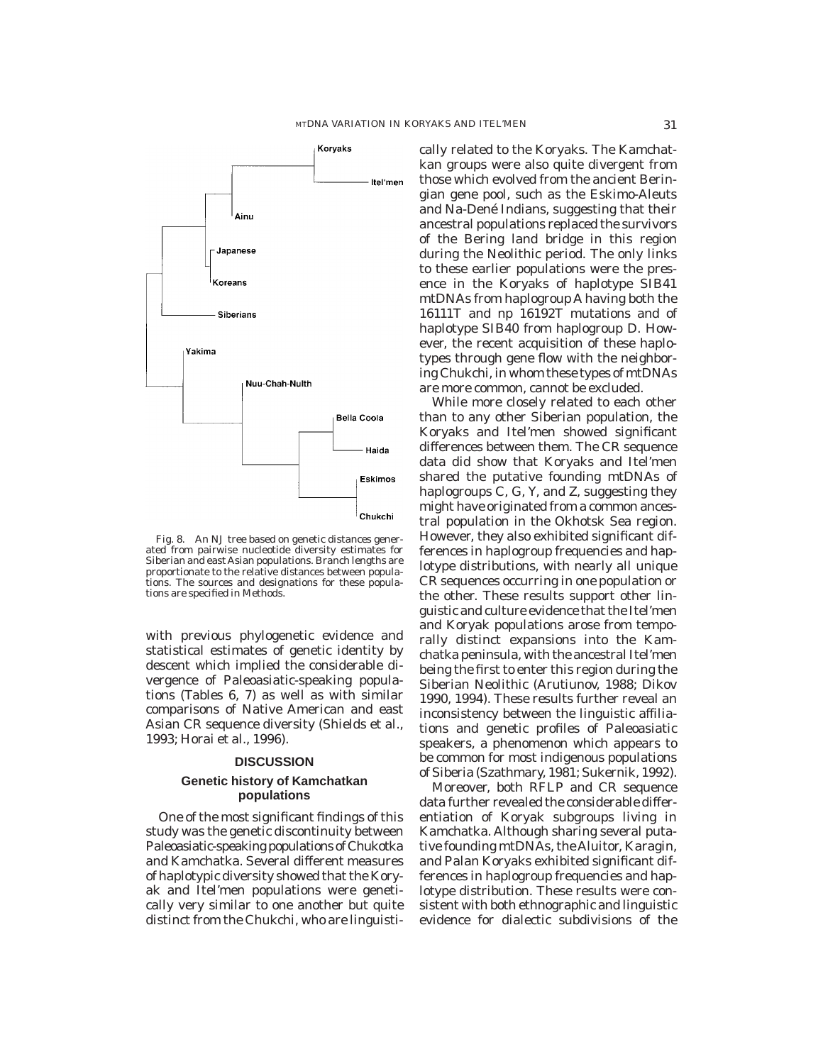Koryaks

Itel'men

Ainu

Japanese

Koreans

Siberians

Yakima

Nuu-Chah-Nulth

Bella Coola

Haida

Eskimos

Chukchi

Fig. 8. An NJ tree based on genetic distances generated from pairwise nucleotide diversity estimates for Siberian and east Asian populations. Branch lengths are proportionate to the relative distances between populations. The sources and designations for these populations are specified in Methods.

with previous phylogenetic evidence and statistical estimates of genetic identity by descent which implied the considerable divergence of Paleoasiatic-speaking populations (Tables 6, 7) as well as with similar comparisons of Native American and east Asian CR sequence diversity (Shields et al., 1993; Horai et al., 1996).

## DISCUSSION

### Genetic history of Kamchatkan populations

One of the most significant findings of this study was the genetic discontinuity between Paleoasiatic-speaking populations of Chukotka and Kamchatka. Several different measures of haplotypic diversity showed that the Koryak and Itel'men populations were genetically very similar to one another but quite distinct from the Chukchi, who are linguistically related to the Koryaks. The Kamchatkan groups were also quite divergent from those which evolved from the ancient Beringian gene pool, such as the Eskimo-Aleuts and Na-Dené Indians, suggesting that their ancestral populations replaced the survivors of the Bering land bridge in this region during the Neolithic period. The only links to these earlier populations were the presence in the Koryaks of haplotype SIB41 mtDNAs from haplogroup A having both the 16111T and np 16192T mutations and of haplotype SIB40 from haplogroup D. However, the recent acquisition of these haplotypes through gene flow with the neighboring Chukchi, in whom these types of mtDNAs are more common, cannot be excluded.

While more closely related to each other than to any other Siberian population, the Koryaks and Itel'men showed significant differences between them. The CR sequence data did show that Koryaks and Itel'men shared the putative founding mtDNAs of haplogroups C, G, Y, and Z, suggesting they might have originated from a common ancestral population in the Okhotsk Sea region. However, they also exhibited significant differences in haplogroup frequencies and haplotype distributions, with nearly all unique CR sequences occurring in one population or the other. These results support other linguistic and culture evidence that the Itel'men and Koryak populations arose from temporally distinct expansions into the Kamchatka peninsula, with the ancestral Itel'men being the first to enter this region during the Siberian Neolithic (Arutiunov, 1988; Dikov 1990, 1994). These results further reveal an inconsistency between the linguistic affiliations and genetic profiles of Paleoasiatic speakers, a phenomenon which appears to be common for most indigenous populations of Siberia (Szathmary, 1981; Sukernik, 1992).

Moreover, both RFLP and CR sequence data further revealed the considerable differentiation of Koryak subgroups living in Kamchatka. Although sharing several putative founding mtDNAs, the Aluitor, Karagin, and Palan Koryaks exhibited significant differences in haplogroup frequencies and haplotype distribution. These results were consistent with both ethnographic and linguistic evidence for dialectic subdivisions of the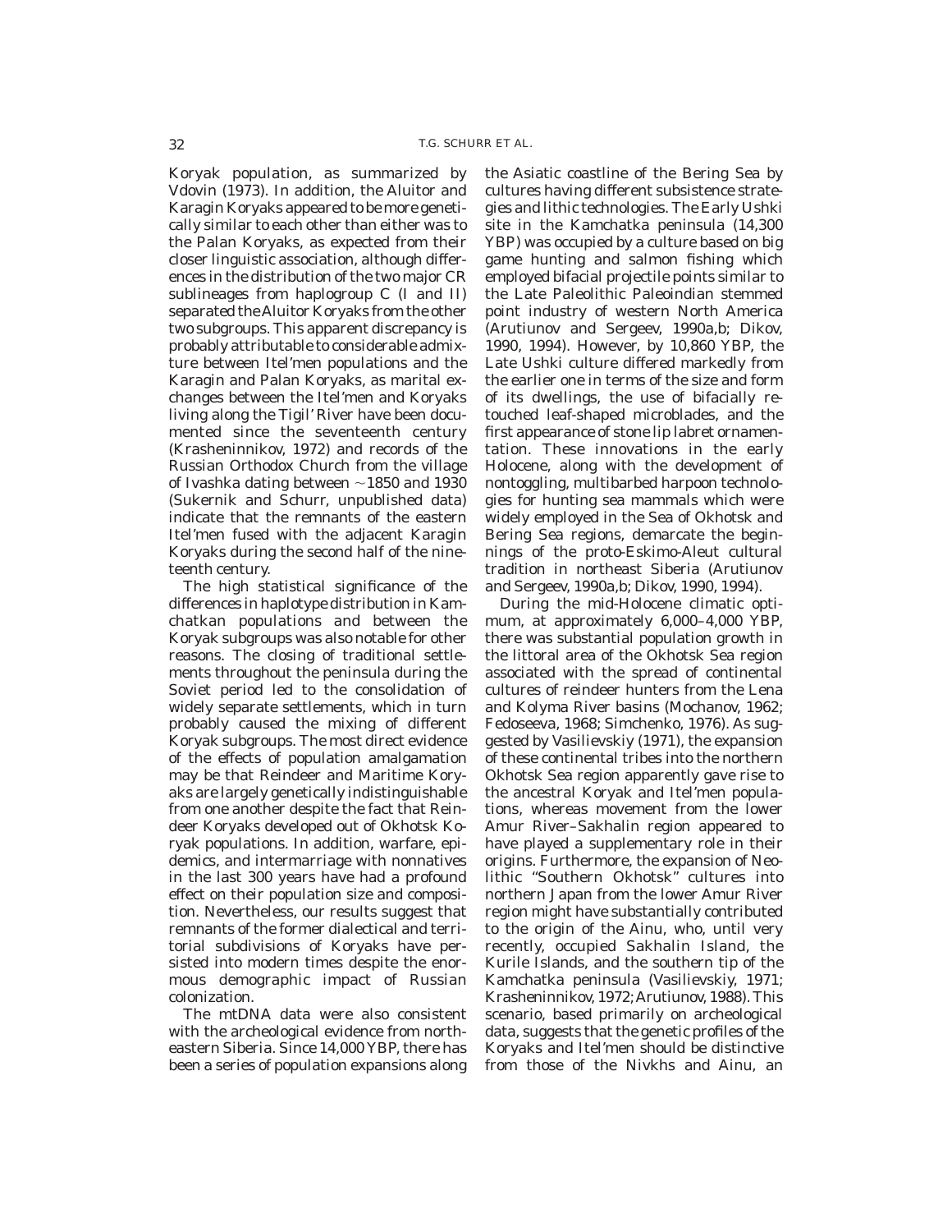Koryak population, as summarized by Vdovin (1973). In addition, the Aluitor and Karagin Koryaks appeared to be more genetically similar to each other than either was to the Palan Koryaks, as expected from their closer linguistic association, although differences in the distribution of the two major CR sublineages from haplogroup C (I and II) separated the Aluitor Koryaks from the other two subgroups. This apparent discrepancy is probably attributable to considerable admixture between Itel'men populations and the Karagin and Palan Koryaks, as marital exchanges between the Itel'men and Koryaks living along the Tigil' River have been documented since the seventeenth century (Krasheninnikov, 1972) and records of the Russian Orthodox Church from the village of Ivashka dating between ~1850 and 1930 (Sukernik and Schurr, unpublished data) indicate that the remnants of the eastern Itel'men fused with the adjacent Karagin Koryaks during the second half of the nineteenth century.

The high statistical significance of the differences in haplotype distribution in Kamchatkan populations and between the Koryak subgroups was also notable for other reasons. The closing of traditional settlements throughout the peninsula during the Soviet period led to the consolidation of widely separate settlements, which in turn probably caused the mixing of different Koryak subgroups. The most direct evidence of the effects of population amalgamation may be that Reindeer and Maritime Koryaks are largely genetically indistinguishable from one another despite the fact that Reindeer Koryaks developed out of Okhotsk Koryak populations. In addition, warfare, epidemics, and intermarriage with nonnatives in the last 300 years have had a profound effect on their population size and composition. Nevertheless, our results suggest that remnants of the former dialectical and territorial subdivisions of Koryaks have persisted into modern times despite the enormous demographic impact of Russian colonization.

The mtDNA data were also consistent with the archeological evidence from northeastern Siberia. Since 14,000 YBP, there has been a series of population expansions along the Asiatic coastline of the Bering Sea by cultures having different subsistence strategies and lithic technologies. The Early Ushki site in the Kamchatka peninsula (14,300 YBP) was occupied by a culture based on big game hunting and salmon fishing which employed bifacial projectile points similar to the Late Paleolithic Paleoindian stemmed point industry of western North America (Arutiunov and Sergeev, 1990a,b; Dikov, 1990, 1994). However, by 10,860 YBP, the Late Ushki culture differed markedly from the earlier one in terms of the size and form of its dwellings, the use of bifacially retouched leaf-shaped microblades, and the first appearance of stone lip labret ornamentation. These innovations in the early Holocene, along with the development of nontoggling, multibarbed harpoon technologies for hunting sea mammals which were widely employed in the Sea of Okhotsk and Bering Sea regions, demarcate the beginnings of the proto-Eskimo-Aleut cultural tradition in northeast Siberia (Arutiunov and Sergeev, 1990a,b; Dikov, 1990, 1994).

During the mid-Holocene climatic optimum, at approximately 6,000–4,000 YBP, there was substantial population growth in the littoral area of the Okhotsk Sea region associated with the spread of continental cultures of reindeer hunters from the Lena and Kolyma River basins (Mochanov, 1962; Fedoseeva, 1968; Simchenko, 1976). As suggested by Vasilievskiy (1971), the expansion of these continental tribes into the northern Okhotsk Sea region apparently gave rise to the ancestral Koryak and Itel'men populations, whereas movement from the lower Amur River–Sakhalin region appeared to have played a supplementary role in their origins. Furthermore, the expansion of Neolithic "Southern Okhotsk" cultures into northern Japan from the lower Amur River region might have substantially contributed to the origin of the Ainu, who, until very recently, occupied Sakhalin Island, the Kurile Islands, and the southern tip of the Kamchatka peninsula (Vasilievskiy, 1971; Krasheninnikov, 1972; Arutiunov, 1988). This scenario, based primarily on archeological data, suggests that the genetic profiles of the Koryaks and Itel'men should be distinctive from those of the Nivkhs and Ainu, an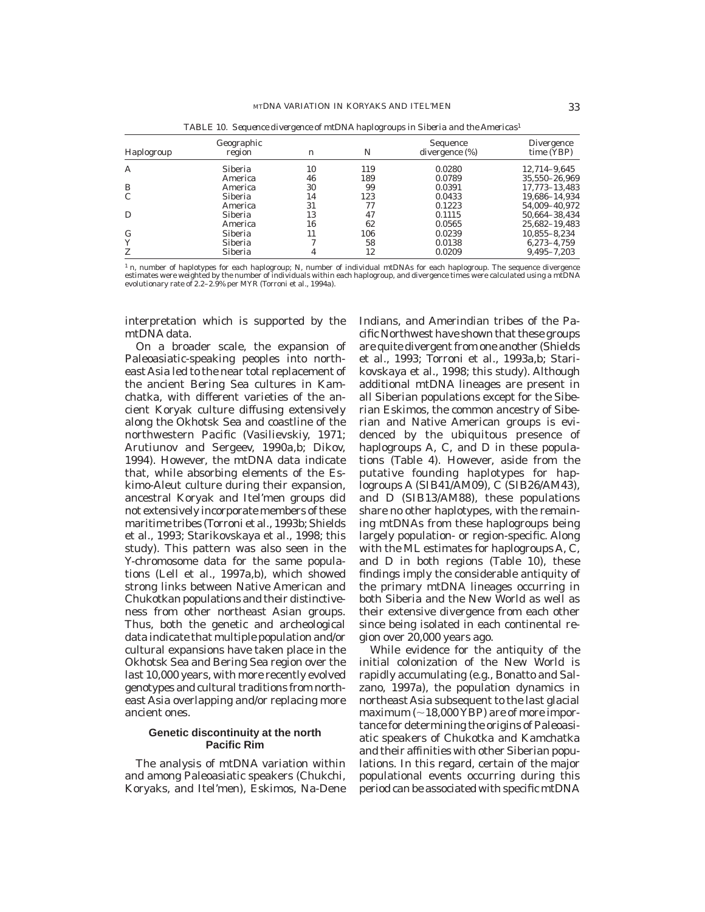TABLE 10. *Sequence divergence of mtDNA haplogroups in Siberia and the Americas*[1]

| Haplogroup | Geographic region | n | N | Sequence divergence (%) | Divergence time (YBP) |
|---|---|---|---|---|---|
| A | Siberia | 10 | 119 | 0.0280 | 12,714–9,645 |
| | America | 46 | 189 | 0.0789 | 35,550–26,969 |
| B | America | 30 | 99 | 0.0391 | 17,773–13,483 |
| C | Siberia | 14 | 123 | 0.0433 | 19,686–14,934 |
| | America | 31 | 77 | 0.1223 | 54,009–40,972 |
| D | Siberia | 13 | 47 | 0.1115 | 50,664–38,434 |
| | America | 16 | 62 | 0.0565 | 25,682–19,483 |
| G | Siberia | 11 | 106 | 0.0239 | 10,855–8,234 |
| Y | Siberia | 7 | 58 | 0.0138 | 6,273–4,759 |
| Z | Siberia | 4 | 12 | 0.0209 | 9,495–7,203 |

[1] n, number of haplotypes for each haplogroup; N, number of individual mtDNAs for each haplogroup. The sequence divergence estimates were weighted by the number of individuals within each haplogroup, and divergence times were calculated using a mtDNA evolutionary rate of 2.2–2.9% per MYR (Torroni et al., 1994a).

interpretation which is supported by the mtDNA data.

On a broader scale, the expansion of Paleoasiatic-speaking peoples into northeast Asia led to the near total replacement of the ancient Bering Sea cultures in Kamchatka, with different varieties of the ancient Koryak culture diffusing extensively along the Okhotsk Sea and coastline of the northwestern Pacific (Vasilievskiy, 1971; Arutiunov and Sergeev, 1990a,b; Dikov, 1994). However, the mtDNA data indicate that, while absorbing elements of the Eskimo-Aleut culture during their expansion, ancestral Koryak and Itel'men groups did not extensively incorporate members of these maritime tribes (Torroni et al., 1993b; Shields et al., 1993; Starikovskaya et al., 1998; this study). This pattern was also seen in the Y-chromosome data for the same populations (Lell et al., 1997a,b), which showed strong links between Native American and Chukotkan populations and their distinctiveness from other northeast Asian groups. Thus, both the genetic and archeological data indicate that multiple population and/or cultural expansions have taken place in the Okhotsk Sea and Bering Sea region over the last 10,000 years, with more recently evolved genotypes and cultural traditions from northeast Asia overlapping and/or replacing more ancient ones.

## Genetic discontinuity at the north Pacific Rim

The analysis of mtDNA variation within and among Paleoasiatic speakers (Chukchi, Koryaks, and Itel'men), Eskimos, Na-Dene Indians, and Amerindian tribes of the Pacific Northwest have shown that these groups are quite divergent from one another (Shields et al., 1993; Torroni et al., 1993a,b; Starikovskaya et al., 1998; this study). Although additional mtDNA lineages are present in all Siberian populations except for the Siberian Eskimos, the common ancestry of Siberian and Native American groups is evidenced by the ubiquitous presence of haplogroups A, C, and D in these populations (Table 4). However, aside from the putative founding haplotypes for haplogroups A (SIB41/AM09), C (SIB26/AM43), and D (SIB13/AM88), these populations share no other haplotypes, with the remaining mtDNAs from these haplogroups being largely population- or region-specific. Along with the ML estimates for haplogroups A, C, and D in both regions (Table 10), these findings imply the considerable antiquity of the primary mtDNA lineages occurring in both Siberia and the New World as well as their extensive divergence from each other since being isolated in each continental region over 20,000 years ago.

While evidence for the antiquity of the initial colonization of the New World is rapidly accumulating (e.g., Bonatto and Salzano, 1997a), the population dynamics in northeast Asia subsequent to the last glacial maximum (~18,000 YBP) are of more importance for determining the origins of Paleoasiatic speakers of Chukotka and Kamchatka and their affinities with other Siberian populations. In this regard, certain of the major populational events occurring during this period can be associated with specific mtDNA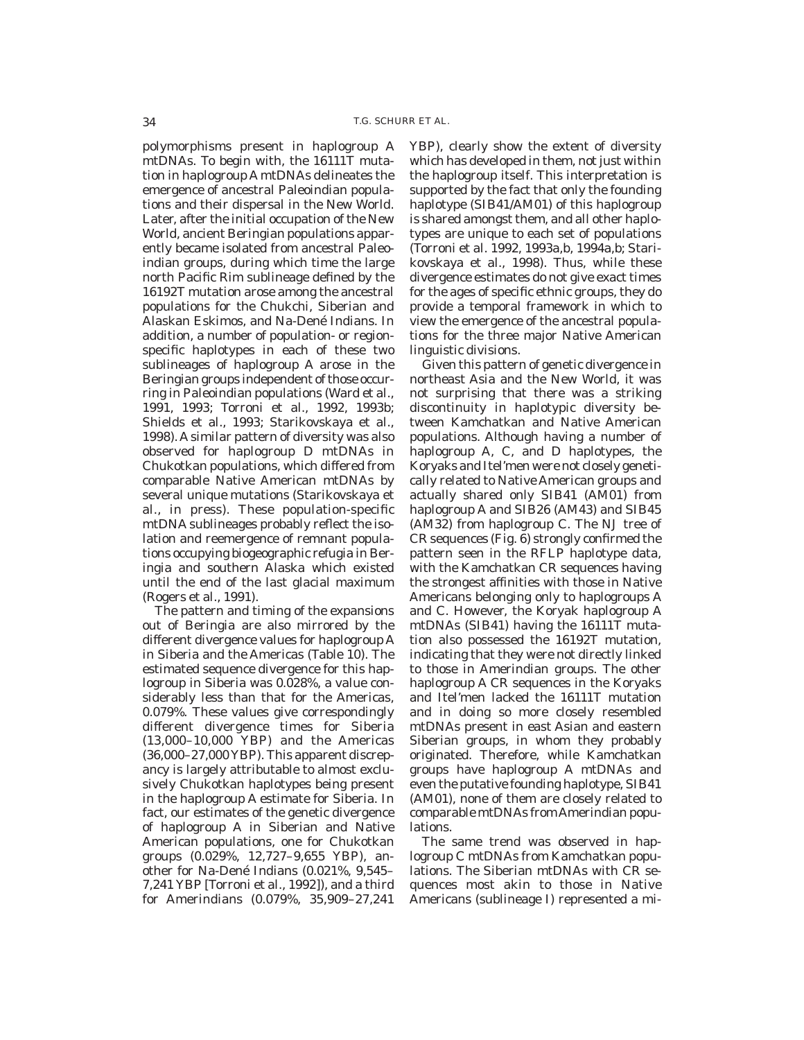polymorphisms present in haplogroup A mtDNAs. To begin with, the 16111T mutation in haplogroup A mtDNAs delineates the emergence of ancestral Paleoindian populations and their dispersal in the New World. Later, after the initial occupation of the New World, ancient Beringian populations apparently became isolated from ancestral Paleoindian groups, during which time the large north Pacific Rim sublineage defined by the 16192T mutation arose among the ancestral populations for the Chukchi, Siberian and Alaskan Eskimos, and Na-Dené Indians. In addition, a number of population- or region-specific haplotypes in each of these two sublineages of haplogroup A arose in the Beringian groups independent of those occurring in Paleoindian populations (Ward et al., 1991, 1993; Torroni et al., 1992, 1993b; Shields et al., 1993; Starikovskaya et al., 1998). A similar pattern of diversity was also observed for haplogroup D mtDNAs in Chukotkan populations, which differed from comparable Native American mtDNAs by several unique mutations (Starikovskaya et al., in press). These population-specific mtDNA sublineages probably reflect the isolation and reemergence of remnant populations occupying biogeographic refugia in Beringia and southern Alaska which existed until the end of the last glacial maximum (Rogers et al., 1991).

The pattern and timing of the expansions out of Beringia are also mirrored by the different divergence values for haplogroup A in Siberia and the Americas (Table 10). The estimated sequence divergence for this haplogroup in Siberia was 0.028%, a value considerably less than that for the Americas, 0.079%. These values give correspondingly different divergence times for Siberia (13,000–10,000 YBP) and the Americas (36,000–27,000 YBP). This apparent discrepancy is largely attributable to almost exclusively Chukotkan haplotypes being present in the haplogroup A estimate for Siberia. In fact, our estimates of the genetic divergence of haplogroup A in Siberian and Native American populations, one for Chukotkan groups (0.029%, 12,727–9,655 YBP), another for Na-Dené Indians (0.021%, 9,545–7,241 YBP [Torroni et al., 1992]), and a third for Amerindians (0.079%, 35,909–27,241 YBP), clearly show the extent of diversity which has developed in them, not just within the haplogroup itself. This interpretation is supported by the fact that only the founding haplotype (SIB41/AM01) of this haplogroup is shared amongst them, and all other haplotypes are unique to each set of populations (Torroni et al. 1992, 1993a,b, 1994a,b; Starikovskaya et al., 1998). Thus, while these divergence estimates do not give exact times for the ages of specific ethnic groups, they do provide a temporal framework in which to view the emergence of the ancestral populations for the three major Native American linguistic divisions.

Given this pattern of genetic divergence in northeast Asia and the New World, it was not surprising that there was a striking discontinuity in haplotypic diversity between Kamchatkan and Native American populations. Although having a number of haplogroup A, C, and D haplotypes, the Koryaks and Itel'men were not closely genetically related to Native American groups and actually shared only SIB41 (AM01) from haplogroup A and SIB26 (AM43) and SIB45 (AM32) from haplogroup C. The NJ tree of CR sequences (Fig. 6) strongly confirmed the pattern seen in the RFLP haplotype data, with the Kamchatkan CR sequences having the strongest affinities with those in Native Americans belonging only to haplogroups A and C. However, the Koryak haplogroup A mtDNAs (SIB41) having the 16111T mutation also possessed the 16192T mutation, indicating that they were not directly linked to those in Amerindian groups. The other haplogroup A CR sequences in the Koryaks and Itel'men lacked the 16111T mutation and in doing so more closely resembled mtDNAs present in east Asian and eastern Siberian groups, in whom they probably originated. Therefore, while Kamchatkan groups have haplogroup A mtDNAs and even the putative founding haplotype, SIB41 (AM01), none of them are closely related to comparable mtDNAs from Amerindian populations.

The same trend was observed in haplogroup C mtDNAs from Kamchatkan populations. The Siberian mtDNAs with CR sequences most akin to those in Native Americans (sublineage I) represented a mi-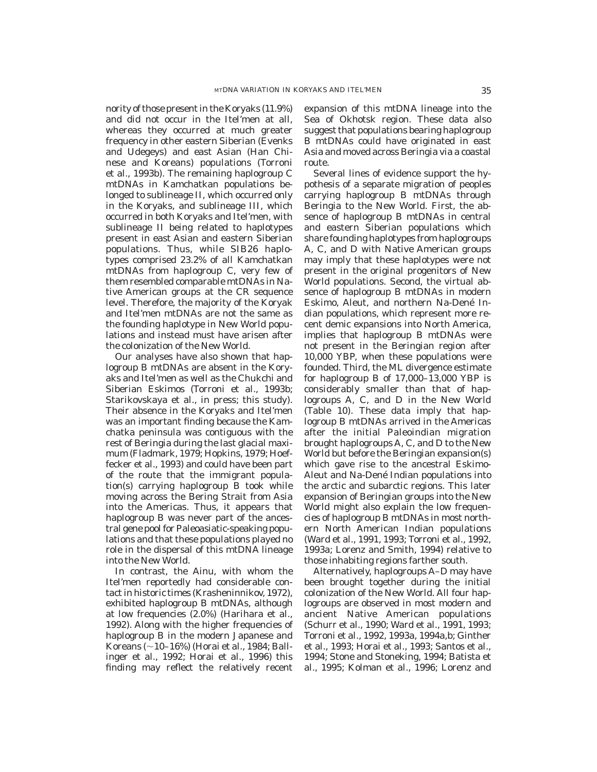nority of those present in the Koryaks (11.9%) and did not occur in the Itel'men at all, whereas they occurred at much greater frequency in other eastern Siberian (Evenks and Udegeys) and east Asian (Han Chinese and Koreans) populations (Torroni et al., 1993b). The remaining haplogroup C mtDNAs in Kamchatkan populations belonged to sublineage II, which occurred only in the Koryaks, and sublineage III, which occurred in both Koryaks and Itel'men, with sublineage II being related to haplotypes present in east Asian and eastern Siberian populations. Thus, while SIB26 haplotypes comprised 23.2% of all Kamchatkan mtDNAs from haplogroup C, very few of them resembled comparable mtDNAs in Native American groups at the CR sequence level. Therefore, the majority of the Koryak and Itel'men mtDNAs are not the same as the founding haplotype in New World populations and instead must have arisen after the colonization of the New World.

Our analyses have also shown that haplogroup B mtDNAs are absent in the Koryaks and Itel'men as well as the Chukchi and Siberian Eskimos (Torroni et al., 1993b; Starikovskaya et al., in press; this study). Their absence in the Koryaks and Itel'men was an important finding because the Kamchatka peninsula was contiguous with the rest of Beringia during the last glacial maximum (Fladmark, 1979; Hopkins, 1979; Hoeffecker et al., 1993) and could have been part of the route that the immigrant population(s) carrying haplogroup B took while moving across the Bering Strait from Asia into the Americas. Thus, it appears that haplogroup B was never part of the ancestral gene pool for Paleoasiatic-speaking populations and that these populations played no role in the dispersal of this mtDNA lineage into the New World.

In contrast, the Ainu, with whom the Itel'men reportedly had considerable contact in historic times (Krasheninnikov, 1972), exhibited haplogroup B mtDNAs, although at low frequencies (2.0%) (Harihara et al., 1992). Along with the higher frequencies of haplogroup B in the modern Japanese and Koreans (~10–16%) (Horai et al., 1984; Ballinger et al., 1992; Horai et al., 1996) this finding may reflect the relatively recent expansion of this mtDNA lineage into the Sea of Okhotsk region. These data also suggest that populations bearing haplogroup B mtDNAs could have originated in east Asia and moved across Beringia via a coastal route.

Several lines of evidence support the hypothesis of a separate migration of peoples carrying haplogroup B mtDNAs through Beringia to the New World. First, the absence of haplogroup B mtDNAs in central and eastern Siberian populations which share founding haplotypes from haplogroups A, C, and D with Native American groups may imply that these haplotypes were not present in the original progenitors of New World populations. Second, the virtual absence of haplogroup B mtDNAs in modern Eskimo, Aleut, and northern Na-Dené Indian populations, which represent more recent demic expansions into North America, implies that haplogroup B mtDNAs were not present in the Beringian region after 10,000 YBP, when these populations were founded. Third, the ML divergence estimate for haplogroup B of 17,000–13,000 YBP is considerably smaller than that of haplogroups A, C, and D in the New World (Table 10). These data imply that haplogroup B mtDNAs arrived in the Americas after the initial Paleoindian migration brought haplogroups A, C, and D to the New World but before the Beringian expansion(s) which gave rise to the ancestral Eskimo-Aleut and Na-Dené Indian populations into the arctic and subarctic regions. This later expansion of Beringian groups into the New World might also explain the low frequencies of haplogroup B mtDNAs in most northern North American Indian populations (Ward et al., 1991, 1993; Torroni et al., 1992, 1993a; Lorenz and Smith, 1994) relative to those inhabiting regions farther south.

Alternatively, haplogroups A–D may have been brought together during the initial colonization of the New World. All four haplogroups are observed in most modern and ancient Native American populations (Schurr et al., 1990; Ward et al., 1991, 1993; Torroni et al., 1992, 1993a, 1994a,b; Ginther et al., 1993; Horai et al., 1993; Santos et al., 1994; Stone and Stoneking, 1994; Batista et al., 1995; Kolman et al., 1996; Lorenz and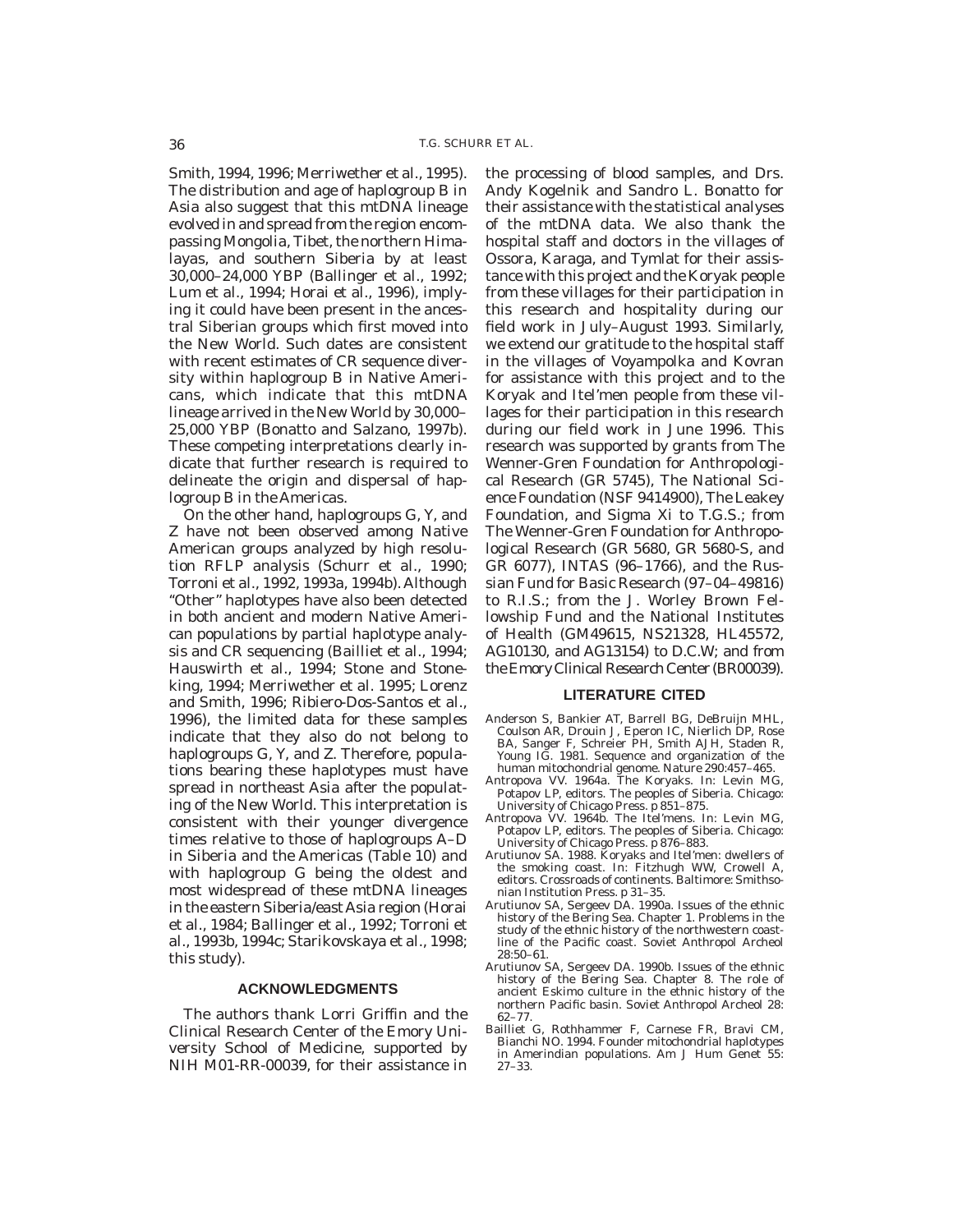Smith, 1994, 1996; Merriwether et al., 1995). The distribution and age of haplogroup B in Asia also suggest that this mtDNA lineage evolved in and spread from the region encompassing Mongolia, Tibet, the northern Himalayas, and southern Siberia by at least 30,000–24,000 YBP (Ballinger et al., 1992; Lum et al., 1994; Horai et al., 1996), implying it could have been present in the ancestral Siberian groups which first moved into the New World. Such dates are consistent with recent estimates of CR sequence diversity within haplogroup B in Native Americans, which indicate that this mtDNA lineage arrived in the New World by 30,000–25,000 YBP (Bonatto and Salzano, 1997b). These competing interpretations clearly indicate that further research is required to delineate the origin and dispersal of haplogroup B in the Americas.

On the other hand, haplogroups G, Y, and Z have not been observed among Native American groups analyzed by high resolution RFLP analysis (Schurr et al., 1990; Torroni et al., 1992, 1993a, 1994b). Although "Other" haplotypes have also been detected in both ancient and modern Native American populations by partial haplotype analysis and CR sequencing (Bailliet et al., 1994; Hauswirth et al., 1994; Stone and Stoneking, 1994; Merriwether et al. 1995; Lorenz and Smith, 1996; Ribiero-Dos-Santos et al., 1996), the limited data for these samples indicate that they also do not belong to haplogroups G, Y, and Z. Therefore, populations bearing these haplotypes must have spread in northeast Asia after the populating of the New World. This interpretation is consistent with their younger divergence times relative to those of haplogroups A–D in Siberia and the Americas (Table 10) and with haplogroup G being the oldest and most widespread of these mtDNA lineages in the eastern Siberia/east Asia region (Horai et al., 1984; Ballinger et al., 1992; Torroni et al., 1993b, 1994c; Starikovskaya et al., 1998; this study).

## ACKNOWLEDGMENTS

The authors thank Lorri Griffin and the Clinical Research Center of the Emory University School of Medicine, supported by NIH M01-RR-00039, for their assistance in the processing of blood samples, and Drs. Andy Kogelnik and Sandro L. Bonatto for their assistance with the statistical analyses of the mtDNA data. We also thank the hospital staff and doctors in the villages of Ossora, Karaga, and Tymlat for their assistance with this project and the Koryak people from these villages for their participation in this research and hospitality during our field work in July–August 1993. Similarly, we extend our gratitude to the hospital staff in the villages of Voyampolka and Kovran for assistance with this project and to the Koryak and Itel'men people from these villages for their participation in this research during our field work in June 1996. This research was supported by grants from The Wenner-Gren Foundation for Anthropological Research (GR 5745), The National Science Foundation (NSF 9414900), The Leakey Foundation, and Sigma Xi to T.G.S.; from The Wenner-Gren Foundation for Anthropological Research (GR 5680, GR 5680-S, and GR 6077), INTAS (96–1766), and the Russian Fund for Basic Research (97–04–49816) to R.I.S.; from the J. Worley Brown Fellowship Fund and the National Institutes of Health (GM49615, NS21328, HL45572, AG10130, and AG13154) to D.C.W; and from the Emory Clinical Research Center (BR00039).

## LITERATURE CITED

Anderson S, Bankier AT, Barrell BG, DeBruijn MHL, Coulson AR, Drouin J, Eperon IC, Nierlich DP, Rose BA, Sanger F, Schreier PH, Smith AJH, Staden R, Young IG. 1981. Sequence and organization of the human mitochondrial genome. Nature 290:457–465.

Antropova VV. 1964a. The Koryaks. In: Levin MG, Potapov LP, editors. The peoples of Siberia. Chicago: University of Chicago Press. p 851–875.

Antropova VV. 1964b. The Itel'mens. In: Levin MG, Potapov LP, editors. The peoples of Siberia. Chicago: University of Chicago Press. p 876–883.

Arutiunov SA. 1988. Koryaks and Itel'men: dwellers of the smoking coast. In: Fitzhugh WW, Crowell A, editors. Crossroads of continents. Baltimore: Smithsonian Institution Press. p 31–35.

Arutiunov SA, Sergeev DA. 1990a. Issues of the ethnic history of the Bering Sea. Chapter 1. Problems in the study of the ethnic history of the northwestern coastline of the Pacific coast. Soviet Anthropol Archeol 28:50–61.

Arutiunov SA, Sergeev DA. 1990b. Issues of the ethnic history of the Bering Sea. Chapter 8. The role of ancient Eskimo culture in the ethnic history of the northern Pacific basin. Soviet Anthropol Archeol 28: 62–77.

Bailliet G, Rothhammer F, Carnese FR, Bravi CM, Bianchi NO. 1994. Founder mitochondrial haplotypes in Amerindian populations. Am J Hum Genet 55: 27–33.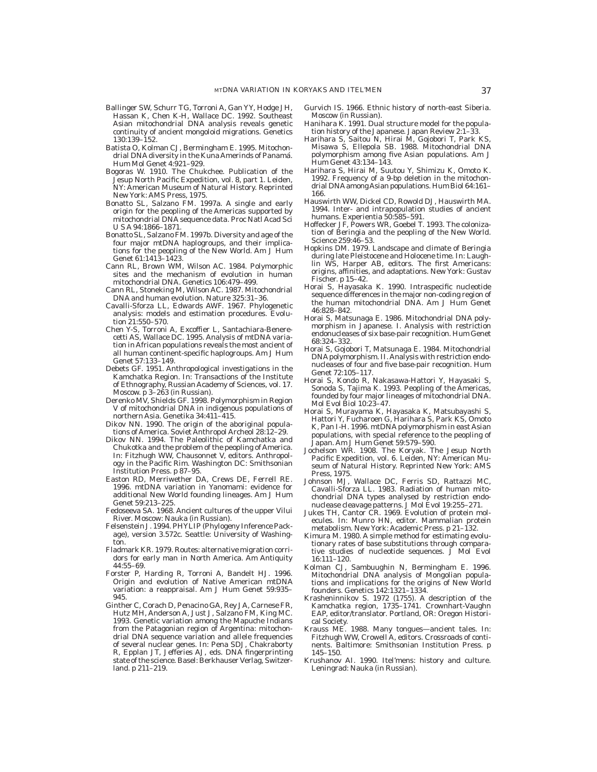Ballinger SW, Schurr TG, Torroni A, Gan YY, Hodge JH, Hassan K, Chen K-H, Wallace DC. 1992. Southeast Asian mitochondrial DNA analysis reveals genetic continuity of ancient mongoloid migrations. Genetics 130:139–152.

Batista O, Kolman CJ, Bermingham E. 1995. Mitochondrial DNA diversity in the Kuna Amerinds of Panamá. Hum Mol Genet 4:921–929.

Bogoras W. 1910. The Chukchee. Publication of the Jesup North Pacific Expedition, vol. 8, part 1. Leiden, NY: American Museum of Natural History. Reprinted New York: AMS Press, 1975.

Bonatto SL, Salzano FM. 1997a. A single and early origin for the peopling of the Americas supported by mitochondrial DNA sequence data. Proc Natl Acad Sci U S A 94:1866–1871.

Bonatto SL, Salzano FM. 1997b. Diversity and age of the four major mtDNA haplogroups, and their implications for the peopling of the New World. Am J Hum Genet 61:1413–1423.

Cann RL, Brown WM, Wilson AC. 1984. Polymorphic sites and the mechanism of evolution in human mitochondrial DNA. Genetics 106:479–499.

Cann RL, Stoneking M, Wilson AC. 1987. Mitochondrial DNA and human evolution. Nature 325:31–36.

Cavalli-Sforza LL, Edwards AWF. 1967. Phylogenetic analysis: models and estimation procedures. Evolution 21:550–570.

Chen Y-S, Torroni A, Excoffier L, Santachiara-Benerecetti AS, Wallace DC. 1995. Analysis of mtDNA variation in African populations reveals the most ancient of all human continent-specific haplogroups. Am J Hum Genet 57:133–149.

Debets GF. 1951. Anthropological investigations in the Kamchatka Region. In: Transactions of the Institute of Ethnography, Russian Academy of Sciences, vol. 17. Moscow. p 3–263 (in Russian).

Derenko MV, Shields GF. 1998. Polymorphism in Region V of mitochondrial DNA in indigenous populations of northern Asia. Genetika 34:411–415.

Dikov NN. 1990. The origin of the aboriginal populations of America. Soviet Anthropol Archeol 28:12–29.

Dikov NN. 1994. The Paleolithic of Kamchatka and Chukotka and the problem of the peopling of America. In: Fitzhugh WW, Chausonnet V, editors. Anthropology in the Pacific Rim. Washington DC: Smithsonian Institution Press. p 87–95.

Easton RD, Merriwether DA, Crews DE, Ferrell RE. 1996. mtDNA variation in Yanomami: evidence for additional New World founding lineages. Am J Hum Genet 59:213–225.

Fedoseeva SA. 1968. Ancient cultures of the upper Vilui River. Moscow: Nauka (in Russian).

Felsenstein J. 1994. PHYLIP (Phylogeny Inference Package), version 3.572c. Seattle: University of Washington.

Fladmark KR. 1979. Routes: alternative migration corridors for early man in North America. Am Antiquity 44:55–69.

Forster P, Harding R, Torroni A, Bandelt HJ. 1996. Origin and evolution of Native American mtDNA variation: a reappraisal. Am J Hum Genet 59:935–945.

Ginther C, Corach D, Penacino GA, Rey JA, Carnese FR, Hutz MH, Anderson A, Just J, Salzano FM, King MC. 1993. Genetic variation among the Mapuche Indians from the Patagonian region of Argentina: mitochondrial DNA sequence variation and allele frequencies of several nuclear genes. In: Pena SDJ, Chakraborty R, Epplan JT, Jefferies AJ, eds. DNA fingerprinting state of the science. Basel: Berkhauser Verlag, Switzerland. p 211–219.

Gurvich IS. 1966. Ethnic history of north-east Siberia. Moscow (in Russian).

Hanihara K. 1991. Dual structure model for the population history of the Japanese. Japan Review 2:1–33.

Harihara S, Saitou N, Hirai M, Gojobori T, Park KS, Misawa S, Ellepola SB. 1988. Mitochondrial DNA polymorphism among five Asian populations. Am J Hum Genet 43:134–143.

Harihara S, Hirai M, Suutou Y, Shimizu K, Omoto K. 1992. Frequency of a 9-bp deletion in the mitochondrial DNA among Asian populations. Hum Biol 64:161–166.

Hauswirth WW, Dickel CD, Rowold DJ, Hauswirth MA. 1994. Inter- and intrapopulation studies of ancient humans. Experientia 50:585–591.

Hoffecker JF, Powers WR, Goebel T. 1993. The colonization of Beringia and the peopling of the New World. Science 259:46–53.

Hopkins DM. 1979. Landscape and climate of Beringia during late Pleistocene and Holocene time. In: Laughlin WS, Harper AB, editors. The first Americans: origins, affinities, and adaptations. New York: Gustav Fischer. p 15–42.

Horai S, Hayasaka K. 1990. Intraspecific nucleotide sequence differences in the major non-coding region of the human mitochondrial DNA. Am J Hum Genet 46:828–842.

Horai S, Matsunaga E. 1986. Mitochondrial DNA polymorphism in Japanese. I. Analysis with restriction endonucleases of six base-pair recognition. Hum Genet 68:324–332.

Horai S, Gojobori T, Matsunaga E. 1984. Mitochondrial DNA polymorphism. II. Analysis with restriction endonucleases of four and five base-pair recognition. Hum Genet 72:105–117.

Horai S, Kondo R, Nakasawa-Hattori Y, Hayasaki S, Sonoda S, Tajima K. 1993. Peopling of the Americas, founded by four major lineages of mitochondrial DNA. Mol Evol Biol 10:23–47.

Horai S, Murayama K, Hayasaka K, Matsubayashi S, Hattori Y, Fucharoen G, Harihara S, Park KS, Omoto K, Pan I-H. 1996. mtDNA polymorphism in east Asian populations, with special reference to the peopling of Japan. Am J Hum Genet 59:579–590.

Jochelson WR. 1908. The Koryak. The Jesup North Pacific Expedition, vol. 6. Leiden, NY: American Museum of Natural History. Reprinted New York: AMS Press, 1975.

Johnson MJ, Wallace DC, Ferris SD, Rattazzi MC, Cavalli-Sforza LL. 1983. Radiation of human mitochondrial DNA types analysed by restriction endonuclease cleavage patterns. J Mol Evol 19:255–271.

Jukes TH, Cantor CR. 1969. Evolution of protein molecules. In: Munro HN, editor. Mammalian protein metabolism. New York: Academic Press. p 21–132.

Kimura M. 1980. A simple method for estimating evolutionary rates of base substitutions through comparative studies of nucleotide sequences. J Mol Evol 16:111–120.

Kolman CJ, Sambuughin N, Bermingham E. 1996. Mitochondrial DNA analysis of Mongolian populations and implications for the origins of New World founders. Genetics 142:1321–1334.

Krasheninnikov S. 1972 (1755). A description of the Kamchatka region, 1735–1741. Crownhart-Vaughn EAP, editor/translator. Portland, OR: Oregon Historical Society.

Krauss ME. 1988. Many tongues—ancient tales. In: Fitzhugh WW, Crowell A, editors. Crossroads of continents. Baltimore: Smithsonian Institution Press. p 145–150.

Krushanov AI. 1990. Itel'mens: history and culture. Leningrad: Nauka (in Russian).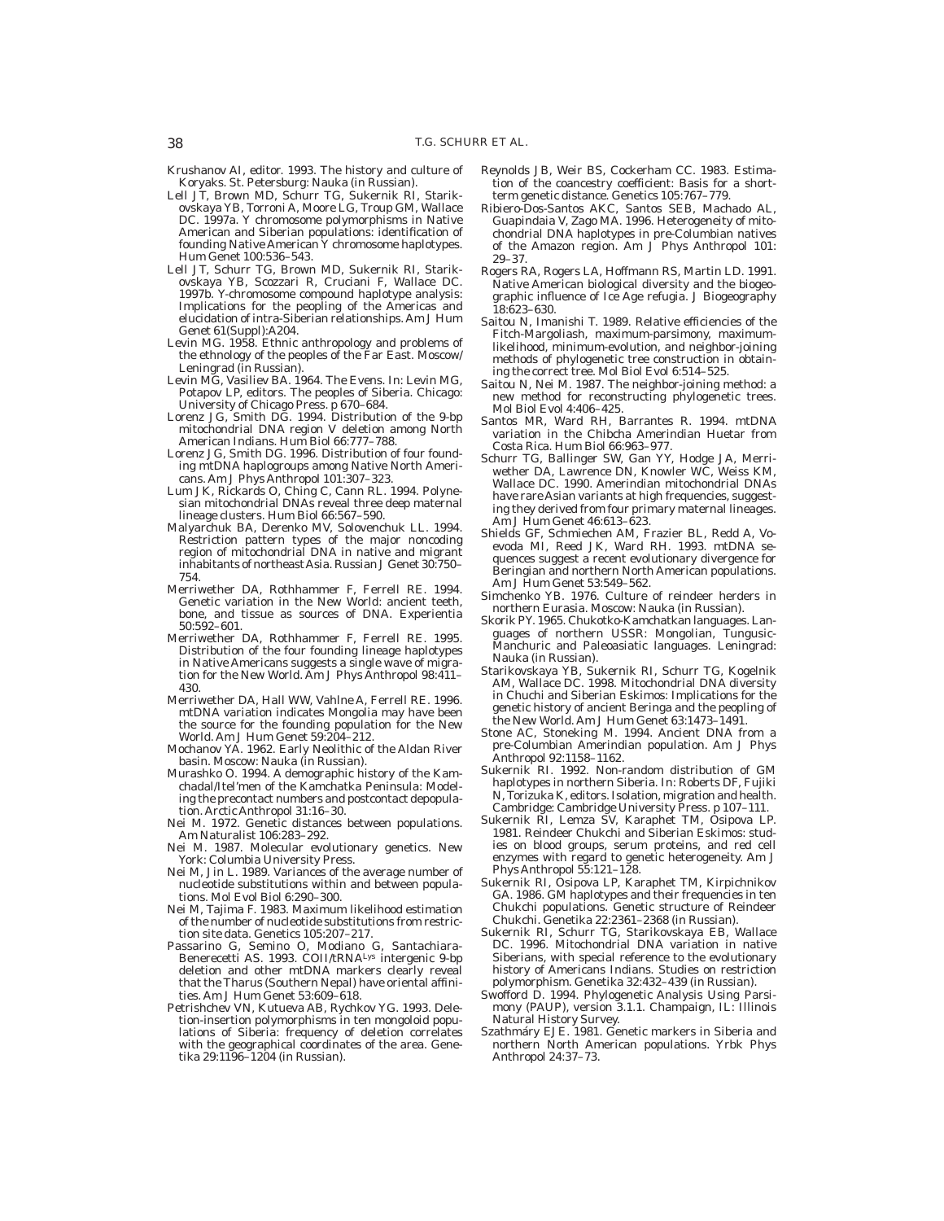Krushanov AI, editor. 1993. The history and culture of Koryaks. St. Petersburg: Nauka (in Russian).

Lell JT, Brown MD, Schurr TG, Sukernik RI, Starikovskaya YB, Torroni A, Moore LG, Troup GM, Wallace DC. 1997a. Y chromosome polymorphisms in Native American and Siberian populations: identification of founding Native American Y chromosome haplotypes. Hum Genet 100:536–543.

Lell JT, Schurr TG, Brown MD, Sukernik RI, Starikovskaya YB, Scozzari R, Cruciani F, Wallace DC. 1997b. Y-chromosome compound haplotype analysis: Implications for the peopling of the Americas and elucidation of intra-Siberian relationships. Am J Hum Genet 61(Suppl):A204.

Levin MG. 1958. Ethnic anthropology and problems of the ethnology of the peoples of the Far East. Moscow/Leningrad (in Russian).

Levin MG, Vasiliev BA. 1964. The Evens. In: Levin MG, Potapov LP, editors. The peoples of Siberia. Chicago: University of Chicago Press. p 670–684.

Lorenz JG, Smith DG. 1994. Distribution of the 9-bp mitochondrial DNA region V deletion among North American Indians. Hum Biol 66:777–788.

Lorenz JG, Smith DG. 1996. Distribution of four founding mtDNA haplogroups among Native North Americans. Am J Phys Anthropol 101:307–323.

Lum JK, Rickards O, Ching C, Cann RL. 1994. Polynesian mitochondrial DNAs reveal three deep maternal lineage clusters. Hum Biol 66:567–590.

Malyarchuk BA, Derenko MV, Solovenchuk LL. 1994. Restriction pattern types of the major noncoding region of mitochondrial DNA in native and migrant inhabitants of northeast Asia. Russian J Genet 30:750–754.

Merriwether DA, Rothhammer F, Ferrell RE. 1994. Genetic variation in the New World: ancient teeth, bone, and tissue as sources of DNA. Experientia 50:592–601.

Merriwether DA, Rothhammer F, Ferrell RE. 1995. Distribution of the four founding lineage haplotypes in Native Americans suggests a single wave of migration for the New World. Am J Phys Anthropol 98:411–430.

Merriwether DA, Hall WW, Vahlne A, Ferrell RE. 1996. mtDNA variation indicates Mongolia may have been the source for the founding population for the New World. Am J Hum Genet 59:204–212.

Mochanov YA. 1962. Early Neolithic of the Aldan River basin. Moscow: Nauka (in Russian).

Murashko O. 1994. A demographic history of the Kamchadal/Itel'men of the Kamchatka Peninsula: Modeling the precontact numbers and postcontact depopulation. Arctic Anthropol 31:16–30.

Nei M. 1972. Genetic distances between populations. Am Naturalist 106:283–292.

Nei M. 1987. Molecular evolutionary genetics. New York: Columbia University Press.

Nei M, Jin L. 1989. Variances of the average number of nucleotide substitutions within and between populations. Mol Evol Biol 6:290–300.

Nei M, Tajima F. 1983. Maximum likelihood estimation of the number of nucleotide substitutions from restriction site data. Genetics 105:207–217.

Passarino G, Semino O, Modiano G, Santachiara-Benerecetti AS. 1993. COII/tRNA$^{Lys}$ intergenic 9-bp deletion and other mtDNA markers clearly reveal that the Tharus (Southern Nepal) have oriental affinities. Am J Hum Genet 53:609–618.

Petrishchev VN, Kutueva AB, Rychkov YG. 1993. Deletion-insertion polymorphisms in ten mongoloid populations of Siberia: frequency of deletion correlates with the geographical coordinates of the area. Genetika 29:1196–1204 (in Russian).

Reynolds JB, Weir BS, Cockerham CC. 1983. Estimation of the coancestry coefficient: Basis for a short-term genetic distance. Genetics 105:767–779.

Ribiero-Dos-Santos AKC, Santos SEB, Machado AL, Guapindaia V, Zago MA. 1996. Heterogeneity of mitochondrial DNA haplotypes in pre-Columbian natives of the Amazon region. Am J Phys Anthropol 101: 29–37.

Rogers RA, Rogers LA, Hoffmann RS, Martin LD. 1991. Native American biological diversity and the biogeographic influence of Ice Age refugia. J Biogeography 18:623–630.

Saitou N, Imanishi T. 1989. Relative efficiencies of the Fitch-Margoliash, maximum-parsimony, maximum-likelihood, minimum-evolution, and neighbor-joining methods of phylogenetic tree construction in obtaining the correct tree. Mol Biol Evol 6:514–525.

Saitou N, Nei M. 1987. The neighbor-joining method: a new method for reconstructing phylogenetic trees. Mol Biol Evol 4:406–425.

Santos MR, Ward RH, Barrantes R. 1994. mtDNA variation in the Chibcha Amerindian Huetar from Costa Rica. Hum Biol 66:963–977.

Schurr TG, Ballinger SW, Gan YY, Hodge JA, Merriwether DA, Lawrence DN, Knowler WC, Weiss KM, Wallace DC. 1990. Amerindian mitochondrial DNAs have rare Asian variants at high frequencies, suggesting they derived from four primary maternal lineages. Am J Hum Genet 46:613–623.

Shields GF, Schmiechen AM, Frazier BL, Redd A, Voevoda MI, Reed JK, Ward RH. 1993. mtDNA sequences suggest a recent evolutionary divergence for Beringian and northern North American populations. Am J Hum Genet 53:549–562.

Simchenko YB. 1976. Culture of reindeer herders in northern Eurasia. Moscow: Nauka (in Russian).

Skorik PY. 1965. Chukotko-Kamchatkan languages. Languages of northern USSR: Mongolian, Tungusic-Manchuric and Paleoasiatic languages. Leningrad: Nauka (in Russian).

Starikovskaya YB, Sukernik RI, Schurr TG, Kogelnik AM, Wallace DC. 1998. Mitochondrial DNA diversity in Chuchi and Siberian Eskimos: Implications for the genetic history of ancient Beringa and the peopling of the New World. Am J Hum Genet 63:1473–1491.

Stone AC, Stoneking M. 1994. Ancient DNA from a pre-Columbian Amerindian population. Am J Phys Anthropol 92:1158–1162.

Sukernik RI. 1992. Non-random distribution of GM haplotypes in northern Siberia. In: Roberts DF, Fujiki N, Torizuka K, editors. Isolation, migration and health. Cambridge: Cambridge University Press. p 107–111.

Sukernik RI, Lemza SV, Karaphet TM, Osipova LP. 1981. Reindeer Chukchi and Siberian Eskimos: studies on blood groups, serum proteins, and red cell enzymes with regard to genetic heterogeneity. Am J Phys Anthropol 55:121–128.

Sukernik RI, Osipova LP, Karaphet TM, Kirpichnikov GA. 1986. GM haplotypes and their frequencies in ten Chukchi populations. Genetic structure of Reindeer Chukchi. Genetika 22:2361–2368 (in Russian).

Sukernik RI, Schurr TG, Starikovskaya EB, Wallace DC. 1996. Mitochondrial DNA variation in native Siberians, with special reference to the evolutionary history of Americans Indians. Studies on restriction polymorphism. Genetika 32:432–439 (in Russian).

Swofford D. 1994. Phylogenetic Analysis Using Parsimony (PAUP), version 3.1.1. Champaign, IL: Illinois Natural History Survey.

Szathmáry EJE. 1981. Genetic markers in Siberia and northern North American populations. Yrbk Phys Anthropol 24:37–73.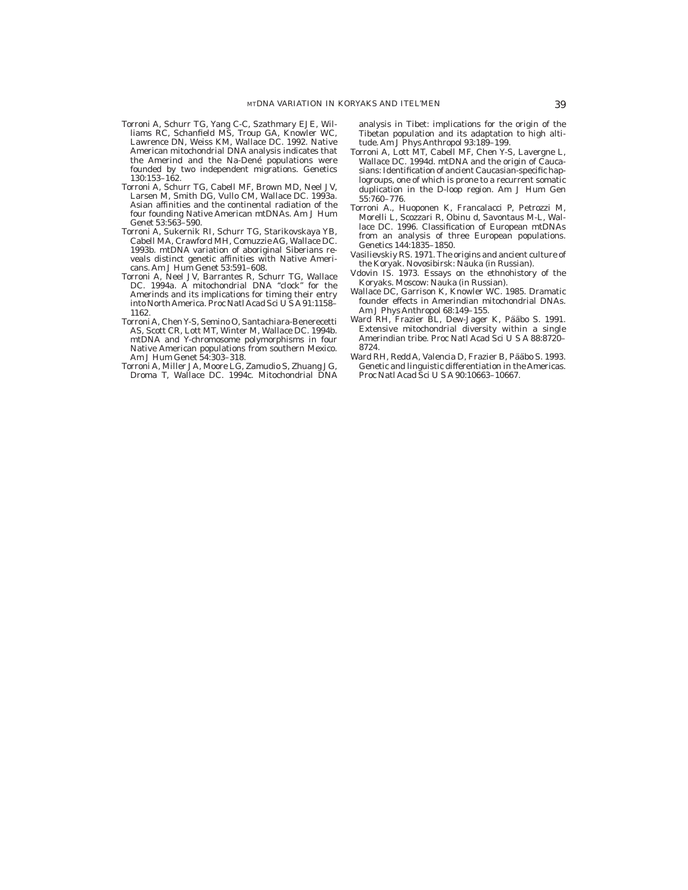Torroni A, Schurr TG, Yang C-C, Szathmary EJE, Williams RC, Schanfield MS, Troup GA, Knowler WC, Lawrence DN, Weiss KM, Wallace DC. 1992. Native American mitochondrial DNA analysis indicates that the Amerind and the Na-Dené populations were founded by two independent migrations. Genetics 130:153–162.

Torroni A, Schurr TG, Cabell MF, Brown MD, Neel JV, Larsen M, Smith DG, Vullo CM, Wallace DC. 1993a. Asian affinities and the continental radiation of the four founding Native American mtDNAs. Am J Hum Genet 53:563–590.

Torroni A, Sukernik RI, Schurr TG, Starikovskaya YB, Cabell MA, Crawford MH, Comuzzie AG, Wallace DC. 1993b. mtDNA variation of aboriginal Siberians reveals distinct genetic affinities with Native Americans. Am J Hum Genet 53:591–608.

Torroni A, Neel JV, Barrantes R, Schurr TG, Wallace DC. 1994a. A mitochondrial DNA "clock" for the Amerinds and its implications for timing their entry into North America. Proc Natl Acad Sci U S A 91:1158–1162.

Torroni A, Chen Y-S, Semino O, Santachiara-Benerecetti AS, Scott CR, Lott MT, Winter M, Wallace DC. 1994b. mtDNA and Y-chromosome polymorphisms in four Native American populations from southern Mexico. Am J Hum Genet 54:303–318.

Torroni A, Miller JA, Moore LG, Zamudio S, Zhuang JG, Droma T, Wallace DC. 1994c. Mitochondrial DNA analysis in Tibet: implications for the origin of the Tibetan population and its adaptation to high altitude. Am J Phys Anthropol 93:189–199.

Torroni A, Lott MT, Cabell MF, Chen Y-S, Lavergne L, Wallace DC. 1994d. mtDNA and the origin of Caucasians: Identification of ancient Caucasian-specific haplogroups, one of which is prone to a recurrent somatic duplication in the D-loop region. Am J Hum Gen 55:760–776.

Torroni A., Huoponen K, Francalacci P, Petrozzi M, Morelli L, Scozzari R, Obinu d, Savontaus M-L, Wallace DC. 1996. Classification of European mtDNAs from an analysis of three European populations. Genetics 144:1835–1850.

Vasilievskiy RS. 1971. The origins and ancient culture of the Koryak. Novosibirsk: Nauka (in Russian).

Vdovin IS. 1973. Essays on the ethnohistory of the Koryaks. Moscow: Nauka (in Russian).

Wallace DC, Garrison K, Knowler WC. 1985. Dramatic founder effects in Amerindian mitochondrial DNAs. Am J Phys Anthropol 68:149–155.

Ward RH, Frazier BL, Dew-Jager K, Pääbo S. 1991. Extensive mitochondrial diversity within a single Amerindian tribe. Proc Natl Acad Sci U S A 88:8720–8724.

Ward RH, Redd A, Valencia D, Frazier B, Pääbo S. 1993. Genetic and linguistic differentiation in the Americas. Proc Natl Acad Sci U S A 90:10663–10667.